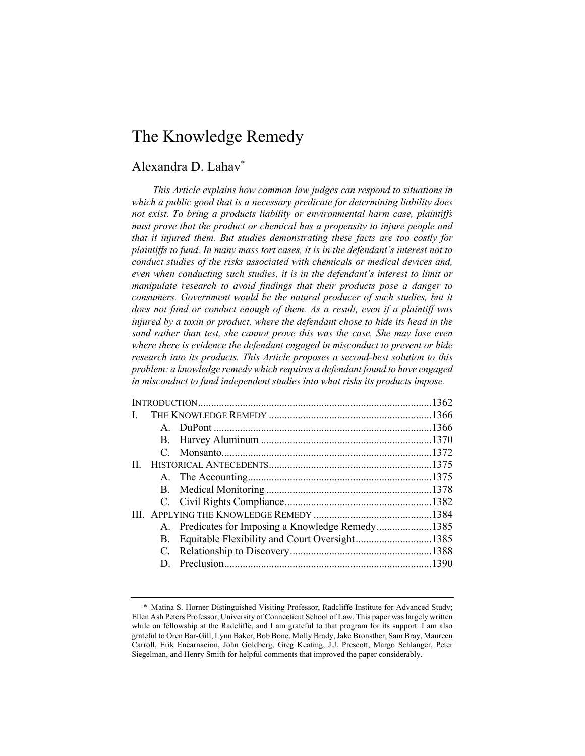# The Knowledge Remedy

## Alexandra D. Lahav*

*This Article explains how common law judges can respond to situations in which a public good that is a necessary predicate for determining liability does not exist. To bring a products liability or environmental harm case, plaintiffs must prove that the product or chemical has a propensity to injure people and that it injured them. But studies demonstrating these facts are too costly for plaintiffs to fund. In many mass tort cases, it is in the defendant's interest not to conduct studies of the risks associated with chemicals or medical devices and, even when conducting such studies, it is in the defendant's interest to limit or manipulate research to avoid findings that their products pose a danger to consumers. Government would be the natural producer of such studies, but it does not fund or conduct enough of them. As a result, even if a plaintiff was injured by a toxin or product, where the defendant chose to hide its head in the sand rather than test, she cannot prove this was the case. She may lose even where there is evidence the defendant engaged in misconduct to prevent or hide research into its products. This Article proposes a second-best solution to this problem: a knowledge remedy which requires a defendant found to have engaged in misconduct to fund independent studies into what risks its products impose.*

| | | |
|---|---|---|
| INTRODUCTION | | 1362 |
| I. | THE KNOWLEDGE REMEDY | 1366 |
| | A. DuPont | 1366 |
| | B. Harvey Aluminum | 1370 |
| | C. Monsanto | 1372 |
| II. | HISTORICAL ANTECEDENTS | 1375 |
| | A. The Accounting | 1375 |
| | B. Medical Monitoring | 1378 |
| | C. Civil Rights Compliance | 1382 |
| III. | APPLYING THE KNOWLEDGE REMEDY | 1384 |
| | A. Predicates for Imposing a Knowledge Remedy | 1385 |
| | B. Equitable Flexibility and Court Oversight | 1385 |
| | C. Relationship to Discovery | 1388 |
| | D. Preclusion | 1390 |

\* Matina S. Horner Distinguished Visiting Professor, Radcliffe Institute for Advanced Study; Ellen Ash Peters Professor, University of Connecticut School of Law. This paper was largely written while on fellowship at the Radcliffe, and I am grateful to that program for its support. I am also grateful to Oren Bar-Gill, Lynn Baker, Bob Bone, Molly Brady, Jake Bronsther, Sam Bray, Maureen Carroll, Erik Encarnacion, John Goldberg, Greg Keating, J.J. Prescott, Margo Schlanger, Peter Siegelman, and Henry Smith for helpful comments that improved the paper considerably.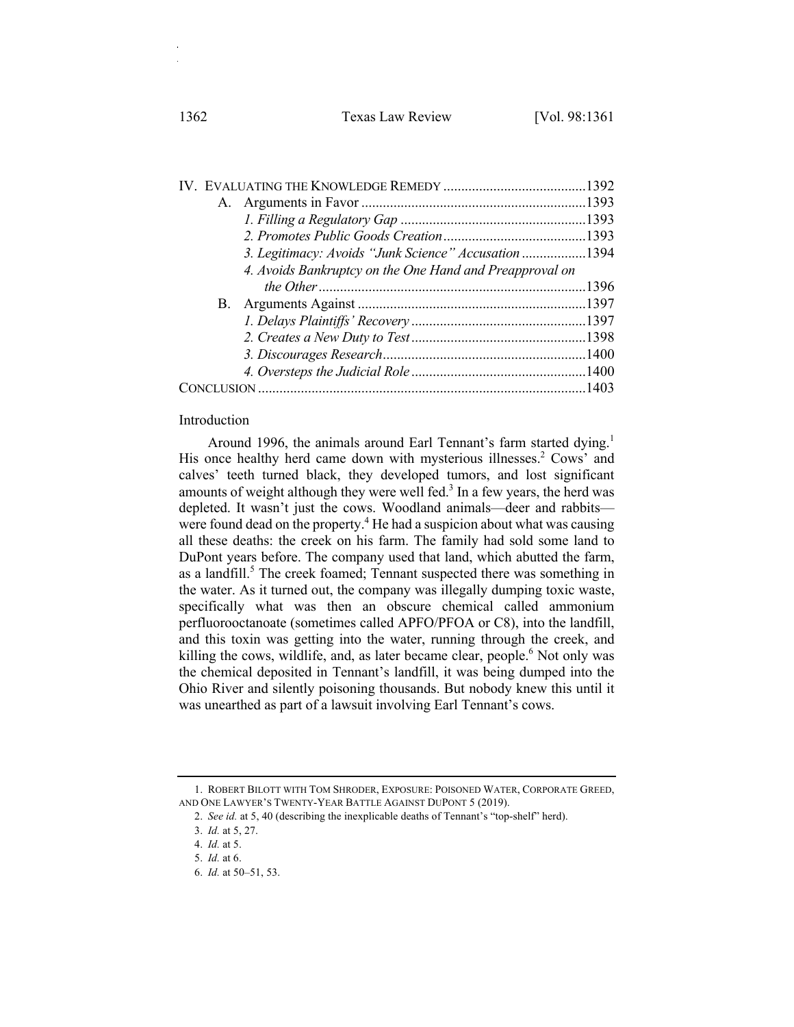IV. EVALUATING THE KNOWLEDGE REMEDY ........................................1392
  A. Arguments in Favor ..............................................................1393
    *1. Filling a Regulatory Gap* ....................................................1393
    *2. Promotes Public Goods Creation*........................................1393
    *3. Legitimacy: Avoids "Junk Science" Accusation* ..................1394
    *4. Avoids Bankruptcy on the One Hand and Preapproval on the Other* ..........................................................................1396
  B. Arguments Against ................................................................1397
    *1. Delays Plaintiffs' Recovery* .................................................1397
    *2. Creates a New Duty to Test* .................................................1398
    *3. Discourages Research*.........................................................1400
    *4. Oversteps the Judicial Role* .................................................1400
CONCLUSION ...........................................................................................1403

## Introduction

Around 1996, the animals around Earl Tennant's farm started dying.[1] His once healthy herd came down with mysterious illnesses.[2] Cows' and calves' teeth turned black, they developed tumors, and lost significant amounts of weight although they were well fed.[3] In a few years, the herd was depleted. It wasn't just the cows. Woodland animals—deer and rabbits—were found dead on the property.[4] He had a suspicion about what was causing all these deaths: the creek on his farm. The family had sold some land to DuPont years before. The company used that land, which abutted the farm, as a landfill.[5] The creek foamed; Tennant suspected there was something in the water. As it turned out, the company was illegally dumping toxic waste, specifically what was then an obscure chemical called ammonium perfluorooctanoate (sometimes called APFO/PFOA or C8), into the landfill, and this toxin was getting into the water, running through the creek, and killing the cows, wildlife, and, as later became clear, people.[6] Not only was the chemical deposited in Tennant's landfill, it was being dumped into the Ohio River and silently poisoning thousands. But nobody knew this until it was unearthed as part of a lawsuit involving Earl Tennant's cows.

---

1. ROBERT BILOTT WITH TOM SHRODER, EXPOSURE: POISONED WATER, CORPORATE GREED, AND ONE LAWYER'S TWENTY-YEAR BATTLE AGAINST DUPONT 5 (2019).

2. *See id.* at 5, 40 (describing the inexplicable deaths of Tennant's "top-shelf" herd).

3. *Id.* at 5, 27.

4. *Id.* at 5.

5. *Id.* at 6.

6. *Id.* at 50–51, 53.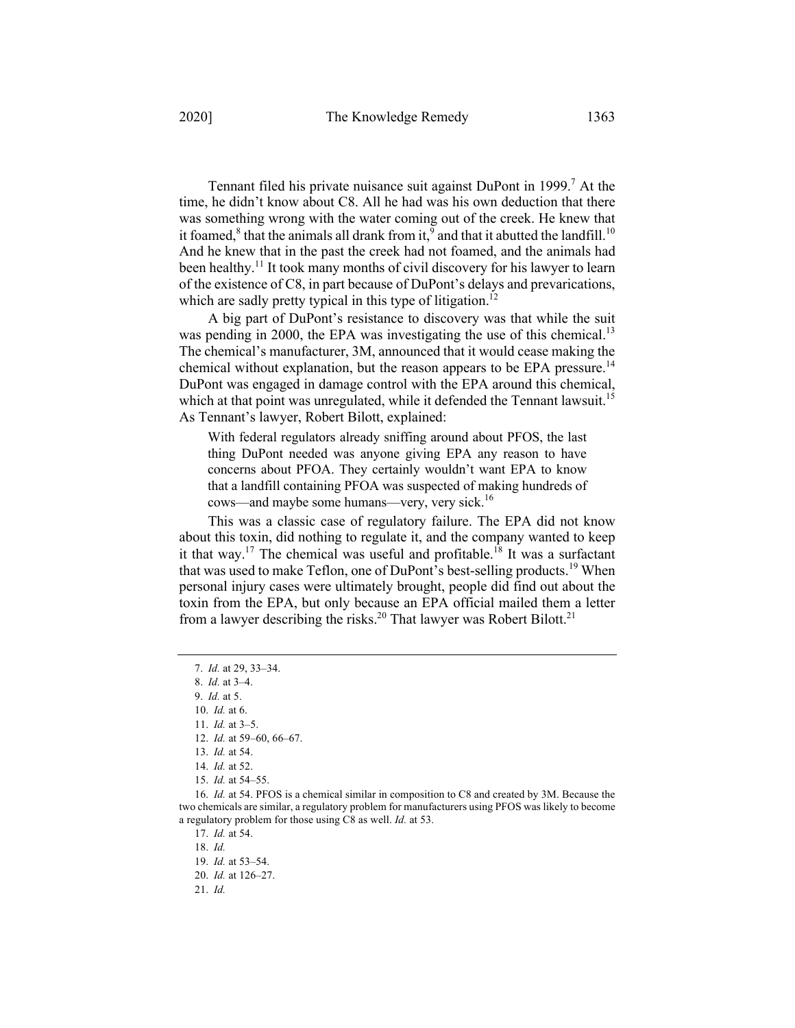Tennant filed his private nuisance suit against DuPont in 1999.[7] At the time, he didn't know about C8. All he had was his own deduction that there was something wrong with the water coming out of the creek. He knew that it foamed,[8] that the animals all drank from it,[9] and that it abutted the landfill.[10] And he knew that in the past the creek had not foamed, and the animals had been healthy.[11] It took many months of civil discovery for his lawyer to learn of the existence of C8, in part because of DuPont's delays and prevarications, which are sadly pretty typical in this type of litigation.[12]

A big part of DuPont's resistance to discovery was that while the suit was pending in 2000, the EPA was investigating the use of this chemical.[13] The chemical's manufacturer, 3M, announced that it would cease making the chemical without explanation, but the reason appears to be EPA pressure.[14] DuPont was engaged in damage control with the EPA around this chemical, which at that point was unregulated, while it defended the Tennant lawsuit.[15] As Tennant's lawyer, Robert Bilott, explained:

> With federal regulators already sniffing around about PFOS, the last thing DuPont needed was anyone giving EPA any reason to have concerns about PFOA. They certainly wouldn't want EPA to know that a landfill containing PFOA was suspected of making hundreds of cows—and maybe some humans—very, very sick.[16]

This was a classic case of regulatory failure. The EPA did not know about this toxin, did nothing to regulate it, and the company wanted to keep it that way.[17] The chemical was useful and profitable.[18] It was a surfactant that was used to make Teflon, one of DuPont's best-selling products.[19] When personal injury cases were ultimately brought, people did find out about the toxin from the EPA, but only because an EPA official mailed them a letter from a lawyer describing the risks.[20] That lawyer was Robert Bilott.[21]

---

7. *Id.* at 29, 33–34.
8. *Id.* at 3–4.
9. *Id.* at 5.
10. *Id.* at 6.
11. *Id.* at 3–5.
12. *Id.* at 59–60, 66–67.
13. *Id.* at 54.
14. *Id.* at 52.
15. *Id.* at 54–55.
16. *Id.* at 54. PFOS is a chemical similar in composition to C8 and created by 3M. Because the two chemicals are similar, a regulatory problem for manufacturers using PFOS was likely to become a regulatory problem for those using C8 as well. *Id.* at 53.
17. *Id.* at 54.
18. *Id.*
19. *Id.* at 53–54.
20. *Id.* at 126–27.
21. *Id.*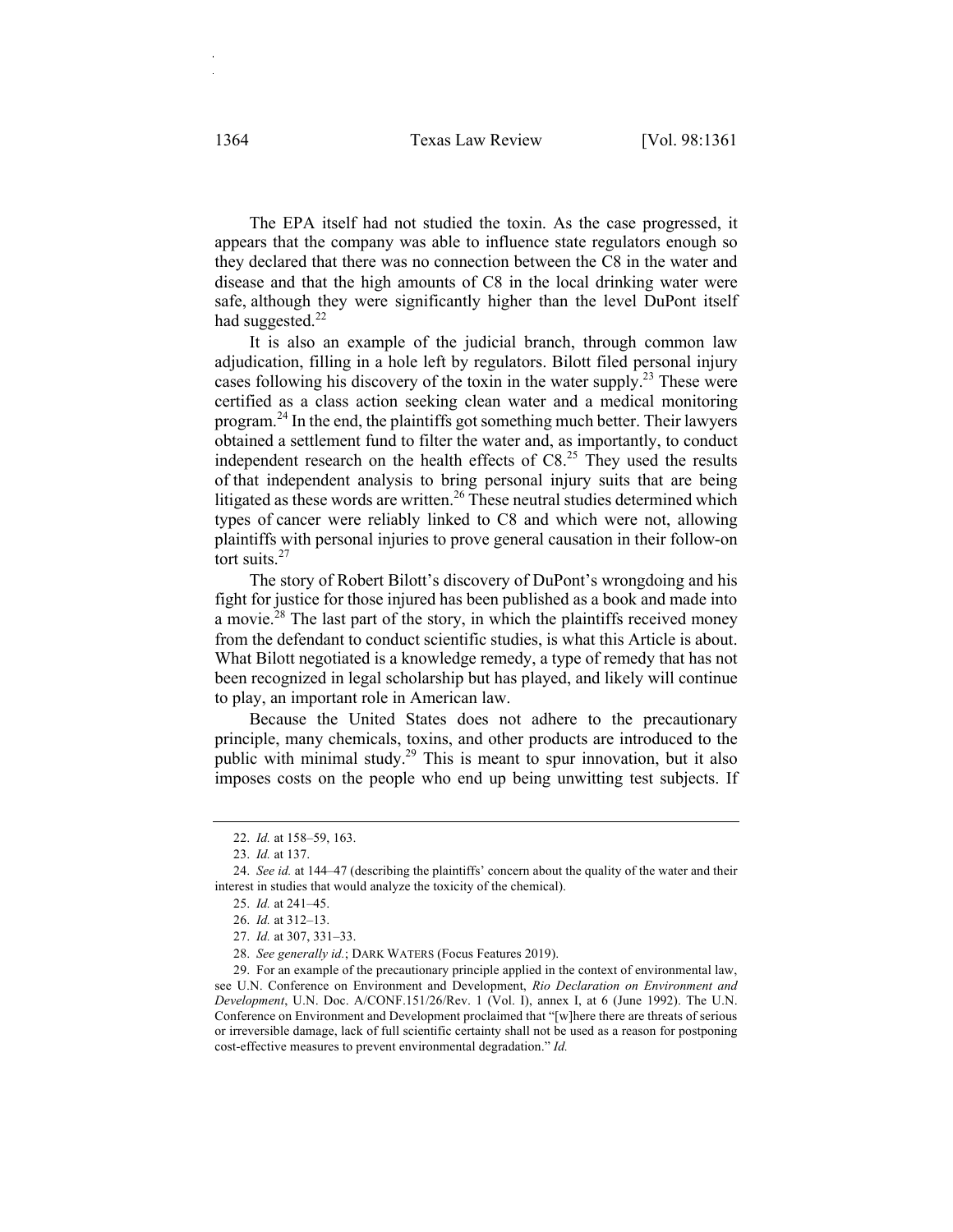The EPA itself had not studied the toxin. As the case progressed, it appears that the company was able to influence state regulators enough so they declared that there was no connection between the C8 in the water and disease and that the high amounts of C8 in the local drinking water were safe, although they were significantly higher than the level DuPont itself had suggested.[22]

It is also an example of the judicial branch, through common law adjudication, filling in a hole left by regulators. Bilott filed personal injury cases following his discovery of the toxin in the water supply.[23] These were certified as a class action seeking clean water and a medical monitoring program.[24] In the end, the plaintiffs got something much better. Their lawyers obtained a settlement fund to filter the water and, as importantly, to conduct independent research on the health effects of C8.[25] They used the results of that independent analysis to bring personal injury suits that are being litigated as these words are written.[26] These neutral studies determined which types of cancer were reliably linked to C8 and which were not, allowing plaintiffs with personal injuries to prove general causation in their follow-on tort suits.[27]

The story of Robert Bilott's discovery of DuPont's wrongdoing and his fight for justice for those injured has been published as a book and made into a movie.[28] The last part of the story, in which the plaintiffs received money from the defendant to conduct scientific studies, is what this Article is about. What Bilott negotiated is a knowledge remedy, a type of remedy that has not been recognized in legal scholarship but has played, and likely will continue to play, an important role in American law.

Because the United States does not adhere to the precautionary principle, many chemicals, toxins, and other products are introduced to the public with minimal study.[29] This is meant to spur innovation, but it also imposes costs on the people who end up being unwitting test subjects. If

---

22. *Id.* at 158–59, 163.

23. *Id.* at 137.

24. *See id.* at 144–47 (describing the plaintiffs' concern about the quality of the water and their interest in studies that would analyze the toxicity of the chemical).

25. *Id.* at 241–45.

26. *Id.* at 312–13.

27. *Id.* at 307, 331–33.

28. *See generally id.*; DARK WATERS (Focus Features 2019).

29. For an example of the precautionary principle applied in the context of environmental law, see U.N. Conference on Environment and Development, *Rio Declaration on Environment and Development*, U.N. Doc. A/CONF.151/26/Rev. 1 (Vol. I), annex I, at 6 (June 1992). The U.N. Conference on Environment and Development proclaimed that "[w]here there are threats of serious or irreversible damage, lack of full scientific certainty shall not be used as a reason for postponing cost-effective measures to prevent environmental degradation." *Id.*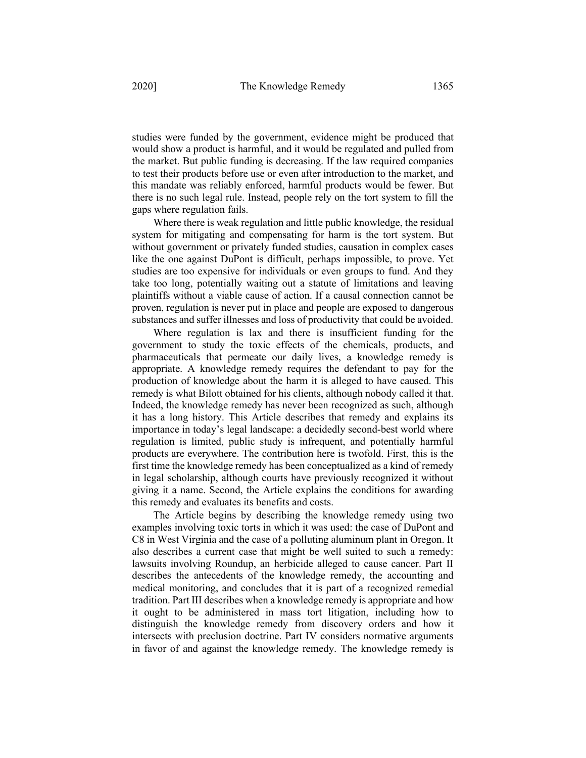studies were funded by the government, evidence might be produced that would show a product is harmful, and it would be regulated and pulled from the market. But public funding is decreasing. If the law required companies to test their products before use or even after introduction to the market, and this mandate was reliably enforced, harmful products would be fewer. But there is no such legal rule. Instead, people rely on the tort system to fill the gaps where regulation fails.

Where there is weak regulation and little public knowledge, the residual system for mitigating and compensating for harm is the tort system. But without government or privately funded studies, causation in complex cases like the one against DuPont is difficult, perhaps impossible, to prove. Yet studies are too expensive for individuals or even groups to fund. And they take too long, potentially waiting out a statute of limitations and leaving plaintiffs without a viable cause of action. If a causal connection cannot be proven, regulation is never put in place and people are exposed to dangerous substances and suffer illnesses and loss of productivity that could be avoided.

Where regulation is lax and there is insufficient funding for the government to study the toxic effects of the chemicals, products, and pharmaceuticals that permeate our daily lives, a knowledge remedy is appropriate. A knowledge remedy requires the defendant to pay for the production of knowledge about the harm it is alleged to have caused. This remedy is what Bilott obtained for his clients, although nobody called it that. Indeed, the knowledge remedy has never been recognized as such, although it has a long history. This Article describes that remedy and explains its importance in today's legal landscape: a decidedly second-best world where regulation is limited, public study is infrequent, and potentially harmful products are everywhere. The contribution here is twofold. First, this is the first time the knowledge remedy has been conceptualized as a kind of remedy in legal scholarship, although courts have previously recognized it without giving it a name. Second, the Article explains the conditions for awarding this remedy and evaluates its benefits and costs.

The Article begins by describing the knowledge remedy using two examples involving toxic torts in which it was used: the case of DuPont and C8 in West Virginia and the case of a polluting aluminum plant in Oregon. It also describes a current case that might be well suited to such a remedy: lawsuits involving Roundup, an herbicide alleged to cause cancer. Part II describes the antecedents of the knowledge remedy, the accounting and medical monitoring, and concludes that it is part of a recognized remedial tradition. Part III describes when a knowledge remedy is appropriate and how it ought to be administered in mass tort litigation, including how to distinguish the knowledge remedy from discovery orders and how it intersects with preclusion doctrine. Part IV considers normative arguments in favor of and against the knowledge remedy. The knowledge remedy is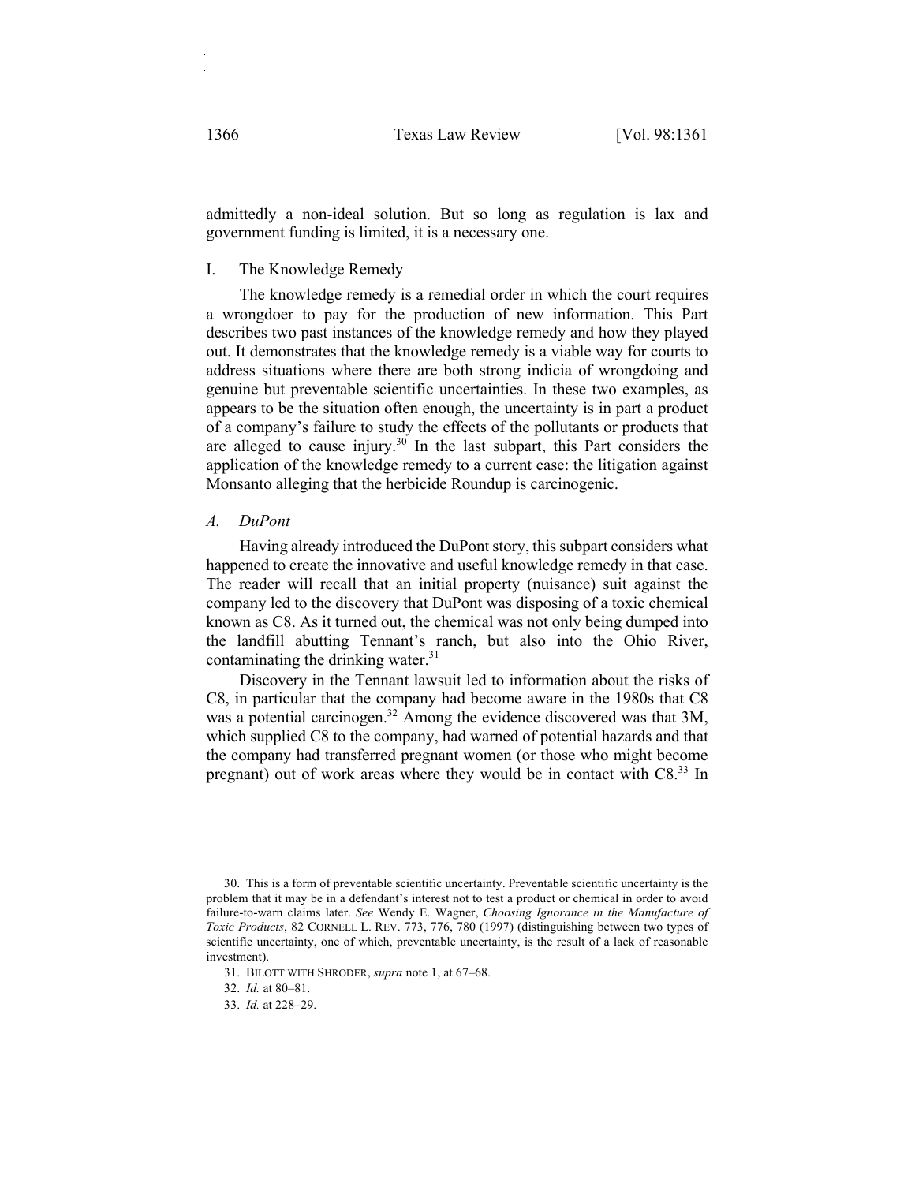admittedly a non-ideal solution. But so long as regulation is lax and government funding is limited, it is a necessary one.

## I. The Knowledge Remedy

The knowledge remedy is a remedial order in which the court requires a wrongdoer to pay for the production of new information. This Part describes two past instances of the knowledge remedy and how they played out. It demonstrates that the knowledge remedy is a viable way for courts to address situations where there are both strong indicia of wrongdoing and genuine but preventable scientific uncertainties. In these two examples, as appears to be the situation often enough, the uncertainty is in part a product of a company's failure to study the effects of the pollutants or products that are alleged to cause injury.[30] In the last subpart, this Part considers the application of the knowledge remedy to a current case: the litigation against Monsanto alleging that the herbicide Roundup is carcinogenic.

### *A. DuPont*

Having already introduced the DuPont story, this subpart considers what happened to create the innovative and useful knowledge remedy in that case. The reader will recall that an initial property (nuisance) suit against the company led to the discovery that DuPont was disposing of a toxic chemical known as C8. As it turned out, the chemical was not only being dumped into the landfill abutting Tennant's ranch, but also into the Ohio River, contaminating the drinking water.[31]

Discovery in the Tennant lawsuit led to information about the risks of C8, in particular that the company had become aware in the 1980s that C8 was a potential carcinogen.[32] Among the evidence discovered was that 3M, which supplied C8 to the company, had warned of potential hazards and that the company had transferred pregnant women (or those who might become pregnant) out of work areas where they would be in contact with C8.[33] In

---

30. This is a form of preventable scientific uncertainty. Preventable scientific uncertainty is the problem that it may be in a defendant's interest not to test a product or chemical in order to avoid failure-to-warn claims later. *See* Wendy E. Wagner, *Choosing Ignorance in the Manufacture of Toxic Products*, 82 CORNELL L. REV. 773, 776, 780 (1997) (distinguishing between two types of scientific uncertainty, one of which, preventable uncertainty, is the result of a lack of reasonable investment).

31. BILOTT WITH SHRODER, *supra* note 1, at 67–68.

32. *Id.* at 80–81.

33. *Id.* at 228–29.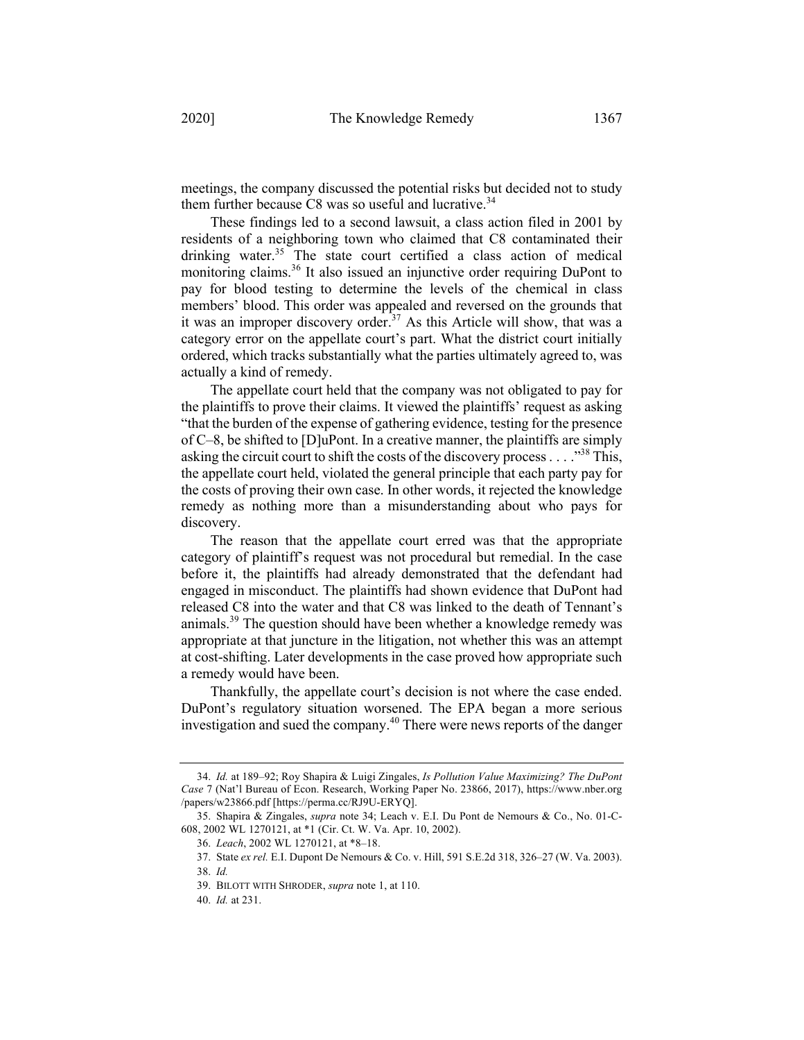meetings, the company discussed the potential risks but decided not to study them further because C8 was so useful and lucrative.[34]

These findings led to a second lawsuit, a class action filed in 2001 by residents of a neighboring town who claimed that C8 contaminated their drinking water.[35] The state court certified a class action of medical monitoring claims.[36] It also issued an injunctive order requiring DuPont to pay for blood testing to determine the levels of the chemical in class members' blood. This order was appealed and reversed on the grounds that it was an improper discovery order.[37] As this Article will show, that was a category error on the appellate court's part. What the district court initially ordered, which tracks substantially what the parties ultimately agreed to, was actually a kind of remedy.

The appellate court held that the company was not obligated to pay for the plaintiffs to prove their claims. It viewed the plaintiffs' request as asking "that the burden of the expense of gathering evidence, testing for the presence of C–8, be shifted to [D]uPont. In a creative manner, the plaintiffs are simply asking the circuit court to shift the costs of the discovery process . . . ."[38] This, the appellate court held, violated the general principle that each party pay for the costs of proving their own case. In other words, it rejected the knowledge remedy as nothing more than a misunderstanding about who pays for discovery.

The reason that the appellate court erred was that the appropriate category of plaintiff's request was not procedural but remedial. In the case before it, the plaintiffs had already demonstrated that the defendant had engaged in misconduct. The plaintiffs had shown evidence that DuPont had released C8 into the water and that C8 was linked to the death of Tennant's animals.[39] The question should have been whether a knowledge remedy was appropriate at that juncture in the litigation, not whether this was an attempt at cost-shifting. Later developments in the case proved how appropriate such a remedy would have been.

Thankfully, the appellate court's decision is not where the case ended. DuPont's regulatory situation worsened. The EPA began a more serious investigation and sued the company.[40] There were news reports of the danger

---

34. *Id.* at 189–92; Roy Shapira & Luigi Zingales, *Is Pollution Value Maximizing? The DuPont Case* 7 (Nat'l Bureau of Econ. Research, Working Paper No. 23866, 2017), https://www.nber.org/papers/w23866.pdf [https://perma.cc/RJ9U-ERYQ].

35. Shapira & Zingales, *supra* note 34; Leach v. E.I. Du Pont de Nemours & Co., No. 01-C-608, 2002 WL 1270121, at *1 (Cir. Ct. W. Va. Apr. 10, 2002).

36. *Leach*, 2002 WL 1270121, at *8–18.

37. State *ex rel.* E.I. Dupont De Nemours & Co. v. Hill, 591 S.E.2d 318, 326–27 (W. Va. 2003).

38. *Id.*

39. BILOTT WITH SHRODER, *supra* note 1, at 110.

40. *Id.* at 231.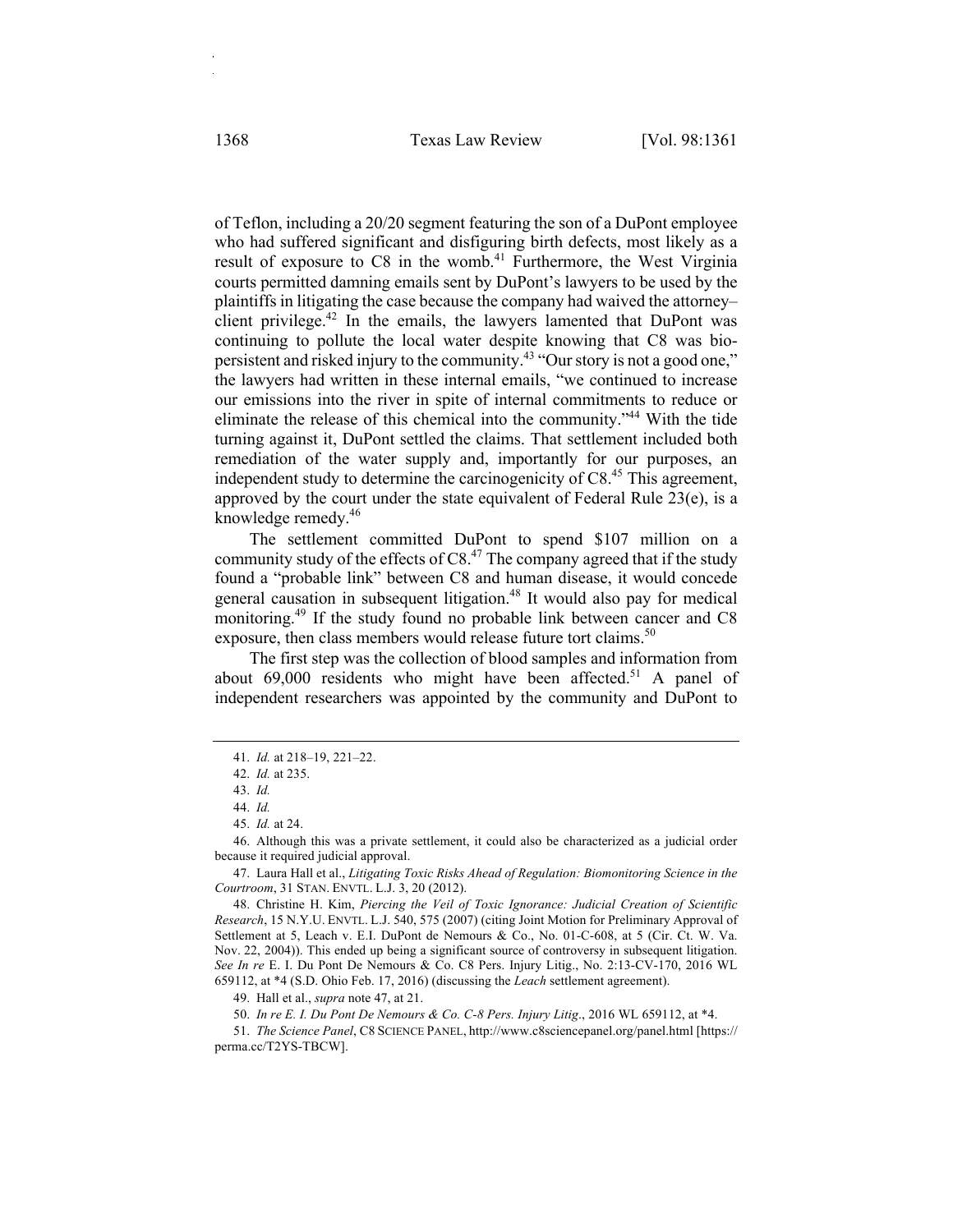of Teflon, including a 20/20 segment featuring the son of a DuPont employee who had suffered significant and disfiguring birth defects, most likely as a result of exposure to C8 in the womb.[41] Furthermore, the West Virginia courts permitted damning emails sent by DuPont's lawyers to be used by the plaintiffs in litigating the case because the company had waived the attorney–client privilege.[42] In the emails, the lawyers lamented that DuPont was continuing to pollute the local water despite knowing that C8 was bio-persistent and risked injury to the community.[43] "Our story is not a good one," the lawyers had written in these internal emails, "we continued to increase our emissions into the river in spite of internal commitments to reduce or eliminate the release of this chemical into the community."[44] With the tide turning against it, DuPont settled the claims. That settlement included both remediation of the water supply and, importantly for our purposes, an independent study to determine the carcinogenicity of C8.[45] This agreement, approved by the court under the state equivalent of Federal Rule 23(e), is a knowledge remedy.[46]

The settlement committed DuPont to spend $107 million on a community study of the effects of C8.[47] The company agreed that if the study found a "probable link" between C8 and human disease, it would concede general causation in subsequent litigation.[48] It would also pay for medical monitoring.[49] If the study found no probable link between cancer and C8 exposure, then class members would release future tort claims.[50]

The first step was the collection of blood samples and information from about 69,000 residents who might have been affected.[51] A panel of independent researchers was appointed by the community and DuPont to

---

41. *Id.* at 218–19, 221–22.

42. *Id.* at 235.

43. *Id.*

44. *Id.*

45. *Id.* at 24.

46. Although this was a private settlement, it could also be characterized as a judicial order because it required judicial approval.

47. Laura Hall et al., *Litigating Toxic Risks Ahead of Regulation: Biomonitoring Science in the Courtroom*, 31 STAN. ENVTL. L.J. 3, 20 (2012).

48. Christine H. Kim, *Piercing the Veil of Toxic Ignorance: Judicial Creation of Scientific Research*, 15 N.Y.U. ENVTL. L.J. 540, 575 (2007) (citing Joint Motion for Preliminary Approval of Settlement at 5, Leach v. E.I. DuPont de Nemours & Co., No. 01-C-608, at 5 (Cir. Ct. W. Va. Nov. 22, 2004)). This ended up being a significant source of controversy in subsequent litigation. *See In re* E. I. Du Pont De Nemours & Co. C8 Pers. Injury Litig., No. 2:13-CV-170, 2016 WL 659112, at *4 (S.D. Ohio Feb. 17, 2016) (discussing the *Leach* settlement agreement).

49. Hall et al., *supra* note 47, at 21.

50. *In re E. I. Du Pont De Nemours & Co. C-8 Pers. Injury Litig*., 2016 WL 659112, at *4.

51. *The Science Panel*, C8 SCIENCE PANEL, http://www.c8sciencepanel.org/panel.html [https://perma.cc/T2YS-TBCW].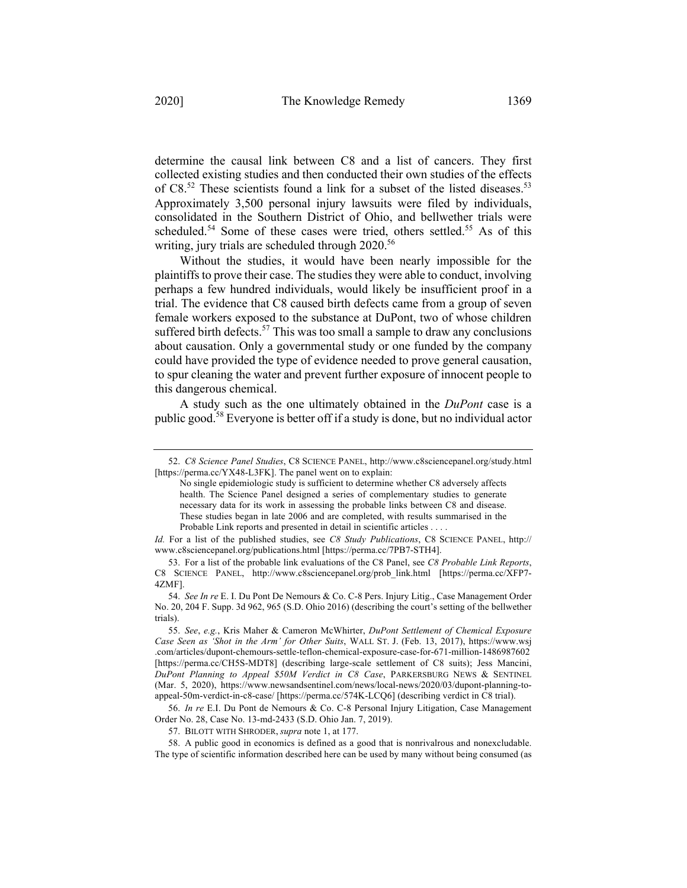determine the causal link between C8 and a list of cancers. They first collected existing studies and then conducted their own studies of the effects of C8.[52] These scientists found a link for a subset of the listed diseases.[53] Approximately 3,500 personal injury lawsuits were filed by individuals, consolidated in the Southern District of Ohio, and bellwether trials were scheduled.[54] Some of these cases were tried, others settled.[55] As of this writing, jury trials are scheduled through 2020.[56]

Without the studies, it would have been nearly impossible for the plaintiffs to prove their case. The studies they were able to conduct, involving perhaps a few hundred individuals, would likely be insufficient proof in a trial. The evidence that C8 caused birth defects came from a group of seven female workers exposed to the substance at DuPont, two of whose children suffered birth defects.[57] This was too small a sample to draw any conclusions about causation. Only a governmental study or one funded by the company could have provided the type of evidence needed to prove general causation, to spur cleaning the water and prevent further exposure of innocent people to this dangerous chemical.

A study such as the one ultimately obtained in the *DuPont* case is a public good.[58] Everyone is better off if a study is done, but no individual actor

---

52. *C8 Science Panel Studies*, C8 SCIENCE PANEL, http://www.c8sciencepanel.org/study.html [https://perma.cc/YX48-L3FK]. The panel went on to explain:

> No single epidemiologic study is sufficient to determine whether C8 adversely affects health. The Science Panel designed a series of complementary studies to generate necessary data for its work in assessing the probable links between C8 and disease. These studies began in late 2006 and are completed, with results summarised in the Probable Link reports and presented in detail in scientific articles . . . .

*Id.* For a list of the published studies, see *C8 Study Publications*, C8 SCIENCE PANEL, http://www.c8sciencepanel.org/publications.html [https://perma.cc/7PB7-STH4].

53. For a list of the probable link evaluations of the C8 Panel, see *C8 Probable Link Reports*, C8 SCIENCE PANEL, http://www.c8sciencepanel.org/prob_link.html [https://perma.cc/XFP7-4ZMF].

54. *See In re* E. I. Du Pont De Nemours & Co. C-8 Pers. Injury Litig., Case Management Order No. 20, 204 F. Supp. 3d 962, 965 (S.D. Ohio 2016) (describing the court's setting of the bellwether trials).

55. *See*, *e.g.*, Kris Maher & Cameron McWhirter, *DuPont Settlement of Chemical Exposure Case Seen as 'Shot in the Arm' for Other Suits*, WALL ST. J. (Feb. 13, 2017), https://www.wsj.com/articles/dupont-chemours-settle-teflon-chemical-exposure-case-for-671-million-1486987602 [https://perma.cc/CH5S-MDT8] (describing large-scale settlement of C8 suits); Jess Mancini, *DuPont Planning to Appeal $50M Verdict in C8 Case*, PARKERSBURG NEWS & SENTINEL (Mar. 5, 2020), https://www.newsandsentinel.com/news/local-news/2020/03/dupont-planning-to-appeal-50m-verdict-in-c8-case/ [https://perma.cc/574K-LCQ6] (describing verdict in C8 trial).

56. *In re* E.I. Du Pont de Nemours & Co. C-8 Personal Injury Litigation, Case Management Order No. 28, Case No. 13-md-2433 (S.D. Ohio Jan. 7, 2019).

57. BILOTT WITH SHRODER, *supra* note 1, at 177.

58. A public good in economics is defined as a good that is nonrivalrous and nonexcludable. The type of scientific information described here can be used by many without being consumed (as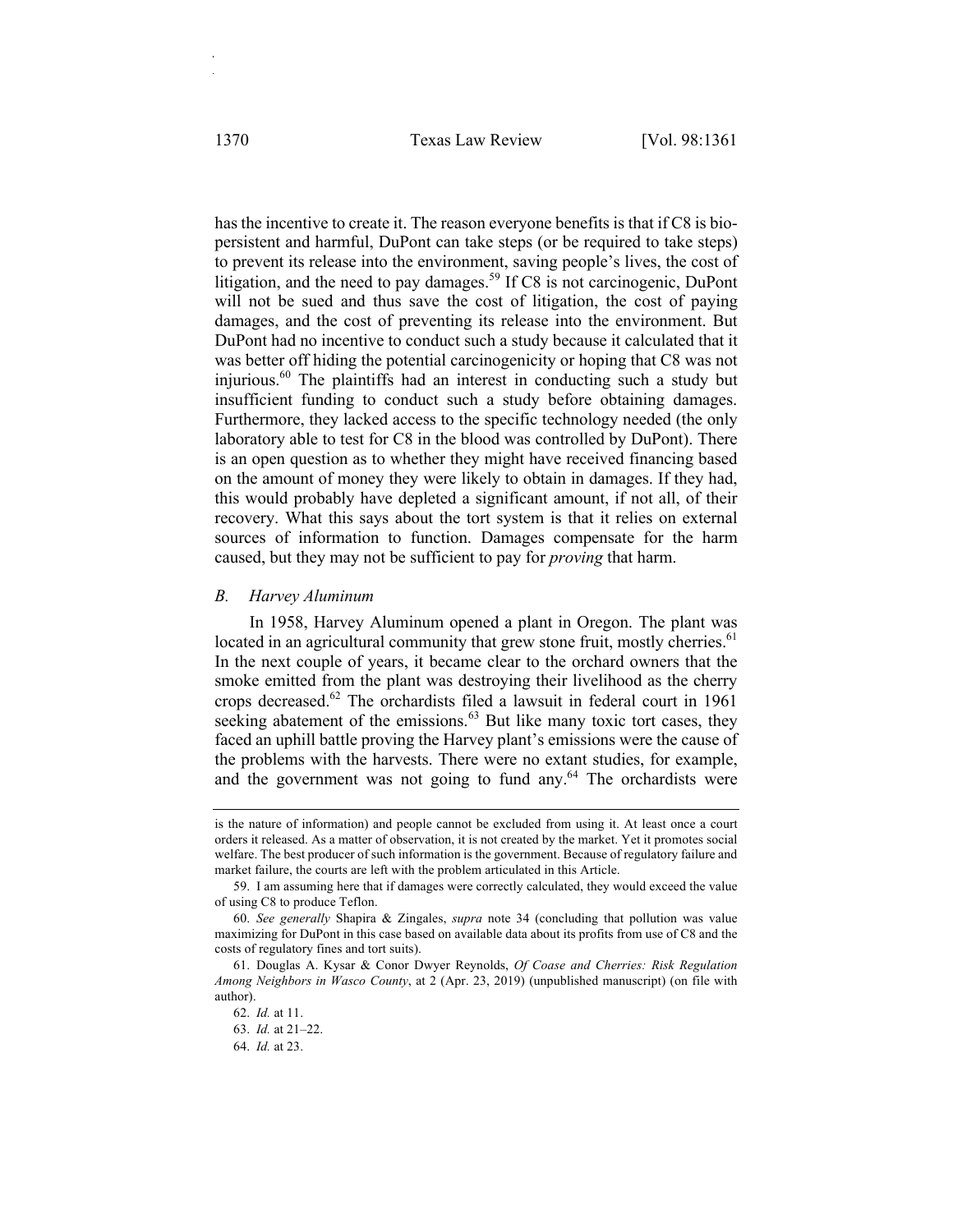has the incentive to create it. The reason everyone benefits is that if C8 is bio-persistent and harmful, DuPont can take steps (or be required to take steps) to prevent its release into the environment, saving people's lives, the cost of litigation, and the need to pay damages.[59] If C8 is not carcinogenic, DuPont will not be sued and thus save the cost of litigation, the cost of paying damages, and the cost of preventing its release into the environment. But DuPont had no incentive to conduct such a study because it calculated that it was better off hiding the potential carcinogenicity or hoping that C8 was not injurious.[60] The plaintiffs had an interest in conducting such a study but insufficient funding to conduct such a study before obtaining damages. Furthermore, they lacked access to the specific technology needed (the only laboratory able to test for C8 in the blood was controlled by DuPont). There is an open question as to whether they might have received financing based on the amount of money they were likely to obtain in damages. If they had, this would probably have depleted a significant amount, if not all, of their recovery. What this says about the tort system is that it relies on external sources of information to function. Damages compensate for the harm caused, but they may not be sufficient to pay for *proving* that harm.

### *B. Harvey Aluminum*

In 1958, Harvey Aluminum opened a plant in Oregon. The plant was located in an agricultural community that grew stone fruit, mostly cherries.[61] In the next couple of years, it became clear to the orchard owners that the smoke emitted from the plant was destroying their livelihood as the cherry crops decreased.[62] The orchardists filed a lawsuit in federal court in 1961 seeking abatement of the emissions.[63] But like many toxic tort cases, they faced an uphill battle proving the Harvey plant's emissions were the cause of the problems with the harvests. There were no extant studies, for example, and the government was not going to fund any.[64] The orchardists were

---

is the nature of information) and people cannot be excluded from using it. At least once a court orders it released. As a matter of observation, it is not created by the market. Yet it promotes social welfare. The best producer of such information is the government. Because of regulatory failure and market failure, the courts are left with the problem articulated in this Article.

59. I am assuming here that if damages were correctly calculated, they would exceed the value of using C8 to produce Teflon.

60. *See generally* Shapira & Zingales, *supra* note 34 (concluding that pollution was value maximizing for DuPont in this case based on available data about its profits from use of C8 and the costs of regulatory fines and tort suits).

61. Douglas A. Kysar & Conor Dwyer Reynolds, *Of Coase and Cherries: Risk Regulation Among Neighbors in Wasco County*, at 2 (Apr. 23, 2019) (unpublished manuscript) (on file with author).

62. *Id.* at 11.

63. *Id.* at 21–22.

64. *Id.* at 23.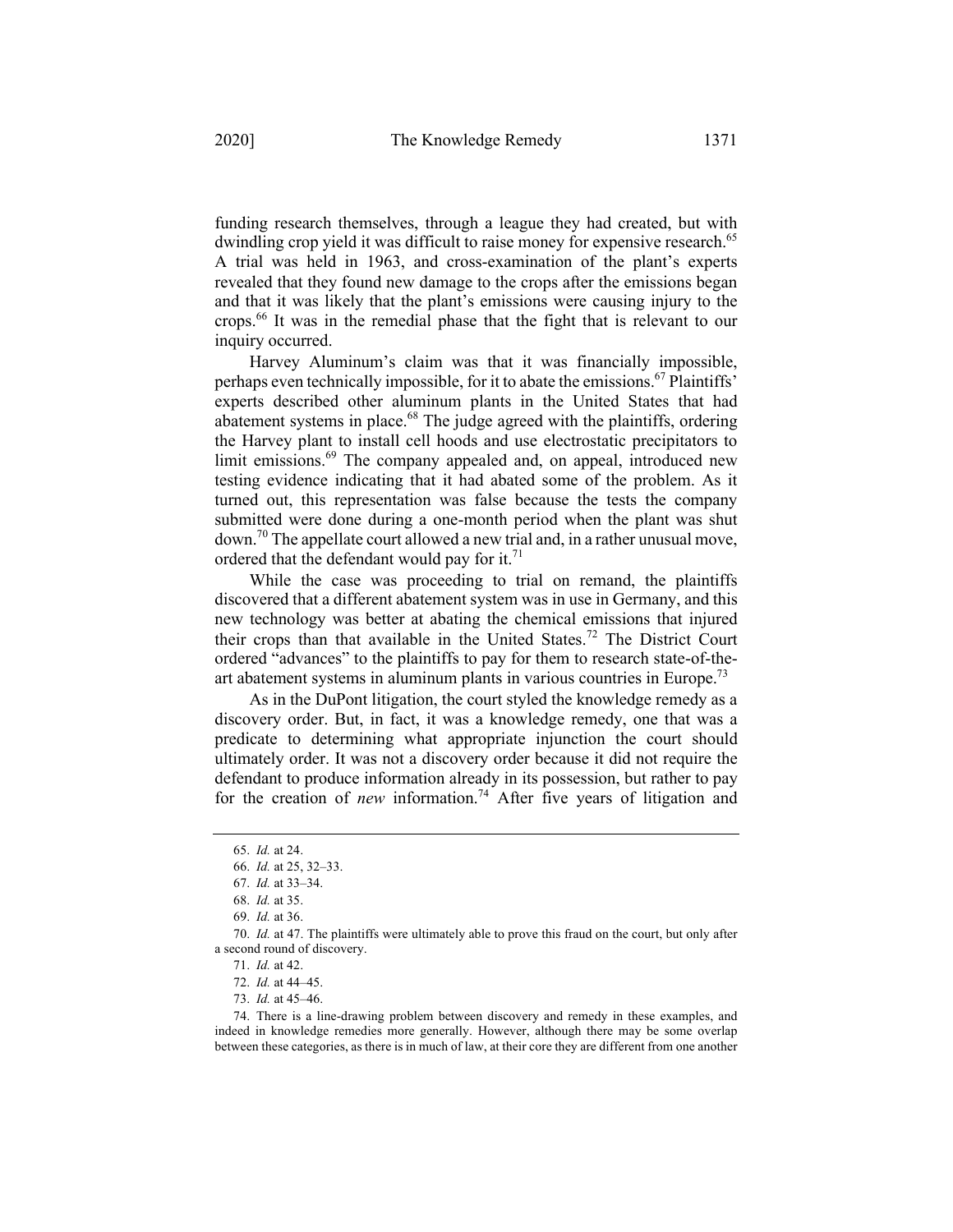funding research themselves, through a league they had created, but with dwindling crop yield it was difficult to raise money for expensive research.[65] A trial was held in 1963, and cross-examination of the plant's experts revealed that they found new damage to the crops after the emissions began and that it was likely that the plant's emissions were causing injury to the crops.[66] It was in the remedial phase that the fight that is relevant to our inquiry occurred.

Harvey Aluminum's claim was that it was financially impossible, perhaps even technically impossible, for it to abate the emissions.[67] Plaintiffs' experts described other aluminum plants in the United States that had abatement systems in place.[68] The judge agreed with the plaintiffs, ordering the Harvey plant to install cell hoods and use electrostatic precipitators to limit emissions.[69] The company appealed and, on appeal, introduced new testing evidence indicating that it had abated some of the problem. As it turned out, this representation was false because the tests the company submitted were done during a one-month period when the plant was shut down.[70] The appellate court allowed a new trial and, in a rather unusual move, ordered that the defendant would pay for it.[71]

While the case was proceeding to trial on remand, the plaintiffs discovered that a different abatement system was in use in Germany, and this new technology was better at abating the chemical emissions that injured their crops than that available in the United States.[72] The District Court ordered "advances" to the plaintiffs to pay for them to research state-of-the-art abatement systems in aluminum plants in various countries in Europe.[73]

As in the DuPont litigation, the court styled the knowledge remedy as a discovery order. But, in fact, it was a knowledge remedy, one that was a predicate to determining what appropriate injunction the court should ultimately order. It was not a discovery order because it did not require the defendant to produce information already in its possession, but rather to pay for the creation of *new* information.[74] After five years of litigation and

---

65. *Id.* at 24.

66. *Id.* at 25, 32–33.

67. *Id.* at 33–34.

68. *Id.* at 35.

69. *Id.* at 36.

70. *Id.* at 47. The plaintiffs were ultimately able to prove this fraud on the court, but only after a second round of discovery.

71. *Id.* at 42.

72. *Id.* at 44–45.

73. *Id.* at 45–46.

74. There is a line-drawing problem between discovery and remedy in these examples, and indeed in knowledge remedies more generally. However, although there may be some overlap between these categories, as there is in much of law, at their core they are different from one another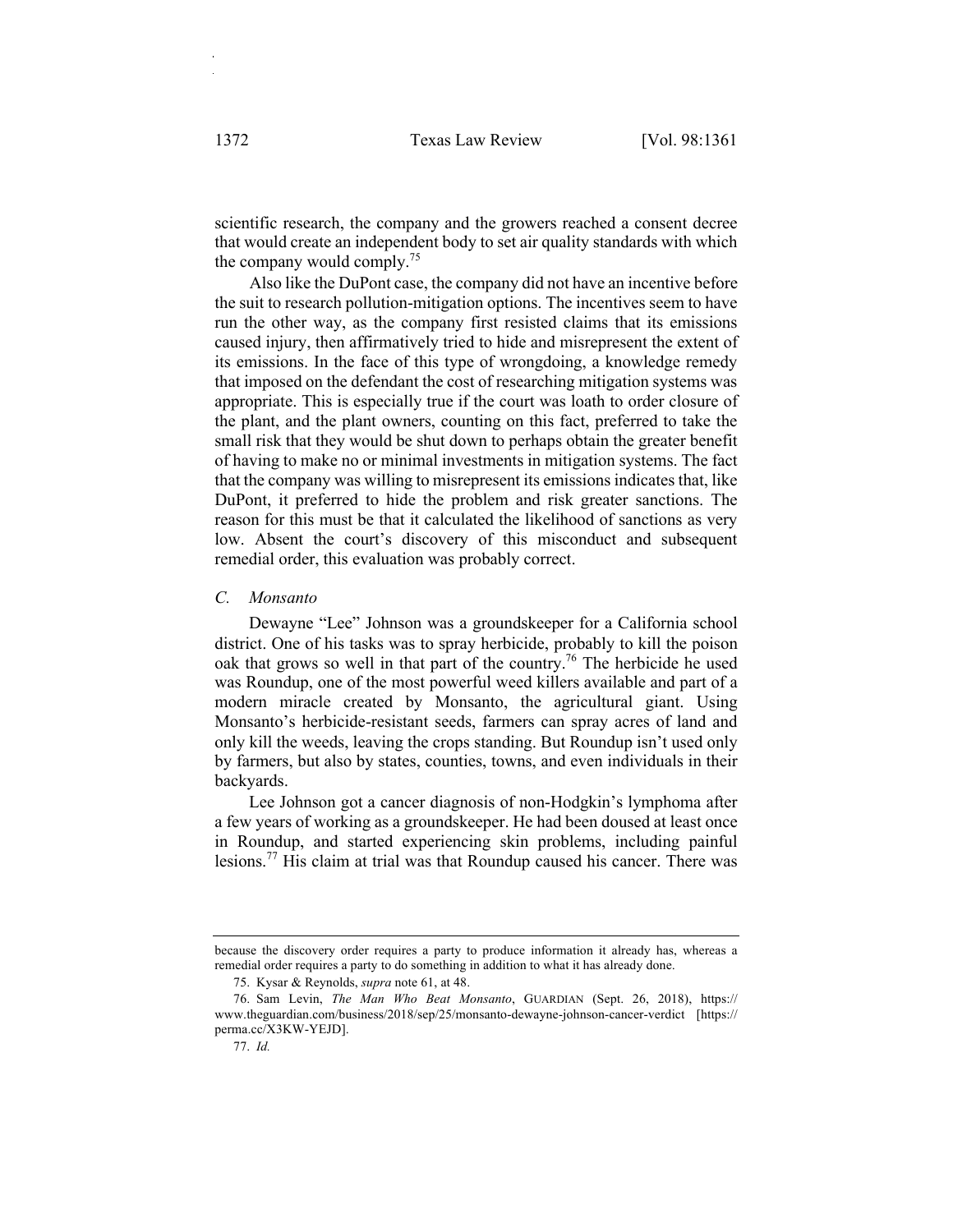scientific research, the company and the growers reached a consent decree that would create an independent body to set air quality standards with which the company would comply.[75]

Also like the DuPont case, the company did not have an incentive before the suit to research pollution-mitigation options. The incentives seem to have run the other way, as the company first resisted claims that its emissions caused injury, then affirmatively tried to hide and misrepresent the extent of its emissions. In the face of this type of wrongdoing, a knowledge remedy that imposed on the defendant the cost of researching mitigation systems was appropriate. This is especially true if the court was loath to order closure of the plant, and the plant owners, counting on this fact, preferred to take the small risk that they would be shut down to perhaps obtain the greater benefit of having to make no or minimal investments in mitigation systems. The fact that the company was willing to misrepresent its emissions indicates that, like DuPont, it preferred to hide the problem and risk greater sanctions. The reason for this must be that it calculated the likelihood of sanctions as very low. Absent the court's discovery of this misconduct and subsequent remedial order, this evaluation was probably correct.

### *C. Monsanto*

Dewayne "Lee" Johnson was a groundskeeper for a California school district. One of his tasks was to spray herbicide, probably to kill the poison oak that grows so well in that part of the country.[76] The herbicide he used was Roundup, one of the most powerful weed killers available and part of a modern miracle created by Monsanto, the agricultural giant. Using Monsanto's herbicide-resistant seeds, farmers can spray acres of land and only kill the weeds, leaving the crops standing. But Roundup isn't used only by farmers, but also by states, counties, towns, and even individuals in their backyards.

Lee Johnson got a cancer diagnosis of non-Hodgkin's lymphoma after a few years of working as a groundskeeper. He had been doused at least once in Roundup, and started experiencing skin problems, including painful lesions.[77] His claim at trial was that Roundup caused his cancer. There was

---

because the discovery order requires a party to produce information it already has, whereas a remedial order requires a party to do something in addition to what it has already done.

75. Kysar & Reynolds, *supra* note 61, at 48.

76. Sam Levin, *The Man Who Beat Monsanto*, GUARDIAN (Sept. 26, 2018), https://www.theguardian.com/business/2018/sep/25/monsanto-dewayne-johnson-cancer-verdict [https://perma.cc/X3KW-YEJD].

77. *Id.*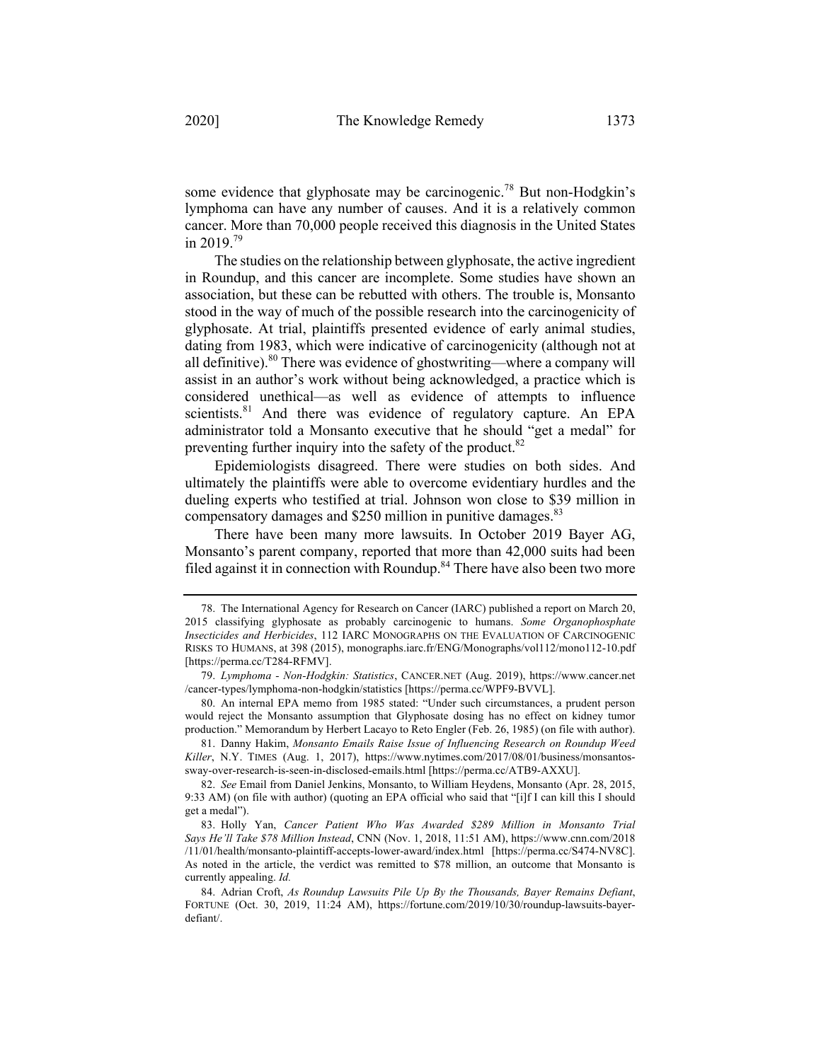some evidence that glyphosate may be carcinogenic.[78] But non-Hodgkin's lymphoma can have any number of causes. And it is a relatively common cancer. More than 70,000 people received this diagnosis in the United States in 2019.[79]

The studies on the relationship between glyphosate, the active ingredient in Roundup, and this cancer are incomplete. Some studies have shown an association, but these can be rebutted with others. The trouble is, Monsanto stood in the way of much of the possible research into the carcinogenicity of glyphosate. At trial, plaintiffs presented evidence of early animal studies, dating from 1983, which were indicative of carcinogenicity (although not at all definitive).[80] There was evidence of ghostwriting—where a company will assist in an author's work without being acknowledged, a practice which is considered unethical—as well as evidence of attempts to influence scientists.[81] And there was evidence of regulatory capture. An EPA administrator told a Monsanto executive that he should "get a medal" for preventing further inquiry into the safety of the product.[82]

Epidemiologists disagreed. There were studies on both sides. And ultimately the plaintiffs were able to overcome evidentiary hurdles and the dueling experts who testified at trial. Johnson won close to $39 million in compensatory damages and $250 million in punitive damages.[83]

There have been many more lawsuits. In October 2019 Bayer AG, Monsanto's parent company, reported that more than 42,000 suits had been filed against it in connection with Roundup.[84] There have also been two more

---

78. The International Agency for Research on Cancer (IARC) published a report on March 20, 2015 classifying glyphosate as probably carcinogenic to humans. *Some Organophosphate Insecticides and Herbicides*, 112 IARC MONOGRAPHS ON THE EVALUATION OF CARCINOGENIC RISKS TO HUMANS, at 398 (2015), monographs.iarc.fr/ENG/Monographs/vol112/mono112-10.pdf [https://perma.cc/T284-RFMV].

79. *Lymphoma - Non-Hodgkin: Statistics*, CANCER.NET (Aug. 2019), https://www.cancer.net/cancer-types/lymphoma-non-hodgkin/statistics [https://perma.cc/WPF9-BVVL].

80. An internal EPA memo from 1985 stated: "Under such circumstances, a prudent person would reject the Monsanto assumption that Glyphosate dosing has no effect on kidney tumor production." Memorandum by Herbert Lacayo to Reto Engler (Feb. 26, 1985) (on file with author).

81. Danny Hakim, *Monsanto Emails Raise Issue of Influencing Research on Roundup Weed Killer*, N.Y. TIMES (Aug. 1, 2017), https://www.nytimes.com/2017/08/01/business/monsantos-sway-over-research-is-seen-in-disclosed-emails.html [https://perma.cc/ATB9-AXXU].

82. *See* Email from Daniel Jenkins, Monsanto, to William Heydens, Monsanto (Apr. 28, 2015, 9:33 AM) (on file with author) (quoting an EPA official who said that "[i]f I can kill this I should get a medal").

83. Holly Yan, *Cancer Patient Who Was Awarded $289 Million in Monsanto Trial Says He'll Take $78 Million Instead*, CNN (Nov. 1, 2018, 11:51 AM), https://www.cnn.com/2018/11/01/health/monsanto-plaintiff-accepts-lower-award/index.html [https://perma.cc/S474-NV8C]. As noted in the article, the verdict was remitted to $78 million, an outcome that Monsanto is currently appealing. *Id.*

84. Adrian Croft, *As Roundup Lawsuits Pile Up By the Thousands, Bayer Remains Defiant*, FORTUNE (Oct. 30, 2019, 11:24 AM), https://fortune.com/2019/10/30/roundup-lawsuits-bayer-defiant/.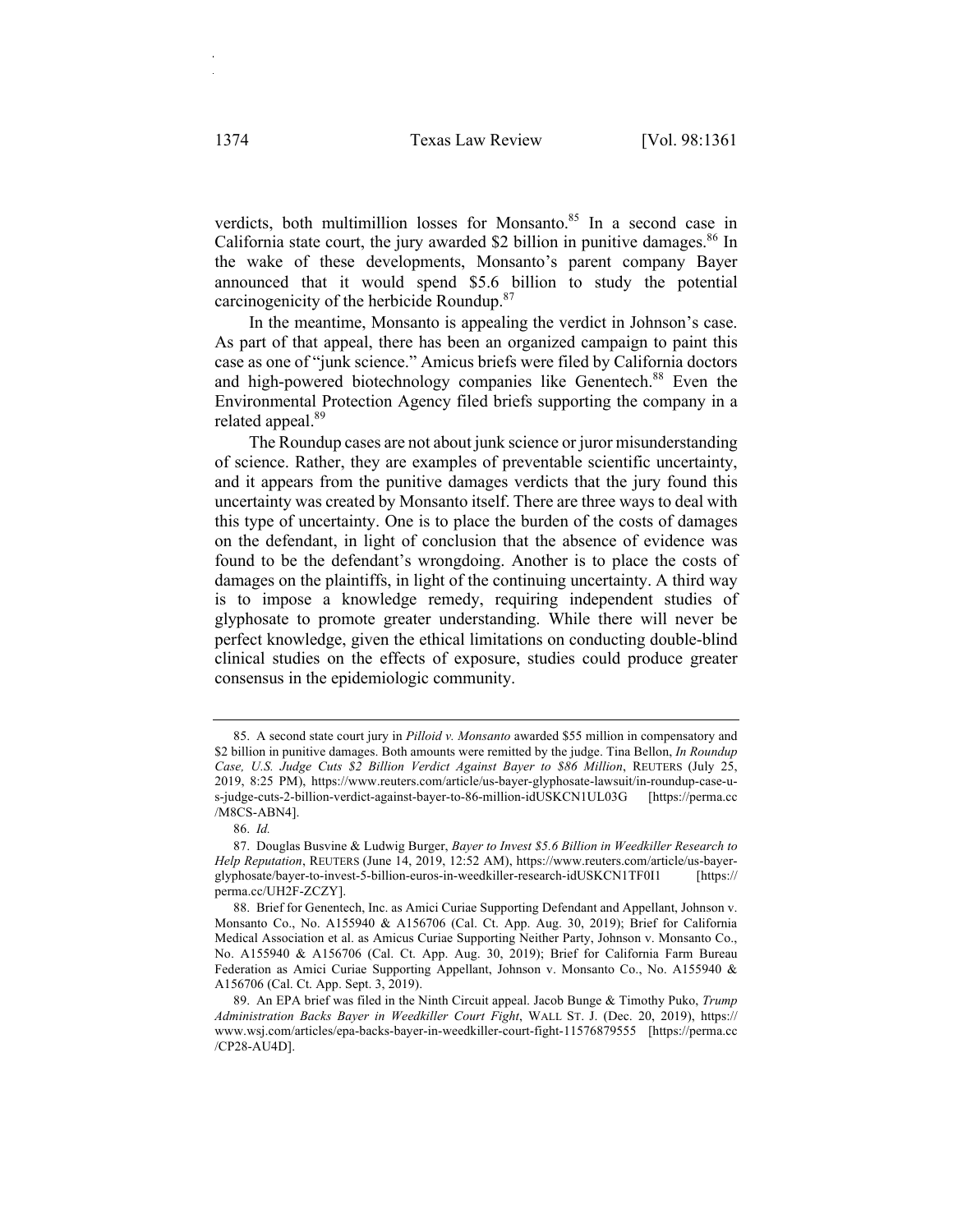verdicts, both multimillion losses for Monsanto.[85] In a second case in California state court, the jury awarded $2 billion in punitive damages.[86] In the wake of these developments, Monsanto's parent company Bayer announced that it would spend $5.6 billion to study the potential carcinogenicity of the herbicide Roundup.[87]

In the meantime, Monsanto is appealing the verdict in Johnson's case. As part of that appeal, there has been an organized campaign to paint this case as one of "junk science." Amicus briefs were filed by California doctors and high-powered biotechnology companies like Genentech.[88] Even the Environmental Protection Agency filed briefs supporting the company in a related appeal.[89]

The Roundup cases are not about junk science or juror misunderstanding of science. Rather, they are examples of preventable scientific uncertainty, and it appears from the punitive damages verdicts that the jury found this uncertainty was created by Monsanto itself. There are three ways to deal with this type of uncertainty. One is to place the burden of the costs of damages on the defendant, in light of conclusion that the absence of evidence was found to be the defendant's wrongdoing. Another is to place the costs of damages on the plaintiffs, in light of the continuing uncertainty. A third way is to impose a knowledge remedy, requiring independent studies of glyphosate to promote greater understanding. While there will never be perfect knowledge, given the ethical limitations on conducting double-blind clinical studies on the effects of exposure, studies could produce greater consensus in the epidemiologic community.

---

85. A second state court jury in *Pilloid v. Monsanto* awarded $55 million in compensatory and $2 billion in punitive damages. Both amounts were remitted by the judge. Tina Bellon, *In Roundup Case, U.S. Judge Cuts $2 Billion Verdict Against Bayer to $86 Million*, REUTERS (July 25, 2019, 8:25 PM), https://www.reuters.com/article/us-bayer-glyphosate-lawsuit/in-roundup-case-u-s-judge-cuts-2-billion-verdict-against-bayer-to-86-million-idUSKCN1UL03G [https://perma.cc/M8CS-ABN4].

86. *Id.*

87. Douglas Busvine & Ludwig Burger, *Bayer to Invest $5.6 Billion in Weedkiller Research to Help Reputation*, REUTERS (June 14, 2019, 12:52 AM), https://www.reuters.com/article/us-bayer-glyphosate/bayer-to-invest-5-billion-euros-in-weedkiller-research-idUSKCN1TF0I1 [https://perma.cc/UH2F-ZCZY].

88. Brief for Genentech, Inc. as Amici Curiae Supporting Defendant and Appellant, Johnson v. Monsanto Co., No. A155940 & A156706 (Cal. Ct. App. Aug. 30, 2019); Brief for California Medical Association et al. as Amicus Curiae Supporting Neither Party, Johnson v. Monsanto Co., No. A155940 & A156706 (Cal. Ct. App. Aug. 30, 2019); Brief for California Farm Bureau Federation as Amici Curiae Supporting Appellant, Johnson v. Monsanto Co., No. A155940 & A156706 (Cal. Ct. App. Sept. 3, 2019).

89. An EPA brief was filed in the Ninth Circuit appeal. Jacob Bunge & Timothy Puko, *Trump Administration Backs Bayer in Weedkiller Court Fight*, WALL ST. J. (Dec. 20, 2019), https://www.wsj.com/articles/epa-backs-bayer-in-weedkiller-court-fight-11576879555 [https://perma.cc/CP28-AU4D].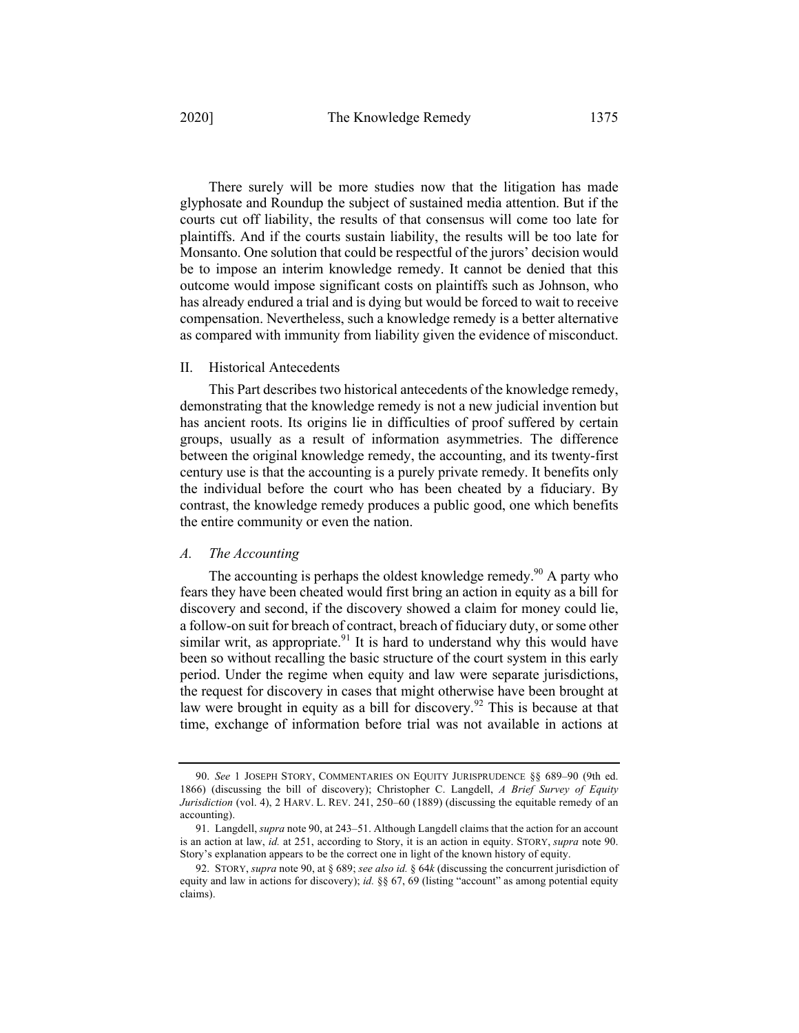There surely will be more studies now that the litigation has made glyphosate and Roundup the subject of sustained media attention. But if the courts cut off liability, the results of that consensus will come too late for plaintiffs. And if the courts sustain liability, the results will be too late for Monsanto. One solution that could be respectful of the jurors' decision would be to impose an interim knowledge remedy. It cannot be denied that this outcome would impose significant costs on plaintiffs such as Johnson, who has already endured a trial and is dying but would be forced to wait to receive compensation. Nevertheless, such a knowledge remedy is a better alternative as compared with immunity from liability given the evidence of misconduct.

## II. Historical Antecedents

This Part describes two historical antecedents of the knowledge remedy, demonstrating that the knowledge remedy is not a new judicial invention but has ancient roots. Its origins lie in difficulties of proof suffered by certain groups, usually as a result of information asymmetries. The difference between the original knowledge remedy, the accounting, and its twenty-first century use is that the accounting is a purely private remedy. It benefits only the individual before the court who has been cheated by a fiduciary. By contrast, the knowledge remedy produces a public good, one which benefits the entire community or even the nation.

### *A. The Accounting*

The accounting is perhaps the oldest knowledge remedy.[90] A party who fears they have been cheated would first bring an action in equity as a bill for discovery and second, if the discovery showed a claim for money could lie, a follow-on suit for breach of contract, breach of fiduciary duty, or some other similar writ, as appropriate.[91] It is hard to understand why this would have been so without recalling the basic structure of the court system in this early period. Under the regime when equity and law were separate jurisdictions, the request for discovery in cases that might otherwise have been brought at law were brought in equity as a bill for discovery.[92] This is because at that time, exchange of information before trial was not available in actions at

---

90. *See* 1 JOSEPH STORY, COMMENTARIES ON EQUITY JURISPRUDENCE §§ 689–90 (9th ed. 1866) (discussing the bill of discovery); Christopher C. Langdell, *A Brief Survey of Equity Jurisdiction* (vol. 4), 2 HARV. L. REV. 241, 250–60 (1889) (discussing the equitable remedy of an accounting).

91. Langdell, *supra* note 90, at 243–51. Although Langdell claims that the action for an account is an action at law, *id.* at 251, according to Story, it is an action in equity. STORY, *supra* note 90. Story's explanation appears to be the correct one in light of the known history of equity.

92. STORY, *supra* note 90, at § 689; *see also id.* § 64*k* (discussing the concurrent jurisdiction of equity and law in actions for discovery); *id.* §§ 67, 69 (listing "account" as among potential equity claims).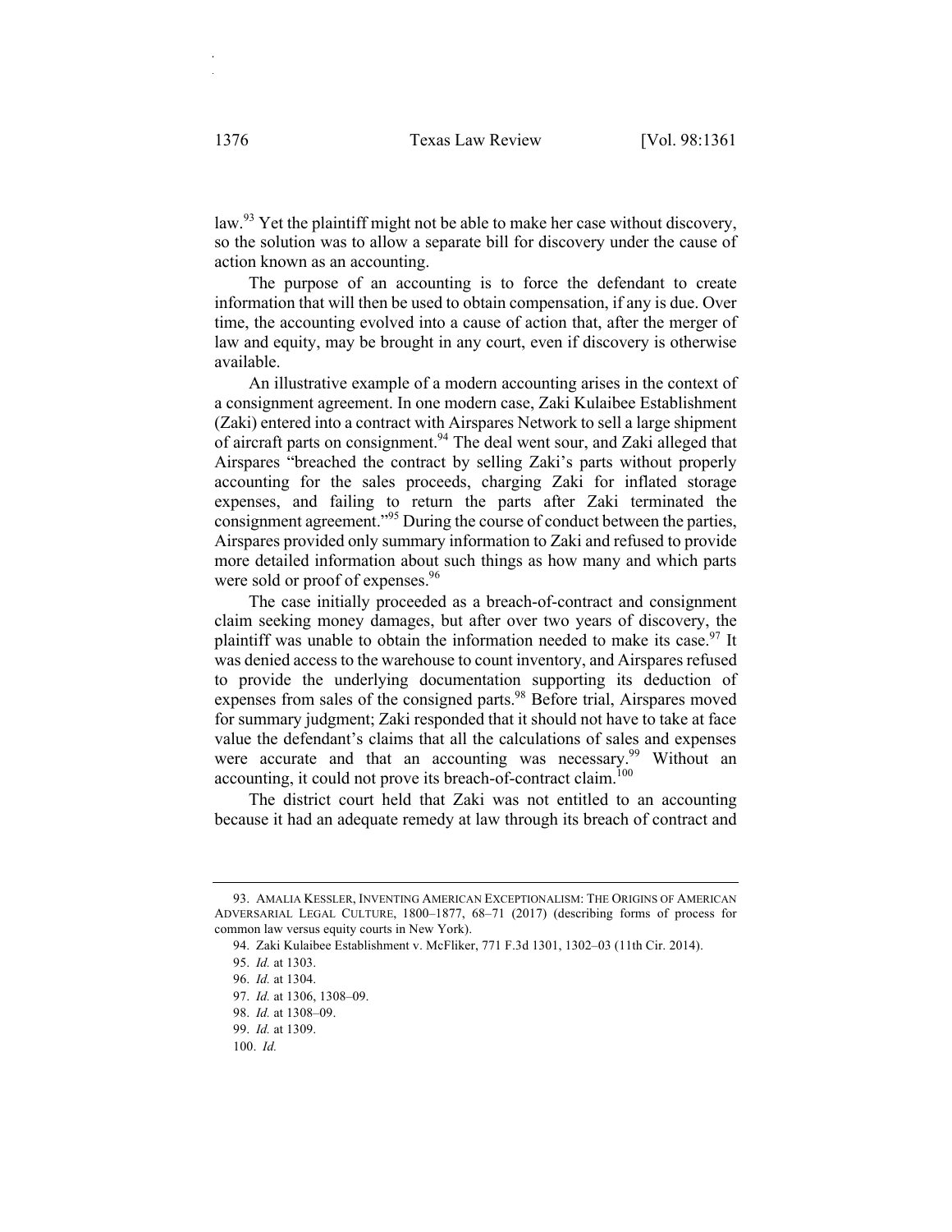law.[93] Yet the plaintiff might not be able to make her case without discovery, so the solution was to allow a separate bill for discovery under the cause of action known as an accounting.

The purpose of an accounting is to force the defendant to create information that will then be used to obtain compensation, if any is due. Over time, the accounting evolved into a cause of action that, after the merger of law and equity, may be brought in any court, even if discovery is otherwise available.

An illustrative example of a modern accounting arises in the context of a consignment agreement. In one modern case, Zaki Kulaibee Establishment (Zaki) entered into a contract with Airspares Network to sell a large shipment of aircraft parts on consignment.[94] The deal went sour, and Zaki alleged that Airspares "breached the contract by selling Zaki's parts without properly accounting for the sales proceeds, charging Zaki for inflated storage expenses, and failing to return the parts after Zaki terminated the consignment agreement."[95] During the course of conduct between the parties, Airspares provided only summary information to Zaki and refused to provide more detailed information about such things as how many and which parts were sold or proof of expenses.[96]

The case initially proceeded as a breach-of-contract and consignment claim seeking money damages, but after over two years of discovery, the plaintiff was unable to obtain the information needed to make its case.[97] It was denied access to the warehouse to count inventory, and Airspares refused to provide the underlying documentation supporting its deduction of expenses from sales of the consigned parts.[98] Before trial, Airspares moved for summary judgment; Zaki responded that it should not have to take at face value the defendant's claims that all the calculations of sales and expenses were accurate and that an accounting was necessary.[99] Without an accounting, it could not prove its breach-of-contract claim.[100]

The district court held that Zaki was not entitled to an accounting because it had an adequate remedy at law through its breach of contract and

---

93. AMALIA KESSLER, INVENTING AMERICAN EXCEPTIONALISM: THE ORIGINS OF AMERICAN ADVERSARIAL LEGAL CULTURE, 1800–1877, 68–71 (2017) (describing forms of process for common law versus equity courts in New York).

94. Zaki Kulaibee Establishment v. McFliker, 771 F.3d 1301, 1302–03 (11th Cir. 2014).

95. *Id.* at 1303.

96. *Id.* at 1304.

97. *Id.* at 1306, 1308–09.

98. *Id.* at 1308–09.

99. *Id.* at 1309.

100. *Id.*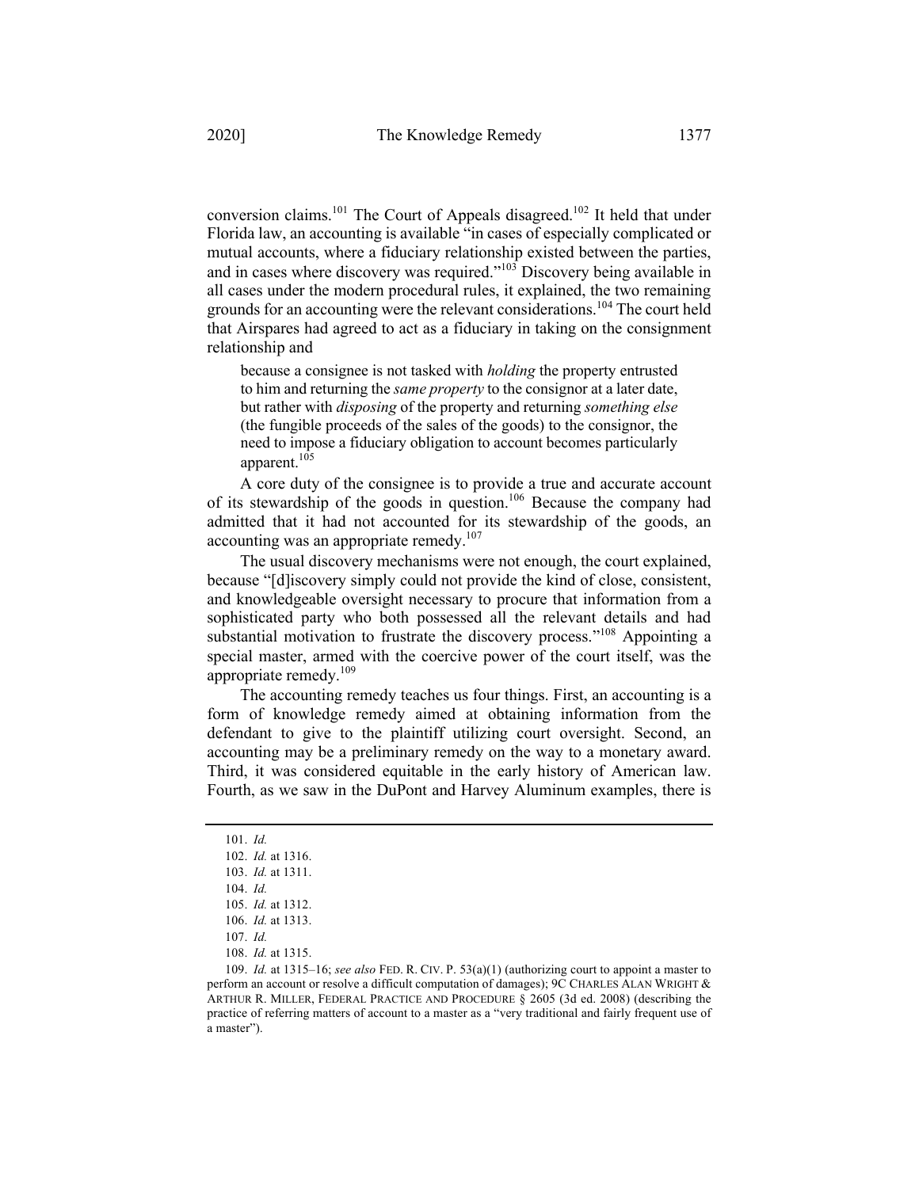conversion claims.[101] The Court of Appeals disagreed.[102] It held that under Florida law, an accounting is available "in cases of especially complicated or mutual accounts, where a fiduciary relationship existed between the parties, and in cases where discovery was required."[103] Discovery being available in all cases under the modern procedural rules, it explained, the two remaining grounds for an accounting were the relevant considerations.[104] The court held that Airspares had agreed to act as a fiduciary in taking on the consignment relationship and

> because a consignee is not tasked with *holding* the property entrusted to him and returning the *same property* to the consignor at a later date, but rather with *disposing* of the property and returning *something else* (the fungible proceeds of the sales of the goods) to the consignor, the need to impose a fiduciary obligation to account becomes particularly apparent.[105]

A core duty of the consignee is to provide a true and accurate account of its stewardship of the goods in question.[106] Because the company had admitted that it had not accounted for its stewardship of the goods, an accounting was an appropriate remedy.[107]

The usual discovery mechanisms were not enough, the court explained, because "[d]iscovery simply could not provide the kind of close, consistent, and knowledgeable oversight necessary to procure that information from a sophisticated party who both possessed all the relevant details and had substantial motivation to frustrate the discovery process."[108] Appointing a special master, armed with the coercive power of the court itself, was the appropriate remedy.[109]

The accounting remedy teaches us four things. First, an accounting is a form of knowledge remedy aimed at obtaining information from the defendant to give to the plaintiff utilizing court oversight. Second, an accounting may be a preliminary remedy on the way to a monetary award. Third, it was considered equitable in the early history of American law. Fourth, as we saw in the DuPont and Harvey Aluminum examples, there is

---

101. *Id.*

102. *Id.* at 1316.

103. *Id.* at 1311.

104. *Id.*

105. *Id.* at 1312.

106. *Id.* at 1313.

107. *Id.*

108. *Id.* at 1315.

109. *Id.* at 1315–16; *see also* FED. R. CIV. P. 53(a)(1) (authorizing court to appoint a master to perform an account or resolve a difficult computation of damages); 9C CHARLES ALAN WRIGHT & ARTHUR R. MILLER, FEDERAL PRACTICE AND PROCEDURE § 2605 (3d ed. 2008) (describing the practice of referring matters of account to a master as a "very traditional and fairly frequent use of a master").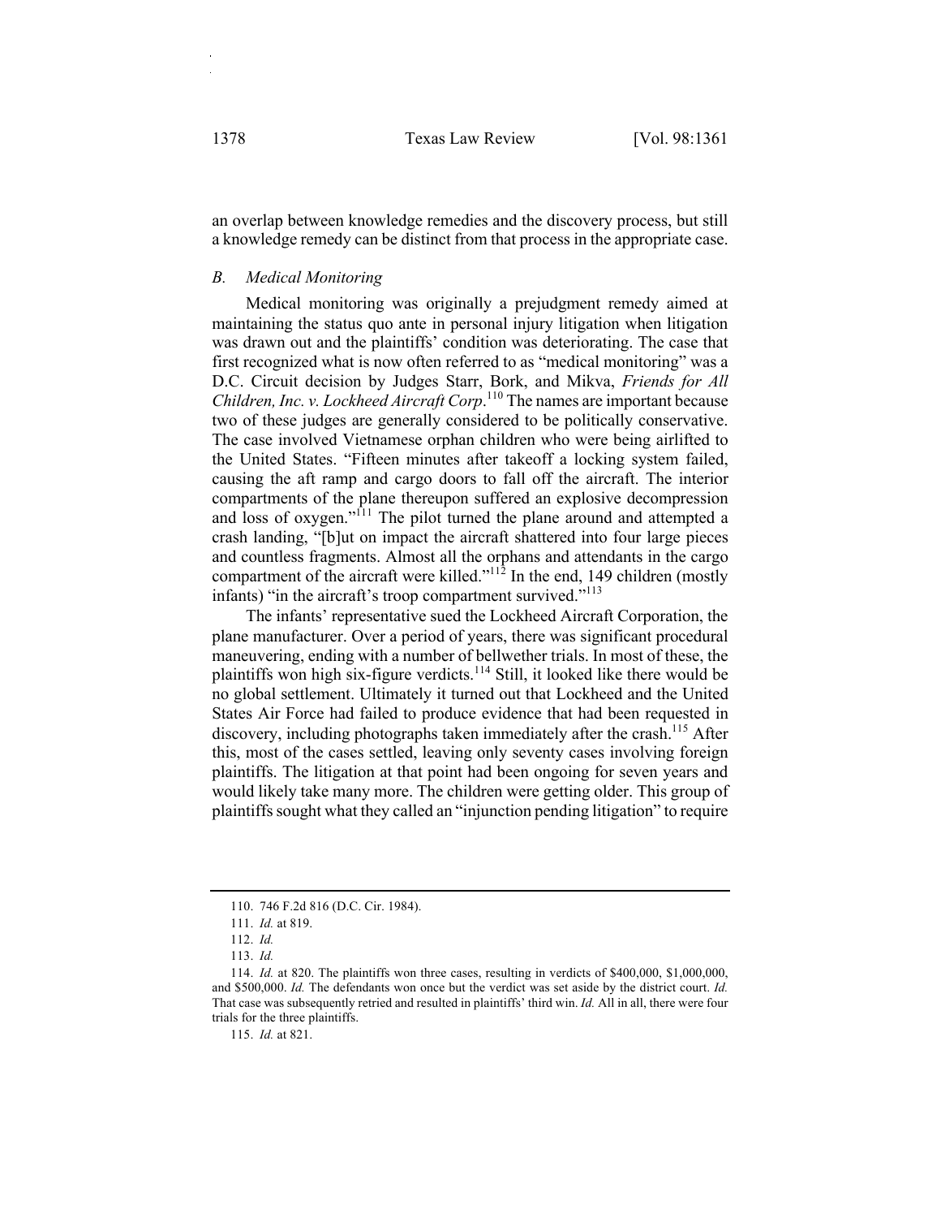an overlap between knowledge remedies and the discovery process, but still a knowledge remedy can be distinct from that process in the appropriate case.

### *B. Medical Monitoring*

Medical monitoring was originally a prejudgment remedy aimed at maintaining the status quo ante in personal injury litigation when litigation was drawn out and the plaintiffs' condition was deteriorating. The case that first recognized what is now often referred to as "medical monitoring" was a D.C. Circuit decision by Judges Starr, Bork, and Mikva, *Friends for All Children, Inc. v. Lockheed Aircraft Corp*.[110] The names are important because two of these judges are generally considered to be politically conservative. The case involved Vietnamese orphan children who were being airlifted to the United States. "Fifteen minutes after takeoff a locking system failed, causing the aft ramp and cargo doors to fall off the aircraft. The interior compartments of the plane thereupon suffered an explosive decompression and loss of oxygen."[111] The pilot turned the plane around and attempted a crash landing, "[b]ut on impact the aircraft shattered into four large pieces and countless fragments. Almost all the orphans and attendants in the cargo compartment of the aircraft were killed."[112] In the end, 149 children (mostly infants) "in the aircraft's troop compartment survived."[113]

The infants' representative sued the Lockheed Aircraft Corporation, the plane manufacturer. Over a period of years, there was significant procedural maneuvering, ending with a number of bellwether trials. In most of these, the plaintiffs won high six-figure verdicts.[114] Still, it looked like there would be no global settlement. Ultimately it turned out that Lockheed and the United States Air Force had failed to produce evidence that had been requested in discovery, including photographs taken immediately after the crash.[115] After this, most of the cases settled, leaving only seventy cases involving foreign plaintiffs. The litigation at that point had been ongoing for seven years and would likely take many more. The children were getting older. This group of plaintiffs sought what they called an "injunction pending litigation" to require

---

110. 746 F.2d 816 (D.C. Cir. 1984).

111. *Id.* at 819.

112. *Id.*

113. *Id.*

114. *Id.* at 820. The plaintiffs won three cases, resulting in verdicts of $400,000, $1,000,000, and $500,000. *Id.* The defendants won once but the verdict was set aside by the district court. *Id.* That case was subsequently retried and resulted in plaintiffs' third win. *Id.* All in all, there were four trials for the three plaintiffs.

115. *Id.* at 821.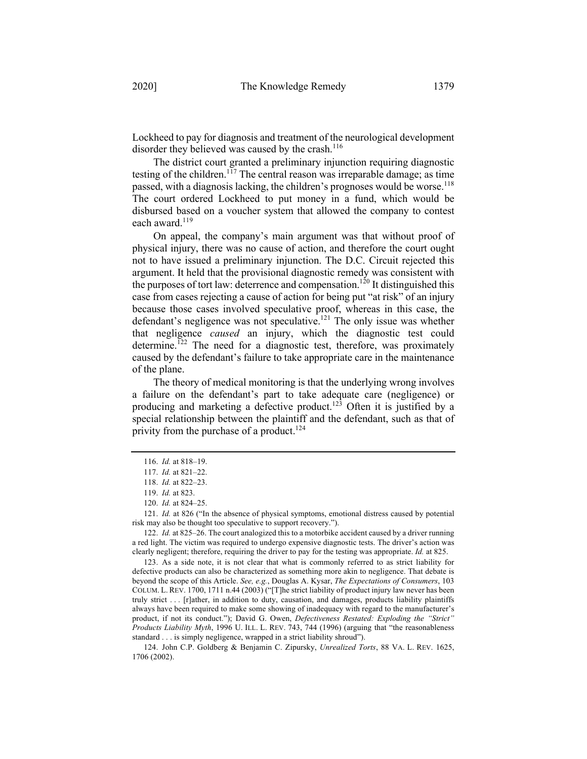Lockheed to pay for diagnosis and treatment of the neurological development disorder they believed was caused by the crash.[116]

The district court granted a preliminary injunction requiring diagnostic testing of the children.[117] The central reason was irreparable damage; as time passed, with a diagnosis lacking, the children's prognoses would be worse.[118] The court ordered Lockheed to put money in a fund, which would be disbursed based on a voucher system that allowed the company to contest each award.[119]

On appeal, the company's main argument was that without proof of physical injury, there was no cause of action, and therefore the court ought not to have issued a preliminary injunction. The D.C. Circuit rejected this argument. It held that the provisional diagnostic remedy was consistent with the purposes of tort law: deterrence and compensation.[120] It distinguished this case from cases rejecting a cause of action for being put "at risk" of an injury because those cases involved speculative proof, whereas in this case, the defendant's negligence was not speculative.[121] The only issue was whether that negligence *caused* an injury, which the diagnostic test could determine.[122] The need for a diagnostic test, therefore, was proximately caused by the defendant's failure to take appropriate care in the maintenance of the plane.

The theory of medical monitoring is that the underlying wrong involves a failure on the defendant's part to take adequate care (negligence) or producing and marketing a defective product.[123] Often it is justified by a special relationship between the plaintiff and the defendant, such as that of privity from the purchase of a product.[124]

---

116. *Id.* at 818–19.

117. *Id.* at 821–22.

118. *Id.* at 822–23.

119. *Id.* at 823.

120. *Id.* at 824–25.

121. *Id.* at 826 ("In the absence of physical symptoms, emotional distress caused by potential risk may also be thought too speculative to support recovery.").

122. *Id.* at 825–26. The court analogized this to a motorbike accident caused by a driver running a red light. The victim was required to undergo expensive diagnostic tests. The driver's action was clearly negligent; therefore, requiring the driver to pay for the testing was appropriate. *Id.* at 825.

123. As a side note, it is not clear that what is commonly referred to as strict liability for defective products can also be characterized as something more akin to negligence. That debate is beyond the scope of this Article. *See, e.g.*, Douglas A. Kysar, *The Expectations of Consumers*, 103 COLUM. L. REV. 1700, 1711 n.44 (2003) ("[T]he strict liability of product injury law never has been truly strict . . . [r]ather, in addition to duty, causation, and damages, products liability plaintiffs always have been required to make some showing of inadequacy with regard to the manufacturer's product, if not its conduct."); David G. Owen, *Defectiveness Restated: Exploding the "Strict" Products Liability Myth*, 1996 U. ILL. L. REV. 743, 744 (1996) (arguing that "the reasonableness standard . . . is simply negligence, wrapped in a strict liability shroud").

124. John C.P. Goldberg & Benjamin C. Zipursky, *Unrealized Torts*, 88 VA. L. REV. 1625, 1706 (2002).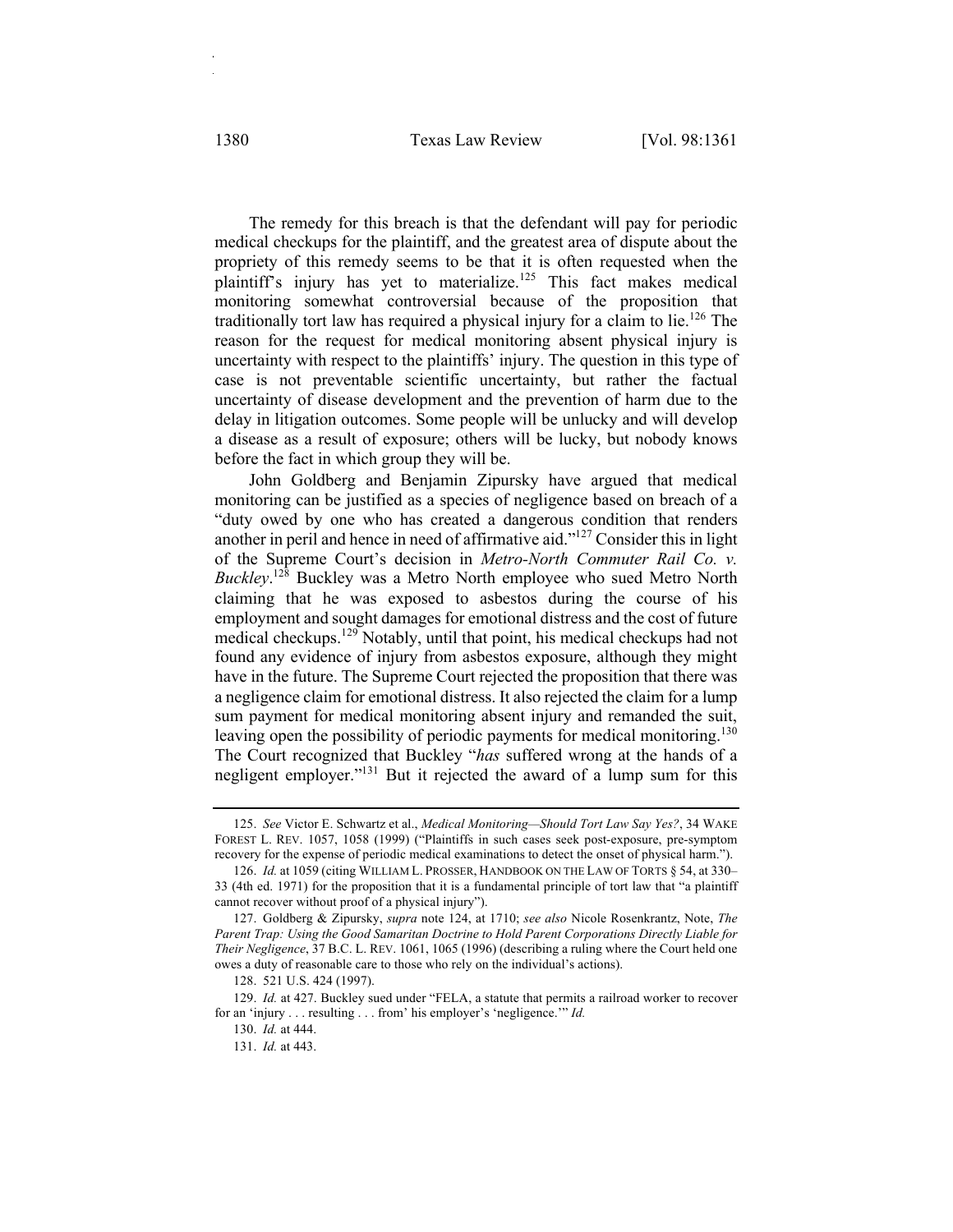The remedy for this breach is that the defendant will pay for periodic medical checkups for the plaintiff, and the greatest area of dispute about the propriety of this remedy seems to be that it is often requested when the plaintiff's injury has yet to materialize.[125] This fact makes medical monitoring somewhat controversial because of the proposition that traditionally tort law has required a physical injury for a claim to lie.[126] The reason for the request for medical monitoring absent physical injury is uncertainty with respect to the plaintiffs' injury. The question in this type of case is not preventable scientific uncertainty, but rather the factual uncertainty of disease development and the prevention of harm due to the delay in litigation outcomes. Some people will be unlucky and will develop a disease as a result of exposure; others will be lucky, but nobody knows before the fact in which group they will be.

John Goldberg and Benjamin Zipursky have argued that medical monitoring can be justified as a species of negligence based on breach of a "duty owed by one who has created a dangerous condition that renders another in peril and hence in need of affirmative aid."[127] Consider this in light of the Supreme Court's decision in *Metro-North Commuter Rail Co. v. Buckley*.[128] Buckley was a Metro North employee who sued Metro North claiming that he was exposed to asbestos during the course of his employment and sought damages for emotional distress and the cost of future medical checkups.[129] Notably, until that point, his medical checkups had not found any evidence of injury from asbestos exposure, although they might have in the future. The Supreme Court rejected the proposition that there was a negligence claim for emotional distress. It also rejected the claim for a lump sum payment for medical monitoring absent injury and remanded the suit, leaving open the possibility of periodic payments for medical monitoring.[130] The Court recognized that Buckley "*has* suffered wrong at the hands of a negligent employer."[131] But it rejected the award of a lump sum for this

---

125. *See* Victor E. Schwartz et al., *Medical Monitoring—Should Tort Law Say Yes?*, 34 WAKE FOREST L. REV. 1057, 1058 (1999) ("Plaintiffs in such cases seek post-exposure, pre-symptom recovery for the expense of periodic medical examinations to detect the onset of physical harm.").

126. *Id.* at 1059 (citing WILLIAM L. PROSSER, HANDBOOK ON THE LAW OF TORTS § 54, at 330–33 (4th ed. 1971) for the proposition that it is a fundamental principle of tort law that "a plaintiff cannot recover without proof of a physical injury").

127. Goldberg & Zipursky, *supra* note 124, at 1710; *see also* Nicole Rosenkrantz, Note, *The Parent Trap: Using the Good Samaritan Doctrine to Hold Parent Corporations Directly Liable for Their Negligence*, 37 B.C. L. REV. 1061, 1065 (1996) (describing a ruling where the Court held one owes a duty of reasonable care to those who rely on the individual's actions).

128. 521 U.S. 424 (1997).

129. *Id.* at 427. Buckley sued under "FELA, a statute that permits a railroad worker to recover for an 'injury . . . resulting . . . from' his employer's 'negligence.'" *Id.*

130. *Id.* at 444.

131. *Id.* at 443.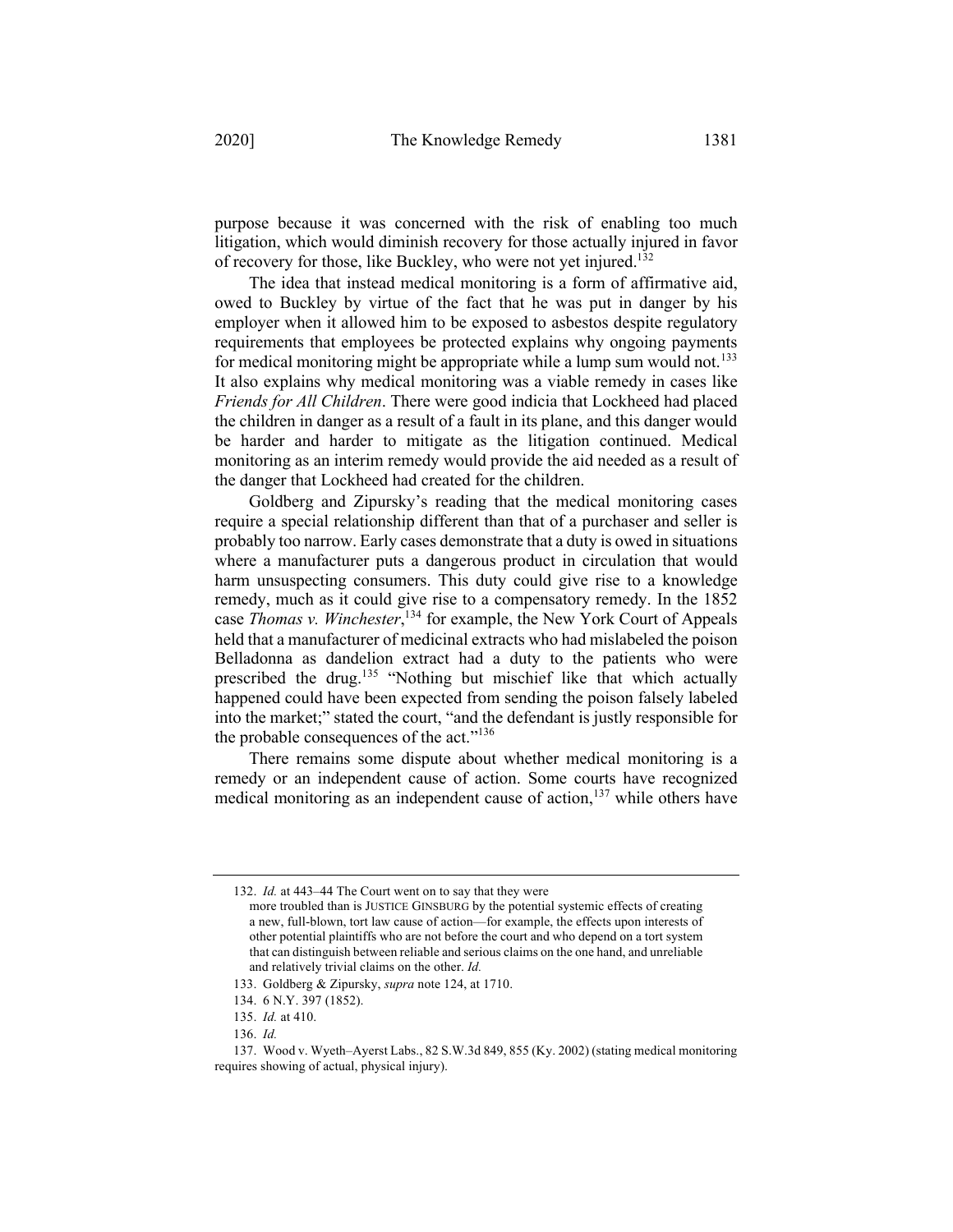purpose because it was concerned with the risk of enabling too much litigation, which would diminish recovery for those actually injured in favor of recovery for those, like Buckley, who were not yet injured.[132]

The idea that instead medical monitoring is a form of affirmative aid, owed to Buckley by virtue of the fact that he was put in danger by his employer when it allowed him to be exposed to asbestos despite regulatory requirements that employees be protected explains why ongoing payments for medical monitoring might be appropriate while a lump sum would not.[133] It also explains why medical monitoring was a viable remedy in cases like *Friends for All Children*. There were good indicia that Lockheed had placed the children in danger as a result of a fault in its plane, and this danger would be harder and harder to mitigate as the litigation continued. Medical monitoring as an interim remedy would provide the aid needed as a result of the danger that Lockheed had created for the children.

Goldberg and Zipursky's reading that the medical monitoring cases require a special relationship different than that of a purchaser and seller is probably too narrow. Early cases demonstrate that a duty is owed in situations where a manufacturer puts a dangerous product in circulation that would harm unsuspecting consumers. This duty could give rise to a knowledge remedy, much as it could give rise to a compensatory remedy. In the 1852 case *Thomas v. Winchester*,[134] for example, the New York Court of Appeals held that a manufacturer of medicinal extracts who had mislabeled the poison Belladonna as dandelion extract had a duty to the patients who were prescribed the drug.[135] "Nothing but mischief like that which actually happened could have been expected from sending the poison falsely labeled into the market;" stated the court, "and the defendant is justly responsible for the probable consequences of the act."[136]

There remains some dispute about whether medical monitoring is a remedy or an independent cause of action. Some courts have recognized medical monitoring as an independent cause of action,[137] while others have

---

132. *Id.* at 443–44 The Court went on to say that they were

> more troubled than is JUSTICE GINSBURG by the potential systemic effects of creating a new, full-blown, tort law cause of action—for example, the effects upon interests of other potential plaintiffs who are not before the court and who depend on a tort system that can distinguish between reliable and serious claims on the one hand, and unreliable and relatively trivial claims on the other. *Id.*

133. Goldberg & Zipursky, *supra* note 124, at 1710.

134. 6 N.Y. 397 (1852).

135. *Id.* at 410.

136. *Id.*

137. Wood v. Wyeth–Ayerst Labs., 82 S.W.3d 849, 855 (Ky. 2002) (stating medical monitoring requires showing of actual, physical injury).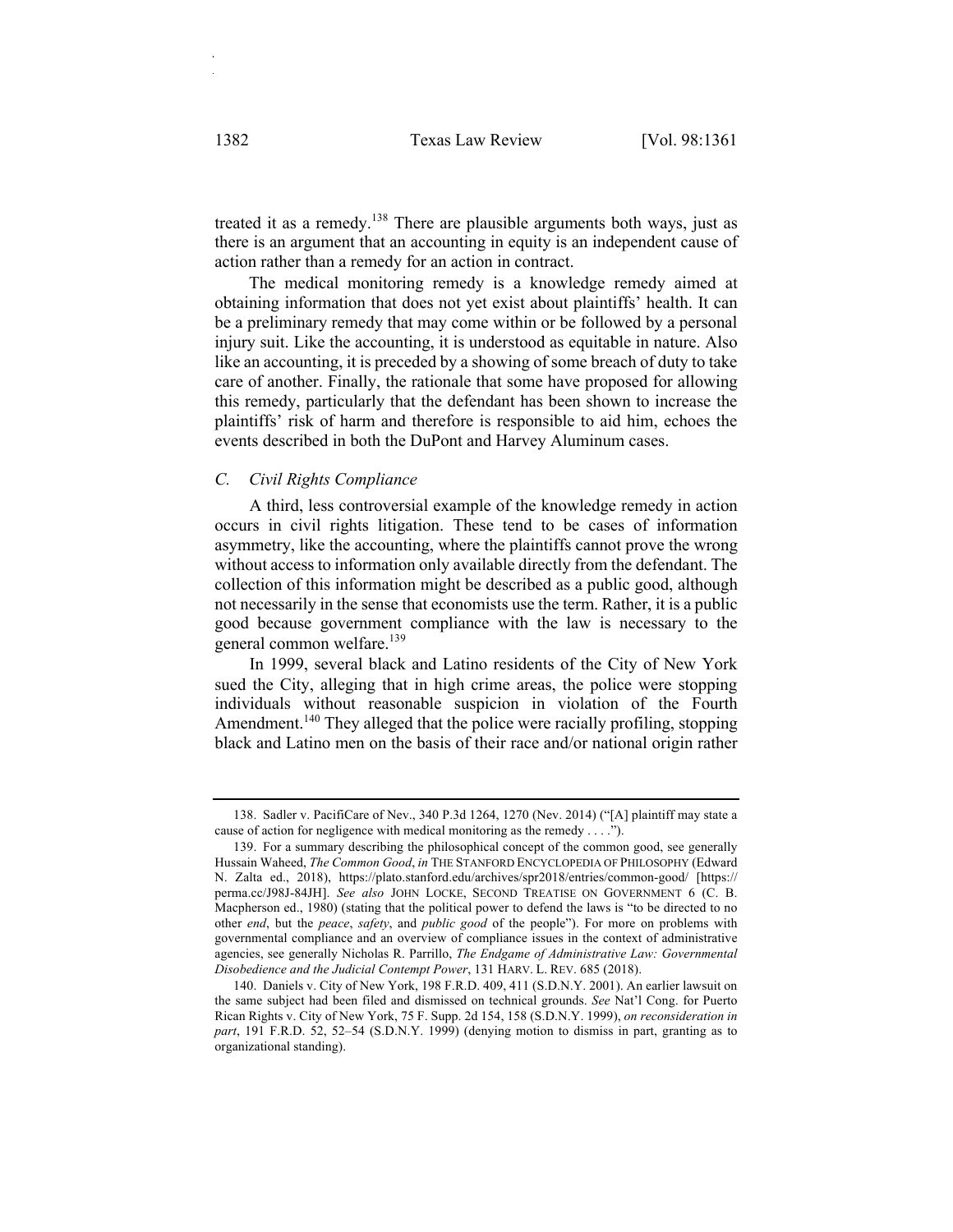treated it as a remedy.[138] There are plausible arguments both ways, just as there is an argument that an accounting in equity is an independent cause of action rather than a remedy for an action in contract.

The medical monitoring remedy is a knowledge remedy aimed at obtaining information that does not yet exist about plaintiffs' health. It can be a preliminary remedy that may come within or be followed by a personal injury suit. Like the accounting, it is understood as equitable in nature. Also like an accounting, it is preceded by a showing of some breach of duty to take care of another. Finally, the rationale that some have proposed for allowing this remedy, particularly that the defendant has been shown to increase the plaintiffs' risk of harm and therefore is responsible to aid him, echoes the events described in both the DuPont and Harvey Aluminum cases.

### *C. Civil Rights Compliance*

A third, less controversial example of the knowledge remedy in action occurs in civil rights litigation. These tend to be cases of information asymmetry, like the accounting, where the plaintiffs cannot prove the wrong without access to information only available directly from the defendant. The collection of this information might be described as a public good, although not necessarily in the sense that economists use the term. Rather, it is a public good because government compliance with the law is necessary to the general common welfare.[139]

In 1999, several black and Latino residents of the City of New York sued the City, alleging that in high crime areas, the police were stopping individuals without reasonable suspicion in violation of the Fourth Amendment.[140] They alleged that the police were racially profiling, stopping black and Latino men on the basis of their race and/or national origin rather

---

138. Sadler v. PacifiCare of Nev., 340 P.3d 1264, 1270 (Nev. 2014) ("[A] plaintiff may state a cause of action for negligence with medical monitoring as the remedy . . . .").

139. For a summary describing the philosophical concept of the common good, see generally Hussain Waheed, *The Common Good*, *in* THE STANFORD ENCYCLOPEDIA OF PHILOSOPHY (Edward N. Zalta ed., 2018), https://plato.stanford.edu/archives/spr2018/entries/common-good/ [https://perma.cc/J98J-84JH]. *See also* JOHN LOCKE, SECOND TREATISE ON GOVERNMENT 6 (C. B. Macpherson ed., 1980) (stating that the political power to defend the laws is "to be directed to no other *end*, but the *peace*, *safety*, and *public good* of the people"). For more on problems with governmental compliance and an overview of compliance issues in the context of administrative agencies, see generally Nicholas R. Parrillo, *The Endgame of Administrative Law: Governmental Disobedience and the Judicial Contempt Power*, 131 HARV. L. REV. 685 (2018).

140. Daniels v. City of New York, 198 F.R.D. 409, 411 (S.D.N.Y. 2001). An earlier lawsuit on the same subject had been filed and dismissed on technical grounds. *See* Nat'l Cong. for Puerto Rican Rights v. City of New York, 75 F. Supp. 2d 154, 158 (S.D.N.Y. 1999), *on reconsideration in part*, 191 F.R.D. 52, 52–54 (S.D.N.Y. 1999) (denying motion to dismiss in part, granting as to organizational standing).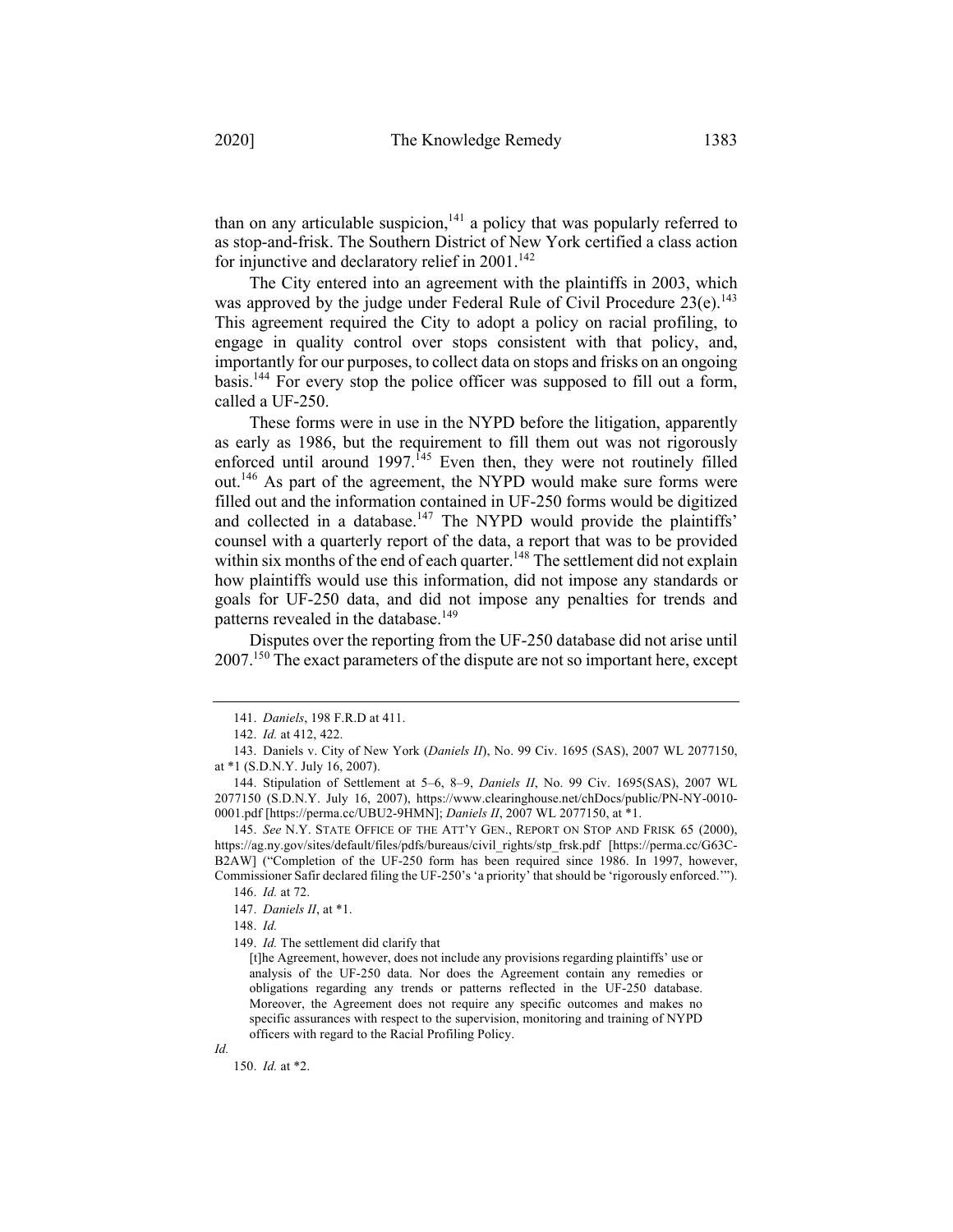than on any articulable suspicion,[141] a policy that was popularly referred to as stop-and-frisk. The Southern District of New York certified a class action for injunctive and declaratory relief in 2001.[142]

The City entered into an agreement with the plaintiffs in 2003, which was approved by the judge under Federal Rule of Civil Procedure 23(e).[143] This agreement required the City to adopt a policy on racial profiling, to engage in quality control over stops consistent with that policy, and, importantly for our purposes, to collect data on stops and frisks on an ongoing basis.[144] For every stop the police officer was supposed to fill out a form, called a UF-250.

These forms were in use in the NYPD before the litigation, apparently as early as 1986, but the requirement to fill them out was not rigorously enforced until around 1997.[145] Even then, they were not routinely filled out.[146] As part of the agreement, the NYPD would make sure forms were filled out and the information contained in UF-250 forms would be digitized and collected in a database.[147] The NYPD would provide the plaintiffs' counsel with a quarterly report of the data, a report that was to be provided within six months of the end of each quarter.[148] The settlement did not explain how plaintiffs would use this information, did not impose any standards or goals for UF-250 data, and did not impose any penalties for trends and patterns revealed in the database.[149]

Disputes over the reporting from the UF-250 database did not arise until 2007.[150] The exact parameters of the dispute are not so important here, except

---

141. *Daniels*, 198 F.R.D at 411.

142. *Id.* at 412, 422.

143. Daniels v. City of New York (*Daniels II*), No. 99 Civ. 1695 (SAS), 2007 WL 2077150, at *1 (S.D.N.Y. July 16, 2007).

144. Stipulation of Settlement at 5–6, 8–9, *Daniels II*, No. 99 Civ. 1695(SAS), 2007 WL 2077150 (S.D.N.Y. July 16, 2007), https://www.clearinghouse.net/chDocs/public/PN-NY-0010-0001.pdf [https://perma.cc/UBU2-9HMN]; *Daniels II*, 2007 WL 2077150, at *1.

145. *See* N.Y. STATE OFFICE OF THE ATT'Y GEN., REPORT ON STOP AND FRISK 65 (2000), https://ag.ny.gov/sites/default/files/pdfs/bureaus/civil_rights/stp_frsk.pdf [https://perma.cc/G63C-B2AW] ("Completion of the UF-250 form has been required since 1986. In 1997, however, Commissioner Safir declared filing the UF-250's 'a priority' that should be 'rigorously enforced.'").

146. *Id.* at 72.

147. *Daniels II*, at *1.

148. *Id.*

149. *Id.* The settlement did clarify that

> [t]he Agreement, however, does not include any provisions regarding plaintiffs' use or analysis of the UF-250 data. Nor does the Agreement contain any remedies or obligations regarding any trends or patterns reflected in the UF-250 database. Moreover, the Agreement does not require any specific outcomes and makes no specific assurances with respect to the supervision, monitoring and training of NYPD officers with regard to the Racial Profiling Policy.

*Id.*

150. *Id.* at *2.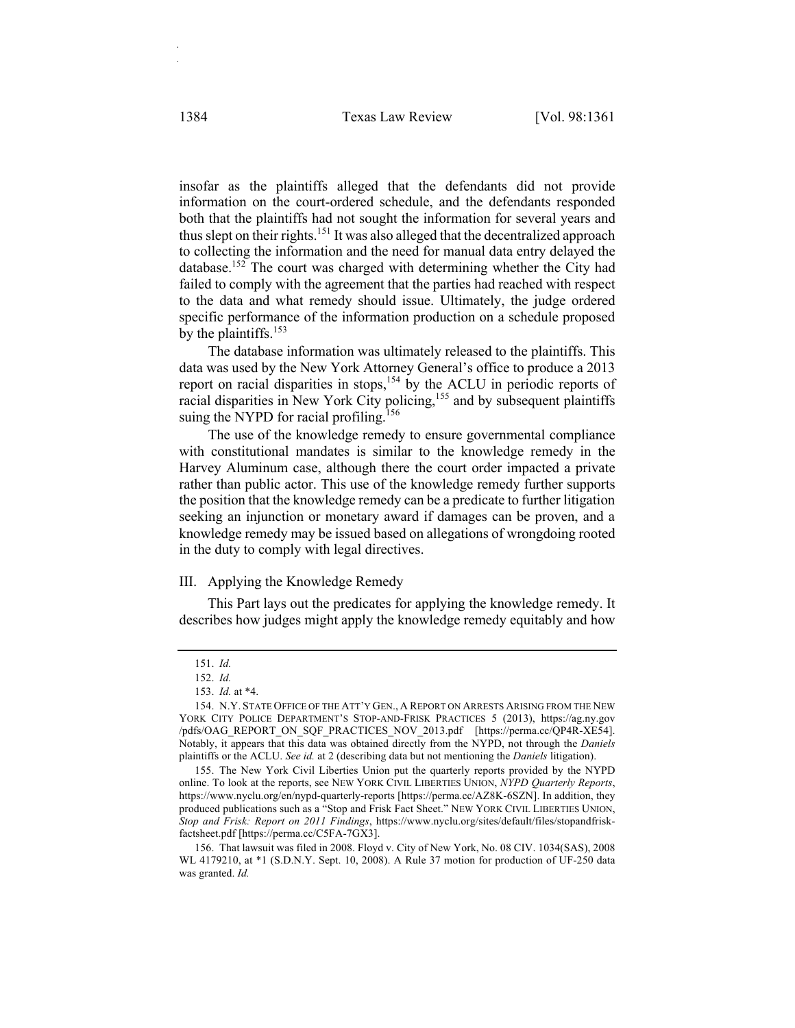insofar as the plaintiffs alleged that the defendants did not provide information on the court-ordered schedule, and the defendants responded both that the plaintiffs had not sought the information for several years and thus slept on their rights.[151] It was also alleged that the decentralized approach to collecting the information and the need for manual data entry delayed the database.[152] The court was charged with determining whether the City had failed to comply with the agreement that the parties had reached with respect to the data and what remedy should issue. Ultimately, the judge ordered specific performance of the information production on a schedule proposed by the plaintiffs.[153]

The database information was ultimately released to the plaintiffs. This data was used by the New York Attorney General's office to produce a 2013 report on racial disparities in stops,[154] by the ACLU in periodic reports of racial disparities in New York City policing,[155] and by subsequent plaintiffs suing the NYPD for racial profiling.[156]

The use of the knowledge remedy to ensure governmental compliance with constitutional mandates is similar to the knowledge remedy in the Harvey Aluminum case, although there the court order impacted a private rather than public actor. This use of the knowledge remedy further supports the position that the knowledge remedy can be a predicate to further litigation seeking an injunction or monetary award if damages can be proven, and a knowledge remedy may be issued based on allegations of wrongdoing rooted in the duty to comply with legal directives.

## III. Applying the Knowledge Remedy

This Part lays out the predicates for applying the knowledge remedy. It describes how judges might apply the knowledge remedy equitably and how

---

151. *Id.*

152. *Id.*

153. *Id.* at \*4.

154. N.Y. STATE OFFICE OF THE ATT'Y GEN., A REPORT ON ARRESTS ARISING FROM THE NEW YORK CITY POLICE DEPARTMENT'S STOP-AND-FRISK PRACTICES 5 (2013), https://ag.ny.gov/pdfs/OAG_REPORT_ON_SQF_PRACTICES_NOV_2013.pdf [https://perma.cc/QP4R-XE54]. Notably, it appears that this data was obtained directly from the NYPD, not through the *Daniels* plaintiffs or the ACLU. *See id.* at 2 (describing data but not mentioning the *Daniels* litigation).

155. The New York Civil Liberties Union put the quarterly reports provided by the NYPD online. To look at the reports, see NEW YORK CIVIL LIBERTIES UNION, *NYPD Quarterly Reports*, https://www.nyclu.org/en/nypd-quarterly-reports [https://perma.cc/AZ8K-6SZN]. In addition, they produced publications such as a "Stop and Frisk Fact Sheet." NEW YORK CIVIL LIBERTIES UNION, *Stop and Frisk: Report on 2011 Findings*, https://www.nyclu.org/sites/default/files/stopandfrisk-factsheet.pdf [https://perma.cc/C5FA-7GX3].

156. That lawsuit was filed in 2008. Floyd v. City of New York, No. 08 CIV. 1034(SAS), 2008 WL 4179210, at \*1 (S.D.N.Y. Sept. 10, 2008). A Rule 37 motion for production of UF-250 data was granted. *Id.*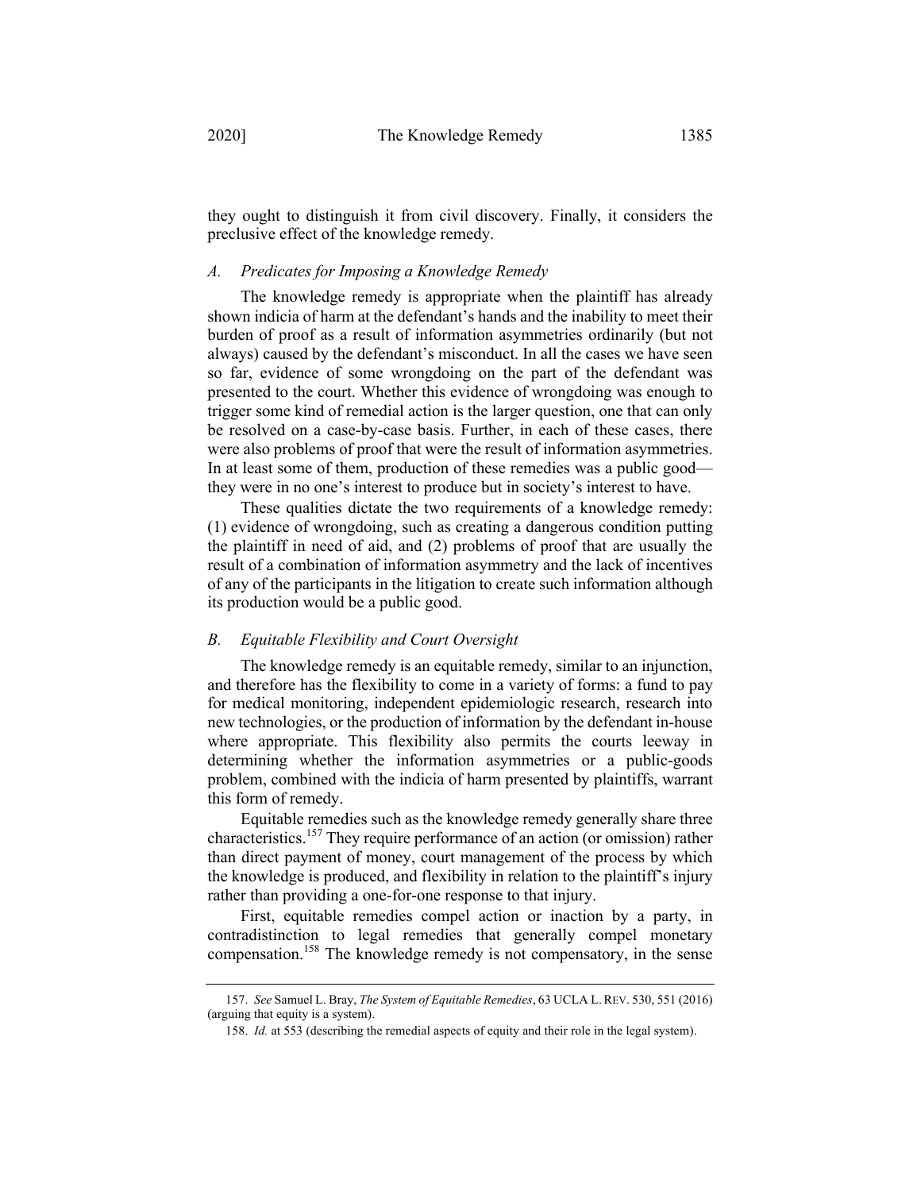they ought to distinguish it from civil discovery. Finally, it considers the preclusive effect of the knowledge remedy.

### *A. Predicates for Imposing a Knowledge Remedy*

The knowledge remedy is appropriate when the plaintiff has already shown indicia of harm at the defendant's hands and the inability to meet their burden of proof as a result of information asymmetries ordinarily (but not always) caused by the defendant's misconduct. In all the cases we have seen so far, evidence of some wrongdoing on the part of the defendant was presented to the court. Whether this evidence of wrongdoing was enough to trigger some kind of remedial action is the larger question, one that can only be resolved on a case-by-case basis. Further, in each of these cases, there were also problems of proof that were the result of information asymmetries. In at least some of them, production of these remedies was a public good—they were in no one's interest to produce but in society's interest to have.

These qualities dictate the two requirements of a knowledge remedy: (1) evidence of wrongdoing, such as creating a dangerous condition putting the plaintiff in need of aid, and (2) problems of proof that are usually the result of a combination of information asymmetry and the lack of incentives of any of the participants in the litigation to create such information although its production would be a public good.

### *B. Equitable Flexibility and Court Oversight*

The knowledge remedy is an equitable remedy, similar to an injunction, and therefore has the flexibility to come in a variety of forms: a fund to pay for medical monitoring, independent epidemiologic research, research into new technologies, or the production of information by the defendant in-house where appropriate. This flexibility also permits the courts leeway in determining whether the information asymmetries or a public-goods problem, combined with the indicia of harm presented by plaintiffs, warrant this form of remedy.

Equitable remedies such as the knowledge remedy generally share three characteristics.[157] They require performance of an action (or omission) rather than direct payment of money, court management of the process by which the knowledge is produced, and flexibility in relation to the plaintiff's injury rather than providing a one-for-one response to that injury.

First, equitable remedies compel action or inaction by a party, in contradistinction to legal remedies that generally compel monetary compensation.[158] The knowledge remedy is not compensatory, in the sense

---

157. *See* Samuel L. Bray, *The System of Equitable Remedies*, 63 UCLA L. REV. 530, 551 (2016) (arguing that equity is a system).

158. *Id.* at 553 (describing the remedial aspects of equity and their role in the legal system).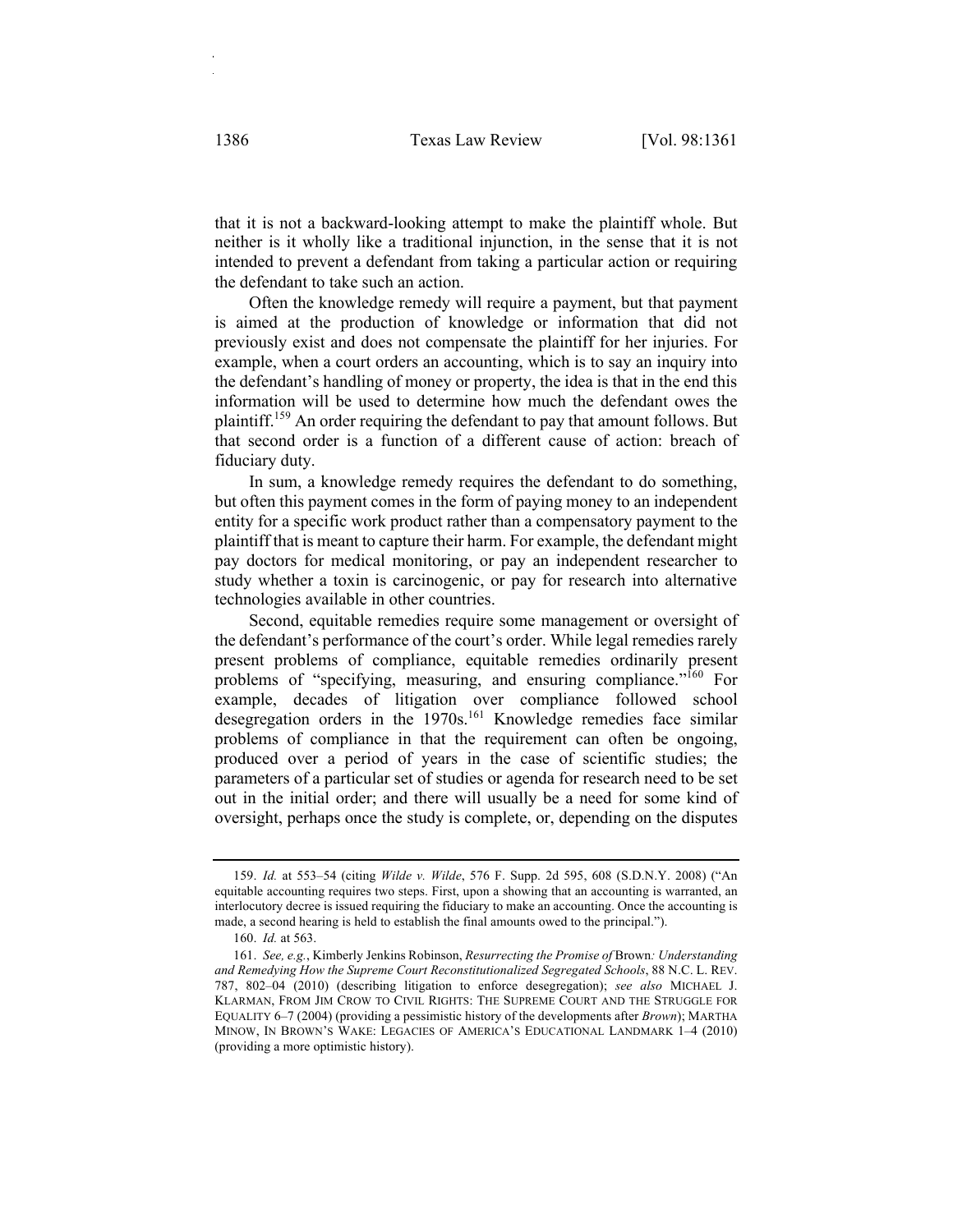that it is not a backward-looking attempt to make the plaintiff whole. But neither is it wholly like a traditional injunction, in the sense that it is not intended to prevent a defendant from taking a particular action or requiring the defendant to take such an action.

Often the knowledge remedy will require a payment, but that payment is aimed at the production of knowledge or information that did not previously exist and does not compensate the plaintiff for her injuries. For example, when a court orders an accounting, which is to say an inquiry into the defendant's handling of money or property, the idea is that in the end this information will be used to determine how much the defendant owes the plaintiff.[159] An order requiring the defendant to pay that amount follows. But that second order is a function of a different cause of action: breach of fiduciary duty.

In sum, a knowledge remedy requires the defendant to do something, but often this payment comes in the form of paying money to an independent entity for a specific work product rather than a compensatory payment to the plaintiff that is meant to capture their harm. For example, the defendant might pay doctors for medical monitoring, or pay an independent researcher to study whether a toxin is carcinogenic, or pay for research into alternative technologies available in other countries.

Second, equitable remedies require some management or oversight of the defendant's performance of the court's order. While legal remedies rarely present problems of compliance, equitable remedies ordinarily present problems of "specifying, measuring, and ensuring compliance."[160] For example, decades of litigation over compliance followed school desegregation orders in the 1970s.[161] Knowledge remedies face similar problems of compliance in that the requirement can often be ongoing, produced over a period of years in the case of scientific studies; the parameters of a particular set of studies or agenda for research need to be set out in the initial order; and there will usually be a need for some kind of oversight, perhaps once the study is complete, or, depending on the disputes

---

159. *Id.* at 553–54 (citing *Wilde v. Wilde*, 576 F. Supp. 2d 595, 608 (S.D.N.Y. 2008) ("An equitable accounting requires two steps. First, upon a showing that an accounting is warranted, an interlocutory decree is issued requiring the fiduciary to make an accounting. Once the accounting is made, a second hearing is held to establish the final amounts owed to the principal.").

160. *Id.* at 563.

161. *See, e.g.*, Kimberly Jenkins Robinson, *Resurrecting the Promise of* Brown*: Understanding and Remedying How the Supreme Court Reconstitutionalized Segregated Schools*, 88 N.C. L. REV. 787, 802–04 (2010) (describing litigation to enforce desegregation); *see also* MICHAEL J. KLARMAN, FROM JIM CROW TO CIVIL RIGHTS: THE SUPREME COURT AND THE STRUGGLE FOR EQUALITY 6–7 (2004) (providing a pessimistic history of the developments after *Brown*); MARTHA MINOW, IN BROWN'S WAKE: LEGACIES OF AMERICA'S EDUCATIONAL LANDMARK 1–4 (2010) (providing a more optimistic history).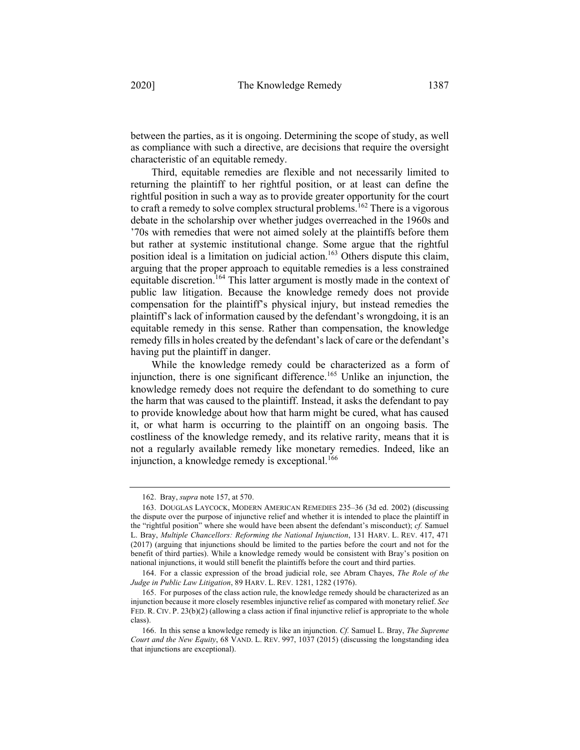between the parties, as it is ongoing. Determining the scope of study, as well as compliance with such a directive, are decisions that require the oversight characteristic of an equitable remedy.

Third, equitable remedies are flexible and not necessarily limited to returning the plaintiff to her rightful position, or at least can define the rightful position in such a way as to provide greater opportunity for the court to craft a remedy to solve complex structural problems.[162] There is a vigorous debate in the scholarship over whether judges overreached in the 1960s and '70s with remedies that were not aimed solely at the plaintiffs before them but rather at systemic institutional change. Some argue that the rightful position ideal is a limitation on judicial action.[163] Others dispute this claim, arguing that the proper approach to equitable remedies is a less constrained equitable discretion.[164] This latter argument is mostly made in the context of public law litigation. Because the knowledge remedy does not provide compensation for the plaintiff's physical injury, but instead remedies the plaintiff's lack of information caused by the defendant's wrongdoing, it is an equitable remedy in this sense. Rather than compensation, the knowledge remedy fills in holes created by the defendant's lack of care or the defendant's having put the plaintiff in danger.

While the knowledge remedy could be characterized as a form of injunction, there is one significant difference.[165] Unlike an injunction, the knowledge remedy does not require the defendant to do something to cure the harm that was caused to the plaintiff. Instead, it asks the defendant to pay to provide knowledge about how that harm might be cured, what has caused it, or what harm is occurring to the plaintiff on an ongoing basis. The costliness of the knowledge remedy, and its relative rarity, means that it is not a regularly available remedy like monetary remedies. Indeed, like an injunction, a knowledge remedy is exceptional.[166]

---

162. Bray, *supra* note 157, at 570.

163. DOUGLAS LAYCOCK, MODERN AMERICAN REMEDIES 235–36 (3d ed. 2002) (discussing the dispute over the purpose of injunctive relief and whether it is intended to place the plaintiff in the "rightful position" where she would have been absent the defendant's misconduct); *cf.* Samuel L. Bray, *Multiple Chancellors: Reforming the National Injunction*, 131 HARV. L. REV. 417, 471 (2017) (arguing that injunctions should be limited to the parties before the court and not for the benefit of third parties). While a knowledge remedy would be consistent with Bray's position on national injunctions, it would still benefit the plaintiffs before the court and third parties.

164. For a classic expression of the broad judicial role, see Abram Chayes, *The Role of the Judge in Public Law Litigation*, 89 HARV. L. REV. 1281, 1282 (1976).

165. For purposes of the class action rule, the knowledge remedy should be characterized as an injunction because it more closely resembles injunctive relief as compared with monetary relief. *See* FED. R. CIV. P. 23(b)(2) (allowing a class action if final injunctive relief is appropriate to the whole class).

166. In this sense a knowledge remedy is like an injunction. *Cf.* Samuel L. Bray, *The Supreme Court and the New Equity*, 68 VAND. L. REV. 997, 1037 (2015) (discussing the longstanding idea that injunctions are exceptional).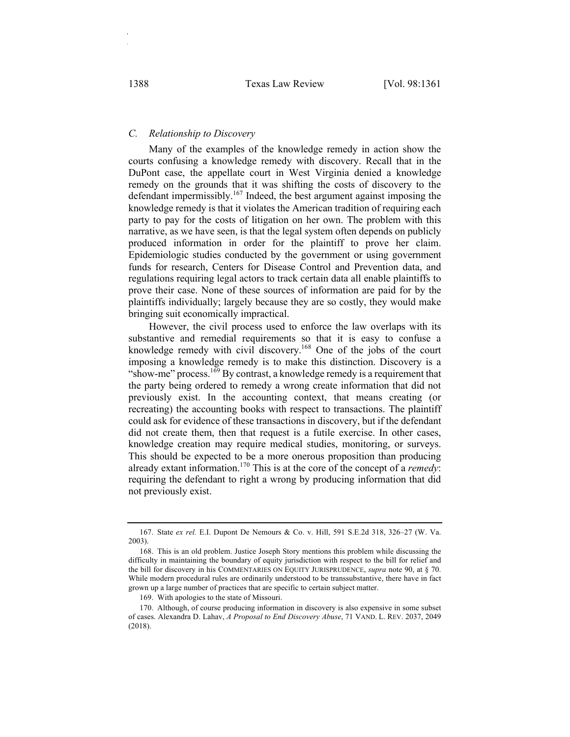### *C. Relationship to Discovery*

Many of the examples of the knowledge remedy in action show the courts confusing a knowledge remedy with discovery. Recall that in the DuPont case, the appellate court in West Virginia denied a knowledge remedy on the grounds that it was shifting the costs of discovery to the defendant impermissibly.[167] Indeed, the best argument against imposing the knowledge remedy is that it violates the American tradition of requiring each party to pay for the costs of litigation on her own. The problem with this narrative, as we have seen, is that the legal system often depends on publicly produced information in order for the plaintiff to prove her claim. Epidemiologic studies conducted by the government or using government funds for research, Centers for Disease Control and Prevention data, and regulations requiring legal actors to track certain data all enable plaintiffs to prove their case. None of these sources of information are paid for by the plaintiffs individually; largely because they are so costly, they would make bringing suit economically impractical.

However, the civil process used to enforce the law overlaps with its substantive and remedial requirements so that it is easy to confuse a knowledge remedy with civil discovery.[168] One of the jobs of the court imposing a knowledge remedy is to make this distinction. Discovery is a "show-me" process.[169] By contrast, a knowledge remedy is a requirement that the party being ordered to remedy a wrong create information that did not previously exist. In the accounting context, that means creating (or recreating) the accounting books with respect to transactions. The plaintiff could ask for evidence of these transactions in discovery, but if the defendant did not create them, then that request is a futile exercise. In other cases, knowledge creation may require medical studies, monitoring, or surveys. This should be expected to be a more onerous proposition than producing already extant information.[170] This is at the core of the concept of a *remedy*: requiring the defendant to right a wrong by producing information that did not previously exist.

---

167. State *ex rel.* E.I. Dupont De Nemours & Co. v. Hill, 591 S.E.2d 318, 326–27 (W. Va. 2003).

168. This is an old problem. Justice Joseph Story mentions this problem while discussing the difficulty in maintaining the boundary of equity jurisdiction with respect to the bill for relief and the bill for discovery in his COMMENTARIES ON EQUITY JURISPRUDENCE, *supra* note 90, at § 70. While modern procedural rules are ordinarily understood to be transsubstantive, there have in fact grown up a large number of practices that are specific to certain subject matter.

169. With apologies to the state of Missouri.

170. Although, of course producing information in discovery is also expensive in some subset of cases. Alexandra D. Lahav, *A Proposal to End Discovery Abuse*, 71 VAND. L. REV. 2037, 2049 (2018).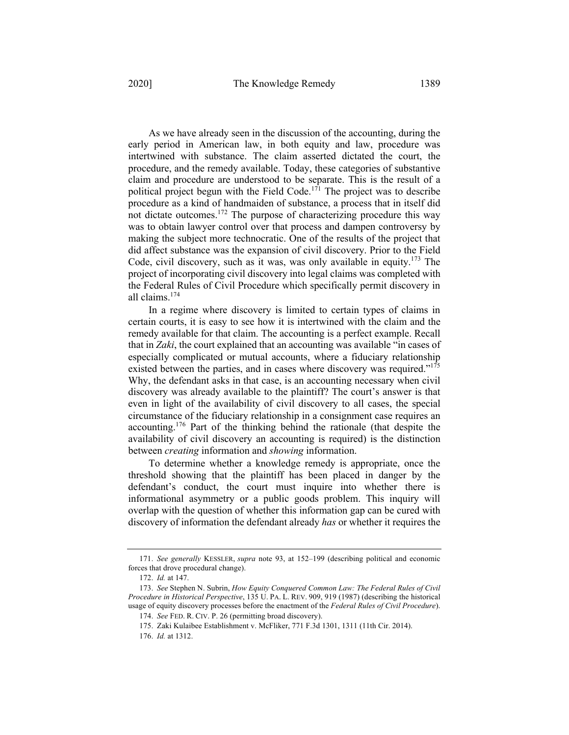As we have already seen in the discussion of the accounting, during the early period in American law, in both equity and law, procedure was intertwined with substance. The claim asserted dictated the court, the procedure, and the remedy available. Today, these categories of substantive claim and procedure are understood to be separate. This is the result of a political project begun with the Field Code.[171] The project was to describe procedure as a kind of handmaiden of substance, a process that in itself did not dictate outcomes.[172] The purpose of characterizing procedure this way was to obtain lawyer control over that process and dampen controversy by making the subject more technocratic. One of the results of the project that did affect substance was the expansion of civil discovery. Prior to the Field Code, civil discovery, such as it was, was only available in equity.[173] The project of incorporating civil discovery into legal claims was completed with the Federal Rules of Civil Procedure which specifically permit discovery in all claims.[174]

In a regime where discovery is limited to certain types of claims in certain courts, it is easy to see how it is intertwined with the claim and the remedy available for that claim. The accounting is a perfect example. Recall that in *Zaki*, the court explained that an accounting was available "in cases of especially complicated or mutual accounts, where a fiduciary relationship existed between the parties, and in cases where discovery was required."[175] Why, the defendant asks in that case, is an accounting necessary when civil discovery was already available to the plaintiff? The court's answer is that even in light of the availability of civil discovery to all cases, the special circumstance of the fiduciary relationship in a consignment case requires an accounting.[176] Part of the thinking behind the rationale (that despite the availability of civil discovery an accounting is required) is the distinction between *creating* information and *showing* information.

To determine whether a knowledge remedy is appropriate, once the threshold showing that the plaintiff has been placed in danger by the defendant's conduct, the court must inquire into whether there is informational asymmetry or a public goods problem. This inquiry will overlap with the question of whether this information gap can be cured with discovery of information the defendant already *has* or whether it requires the

---

171. *See generally* KESSLER, *supra* note 93, at 152–199 (describing political and economic forces that drove procedural change).

172. *Id.* at 147.

173. *See* Stephen N. Subrin, *How Equity Conquered Common Law: The Federal Rules of Civil Procedure in Historical Perspective*, 135 U. PA. L. REV. 909, 919 (1987) (describing the historical usage of equity discovery processes before the enactment of the *Federal Rules of Civil Procedure*).

174. *See* FED. R. CIV. P. 26 (permitting broad discovery).

175. Zaki Kulaibee Establishment v. McFliker, 771 F.3d 1301, 1311 (11th Cir. 2014).

176. *Id.* at 1312.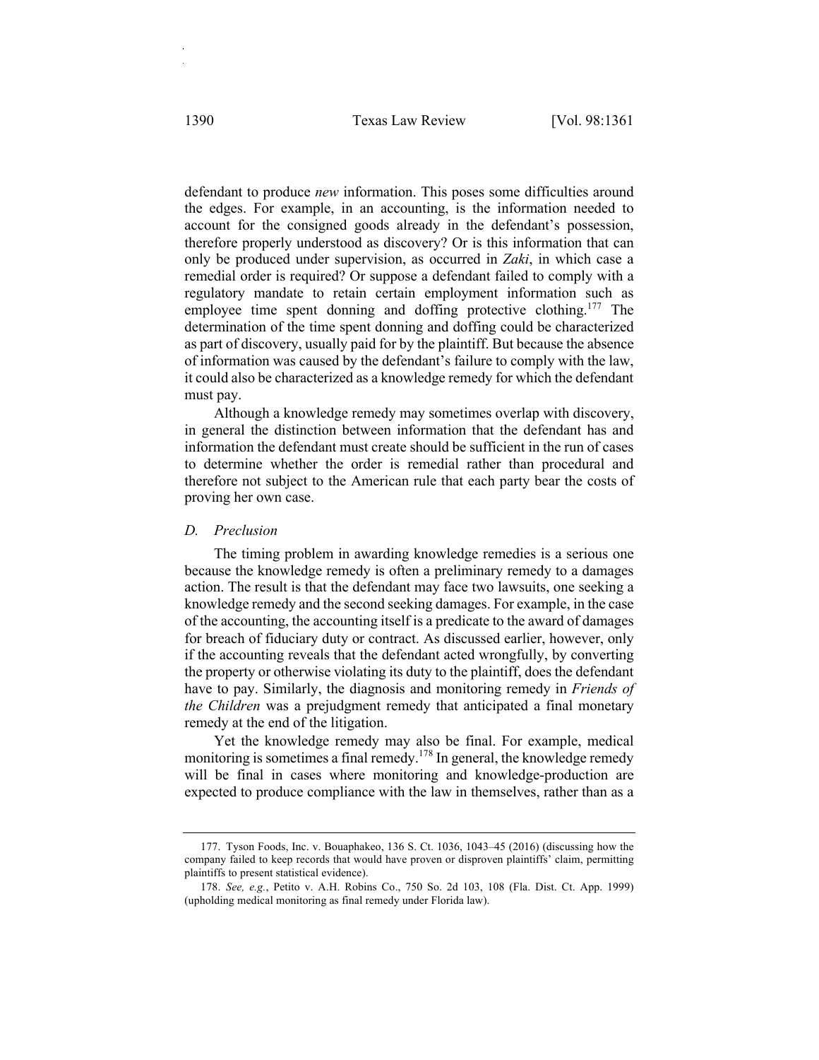defendant to produce *new* information. This poses some difficulties around the edges. For example, in an accounting, is the information needed to account for the consigned goods already in the defendant's possession, therefore properly understood as discovery? Or is this information that can only be produced under supervision, as occurred in *Zaki*, in which case a remedial order is required? Or suppose a defendant failed to comply with a regulatory mandate to retain certain employment information such as employee time spent donning and doffing protective clothing.[177] The determination of the time spent donning and doffing could be characterized as part of discovery, usually paid for by the plaintiff. But because the absence of information was caused by the defendant's failure to comply with the law, it could also be characterized as a knowledge remedy for which the defendant must pay.

Although a knowledge remedy may sometimes overlap with discovery, in general the distinction between information that the defendant has and information the defendant must create should be sufficient in the run of cases to determine whether the order is remedial rather than procedural and therefore not subject to the American rule that each party bear the costs of proving her own case.

### *D. Preclusion*

The timing problem in awarding knowledge remedies is a serious one because the knowledge remedy is often a preliminary remedy to a damages action. The result is that the defendant may face two lawsuits, one seeking a knowledge remedy and the second seeking damages. For example, in the case of the accounting, the accounting itself is a predicate to the award of damages for breach of fiduciary duty or contract. As discussed earlier, however, only if the accounting reveals that the defendant acted wrongfully, by converting the property or otherwise violating its duty to the plaintiff, does the defendant have to pay. Similarly, the diagnosis and monitoring remedy in *Friends of the Children* was a prejudgment remedy that anticipated a final monetary remedy at the end of the litigation.

Yet the knowledge remedy may also be final. For example, medical monitoring is sometimes a final remedy.[178] In general, the knowledge remedy will be final in cases where monitoring and knowledge-production are expected to produce compliance with the law in themselves, rather than as a

---

177. Tyson Foods, Inc. v. Bouaphakeo, 136 S. Ct. 1036, 1043–45 (2016) (discussing how the company failed to keep records that would have proven or disproven plaintiffs' claim, permitting plaintiffs to present statistical evidence).

178. *See, e.g.*, Petito v. A.H. Robins Co., 750 So. 2d 103, 108 (Fla. Dist. Ct. App. 1999) (upholding medical monitoring as final remedy under Florida law).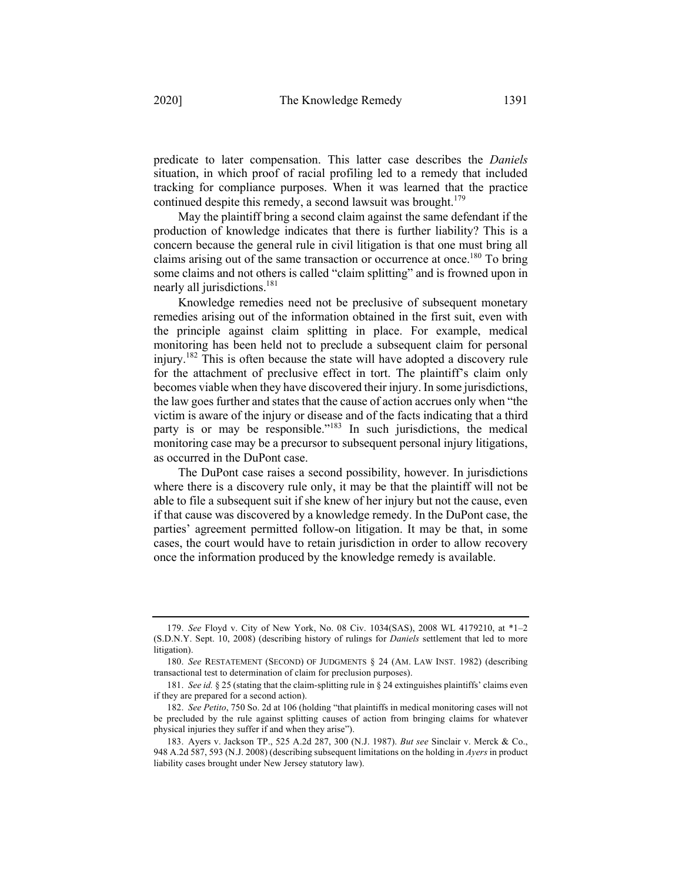predicate to later compensation. This latter case describes the *Daniels* situation, in which proof of racial profiling led to a remedy that included tracking for compliance purposes. When it was learned that the practice continued despite this remedy, a second lawsuit was brought.[179]

May the plaintiff bring a second claim against the same defendant if the production of knowledge indicates that there is further liability? This is a concern because the general rule in civil litigation is that one must bring all claims arising out of the same transaction or occurrence at once.[180] To bring some claims and not others is called "claim splitting" and is frowned upon in nearly all jurisdictions.[181]

Knowledge remedies need not be preclusive of subsequent monetary remedies arising out of the information obtained in the first suit, even with the principle against claim splitting in place. For example, medical monitoring has been held not to preclude a subsequent claim for personal injury.[182] This is often because the state will have adopted a discovery rule for the attachment of preclusive effect in tort. The plaintiff's claim only becomes viable when they have discovered their injury. In some jurisdictions, the law goes further and states that the cause of action accrues only when "the victim is aware of the injury or disease and of the facts indicating that a third party is or may be responsible."[183] In such jurisdictions, the medical monitoring case may be a precursor to subsequent personal injury litigations, as occurred in the DuPont case.

The DuPont case raises a second possibility, however. In jurisdictions where there is a discovery rule only, it may be that the plaintiff will not be able to file a subsequent suit if she knew of her injury but not the cause, even if that cause was discovered by a knowledge remedy. In the DuPont case, the parties' agreement permitted follow-on litigation. It may be that, in some cases, the court would have to retain jurisdiction in order to allow recovery once the information produced by the knowledge remedy is available.

---

179. *See* Floyd v. City of New York, No. 08 Civ. 1034(SAS), 2008 WL 4179210, at *1–2 (S.D.N.Y. Sept. 10, 2008) (describing history of rulings for *Daniels* settlement that led to more litigation).

180. *See* RESTATEMENT (SECOND) OF JUDGMENTS § 24 (AM. LAW INST. 1982) (describing transactional test to determination of claim for preclusion purposes).

181. *See id.* § 25 (stating that the claim-splitting rule in § 24 extinguishes plaintiffs' claims even if they are prepared for a second action).

182. *See Petito*, 750 So. 2d at 106 (holding "that plaintiffs in medical monitoring cases will not be precluded by the rule against splitting causes of action from bringing claims for whatever physical injuries they suffer if and when they arise").

183. Ayers v. Jackson TP., 525 A.2d 287, 300 (N.J. 1987). *But see* Sinclair v. Merck & Co., 948 A.2d 587, 593 (N.J. 2008) (describing subsequent limitations on the holding in *Ayers* in product liability cases brought under New Jersey statutory law).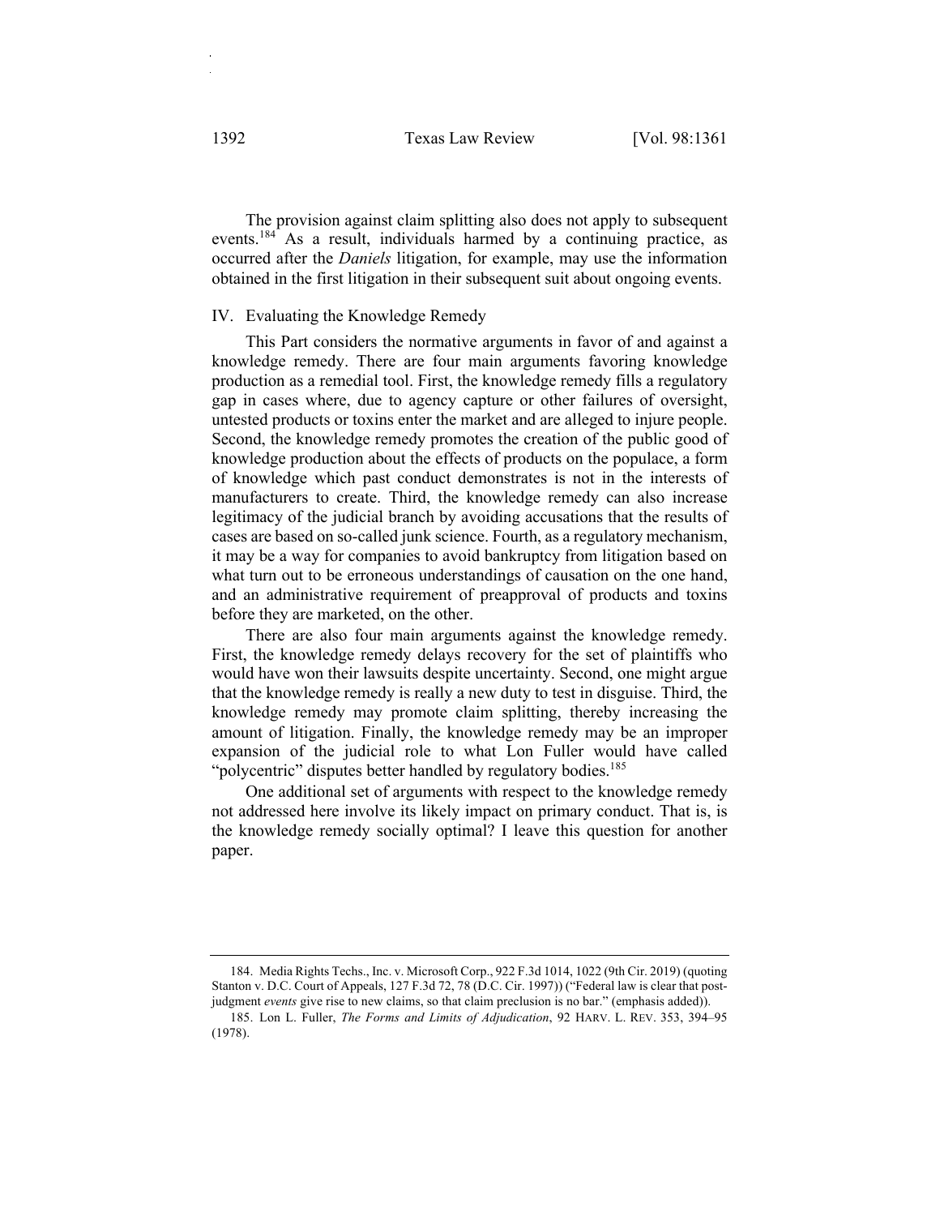The provision against claim splitting also does not apply to subsequent events.[184] As a result, individuals harmed by a continuing practice, as occurred after the *Daniels* litigation, for example, may use the information obtained in the first litigation in their subsequent suit about ongoing events.

## IV. Evaluating the Knowledge Remedy

This Part considers the normative arguments in favor of and against a knowledge remedy. There are four main arguments favoring knowledge production as a remedial tool. First, the knowledge remedy fills a regulatory gap in cases where, due to agency capture or other failures of oversight, untested products or toxins enter the market and are alleged to injure people. Second, the knowledge remedy promotes the creation of the public good of knowledge production about the effects of products on the populace, a form of knowledge which past conduct demonstrates is not in the interests of manufacturers to create. Third, the knowledge remedy can also increase legitimacy of the judicial branch by avoiding accusations that the results of cases are based on so-called junk science. Fourth, as a regulatory mechanism, it may be a way for companies to avoid bankruptcy from litigation based on what turn out to be erroneous understandings of causation on the one hand, and an administrative requirement of preapproval of products and toxins before they are marketed, on the other.

There are also four main arguments against the knowledge remedy. First, the knowledge remedy delays recovery for the set of plaintiffs who would have won their lawsuits despite uncertainty. Second, one might argue that the knowledge remedy is really a new duty to test in disguise. Third, the knowledge remedy may promote claim splitting, thereby increasing the amount of litigation. Finally, the knowledge remedy may be an improper expansion of the judicial role to what Lon Fuller would have called "polycentric" disputes better handled by regulatory bodies.[185]

One additional set of arguments with respect to the knowledge remedy not addressed here involve its likely impact on primary conduct. That is, is the knowledge remedy socially optimal? I leave this question for another paper.

---

184. Media Rights Techs., Inc. v. Microsoft Corp., 922 F.3d 1014, 1022 (9th Cir. 2019) (quoting Stanton v. D.C. Court of Appeals, 127 F.3d 72, 78 (D.C. Cir. 1997)) ("Federal law is clear that post-judgment *events* give rise to new claims, so that claim preclusion is no bar." (emphasis added)).

185. Lon L. Fuller, *The Forms and Limits of Adjudication*, 92 HARV. L. REV. 353, 394–95 (1978).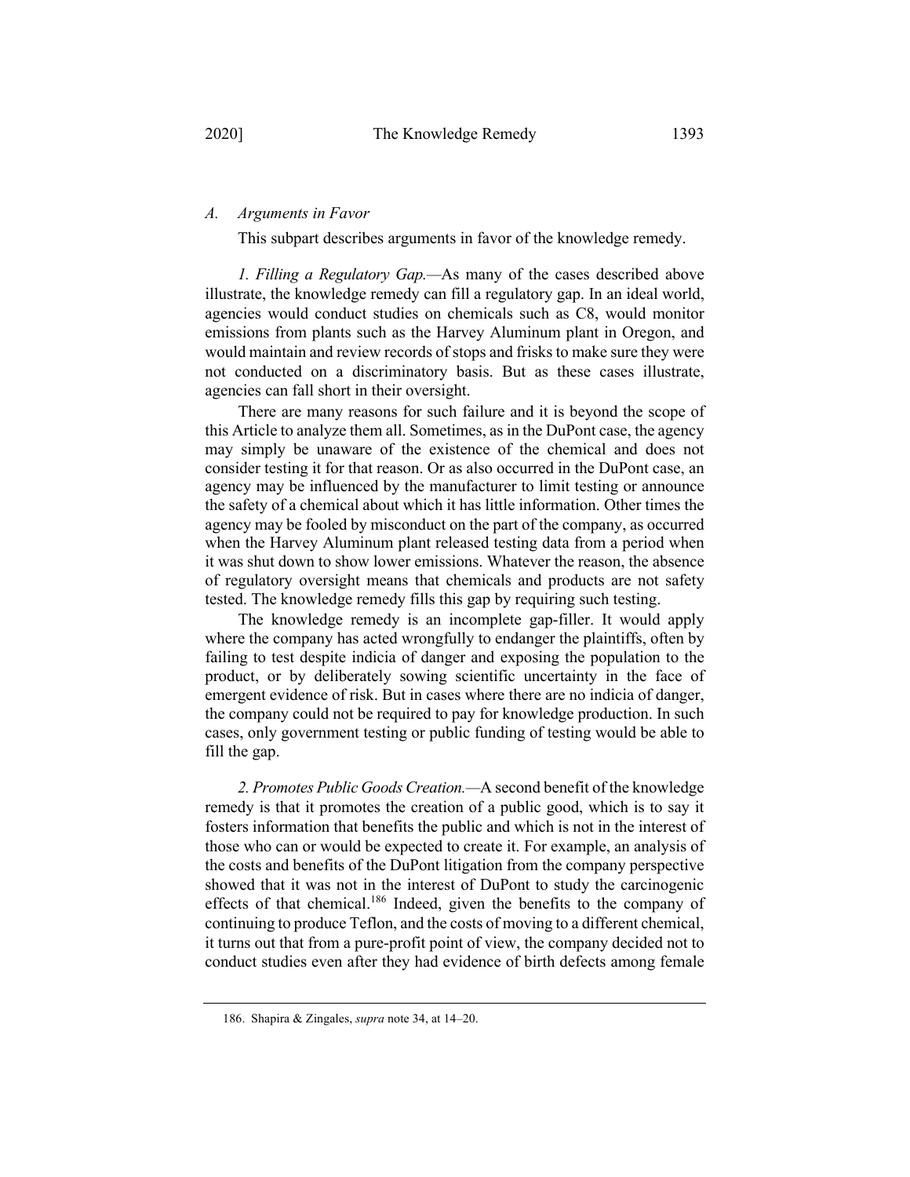### *A. Arguments in Favor*

This subpart describes arguments in favor of the knowledge remedy.

*1. Filling a Regulatory Gap.*—As many of the cases described above illustrate, the knowledge remedy can fill a regulatory gap. In an ideal world, agencies would conduct studies on chemicals such as C8, would monitor emissions from plants such as the Harvey Aluminum plant in Oregon, and would maintain and review records of stops and frisks to make sure they were not conducted on a discriminatory basis. But as these cases illustrate, agencies can fall short in their oversight.

There are many reasons for such failure and it is beyond the scope of this Article to analyze them all. Sometimes, as in the DuPont case, the agency may simply be unaware of the existence of the chemical and does not consider testing it for that reason. Or as also occurred in the DuPont case, an agency may be influenced by the manufacturer to limit testing or announce the safety of a chemical about which it has little information. Other times the agency may be fooled by misconduct on the part of the company, as occurred when the Harvey Aluminum plant released testing data from a period when it was shut down to show lower emissions. Whatever the reason, the absence of regulatory oversight means that chemicals and products are not safety tested. The knowledge remedy fills this gap by requiring such testing.

The knowledge remedy is an incomplete gap-filler. It would apply where the company has acted wrongfully to endanger the plaintiffs, often by failing to test despite indicia of danger and exposing the population to the product, or by deliberately sowing scientific uncertainty in the face of emergent evidence of risk. But in cases where there are no indicia of danger, the company could not be required to pay for knowledge production. In such cases, only government testing or public funding of testing would be able to fill the gap.

*2. Promotes Public Goods Creation.*—A second benefit of the knowledge remedy is that it promotes the creation of a public good, which is to say it fosters information that benefits the public and which is not in the interest of those who can or would be expected to create it. For example, an analysis of the costs and benefits of the DuPont litigation from the company perspective showed that it was not in the interest of DuPont to study the carcinogenic effects of that chemical.[186] Indeed, given the benefits to the company of continuing to produce Teflon, and the costs of moving to a different chemical, it turns out that from a pure-profit point of view, the company decided not to conduct studies even after they had evidence of birth defects among female

186. Shapira & Zingales, *supra* note 34, at 14–20.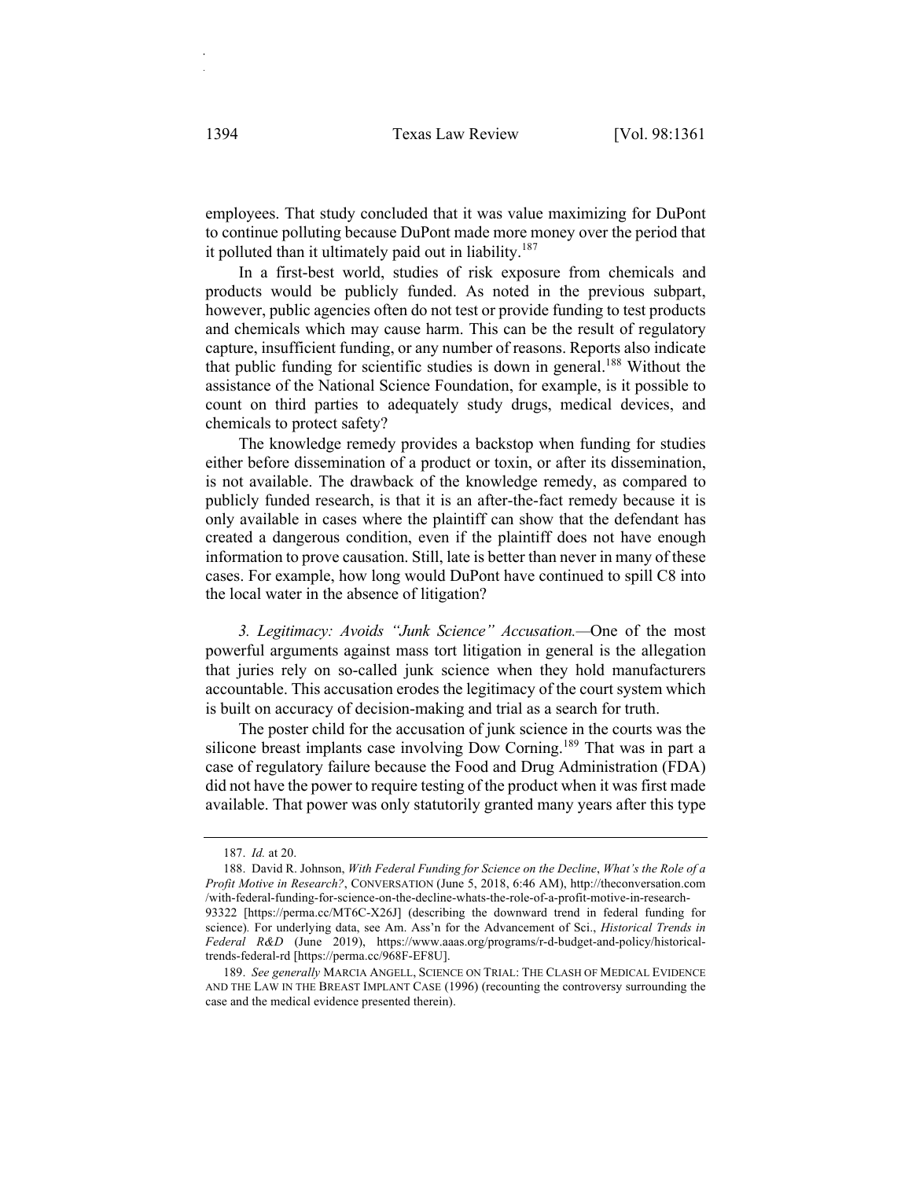employees. That study concluded that it was value maximizing for DuPont to continue polluting because DuPont made more money over the period that it polluted than it ultimately paid out in liability.[187]

In a first-best world, studies of risk exposure from chemicals and products would be publicly funded. As noted in the previous subpart, however, public agencies often do not test or provide funding to test products and chemicals which may cause harm. This can be the result of regulatory capture, insufficient funding, or any number of reasons. Reports also indicate that public funding for scientific studies is down in general.[188] Without the assistance of the National Science Foundation, for example, is it possible to count on third parties to adequately study drugs, medical devices, and chemicals to protect safety?

The knowledge remedy provides a backstop when funding for studies either before dissemination of a product or toxin, or after its dissemination, is not available. The drawback of the knowledge remedy, as compared to publicly funded research, is that it is an after-the-fact remedy because it is only available in cases where the plaintiff can show that the defendant has created a dangerous condition, even if the plaintiff does not have enough information to prove causation. Still, late is better than never in many of these cases. For example, how long would DuPont have continued to spill C8 into the local water in the absence of litigation?

*3. Legitimacy: Avoids "Junk Science" Accusation.*—One of the most powerful arguments against mass tort litigation in general is the allegation that juries rely on so-called junk science when they hold manufacturers accountable. This accusation erodes the legitimacy of the court system which is built on accuracy of decision-making and trial as a search for truth.

The poster child for the accusation of junk science in the courts was the silicone breast implants case involving Dow Corning.[189] That was in part a case of regulatory failure because the Food and Drug Administration (FDA) did not have the power to require testing of the product when it was first made available. That power was only statutorily granted many years after this type

---

187. *Id.* at 20.

188. David R. Johnson, *With Federal Funding for Science on the Decline*, *What's the Role of a Profit Motive in Research?*, CONVERSATION (June 5, 2018, 6:46 AM), http://theconversation.com/with-federal-funding-for-science-on-the-decline-whats-the-role-of-a-profit-motive-in-research-93322 [https://perma.cc/MT6C-X26J] (describing the downward trend in federal funding for science). For underlying data, see Am. Ass'n for the Advancement of Sci., *Historical Trends in Federal R&D* (June 2019), https://www.aaas.org/programs/r-d-budget-and-policy/historical-trends-federal-rd [https://perma.cc/968F-EF8U].

189. *See generally* MARCIA ANGELL, SCIENCE ON TRIAL: THE CLASH OF MEDICAL EVIDENCE AND THE LAW IN THE BREAST IMPLANT CASE (1996) (recounting the controversy surrounding the case and the medical evidence presented therein).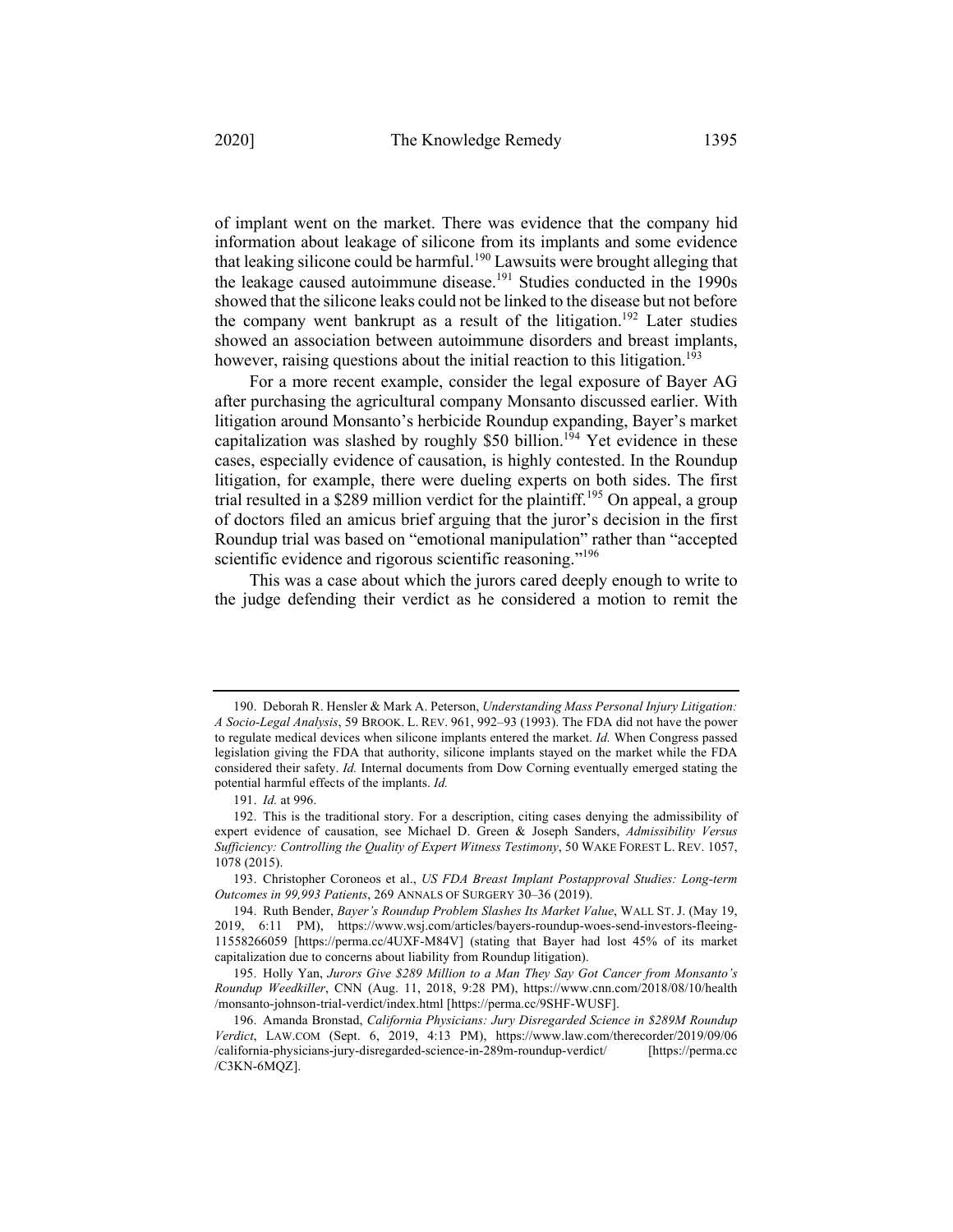of implant went on the market. There was evidence that the company hid information about leakage of silicone from its implants and some evidence that leaking silicone could be harmful.[190] Lawsuits were brought alleging that the leakage caused autoimmune disease.[191] Studies conducted in the 1990s showed that the silicone leaks could not be linked to the disease but not before the company went bankrupt as a result of the litigation.[192] Later studies showed an association between autoimmune disorders and breast implants, however, raising questions about the initial reaction to this litigation.[193]

For a more recent example, consider the legal exposure of Bayer AG after purchasing the agricultural company Monsanto discussed earlier. With litigation around Monsanto's herbicide Roundup expanding, Bayer's market capitalization was slashed by roughly $50 billion.[194] Yet evidence in these cases, especially evidence of causation, is highly contested. In the Roundup litigation, for example, there were dueling experts on both sides. The first trial resulted in a $289 million verdict for the plaintiff.[195] On appeal, a group of doctors filed an amicus brief arguing that the juror's decision in the first Roundup trial was based on "emotional manipulation" rather than "accepted scientific evidence and rigorous scientific reasoning."[196]

This was a case about which the jurors cared deeply enough to write to the judge defending their verdict as he considered a motion to remit the

---

190. Deborah R. Hensler & Mark A. Peterson, *Understanding Mass Personal Injury Litigation: A Socio-Legal Analysis*, 59 BROOK. L. REV. 961, 992–93 (1993). The FDA did not have the power to regulate medical devices when silicone implants entered the market. *Id.* When Congress passed legislation giving the FDA that authority, silicone implants stayed on the market while the FDA considered their safety. *Id.* Internal documents from Dow Corning eventually emerged stating the potential harmful effects of the implants. *Id.*

191. *Id.* at 996.

192. This is the traditional story. For a description, citing cases denying the admissibility of expert evidence of causation, see Michael D. Green & Joseph Sanders, *Admissibility Versus Sufficiency: Controlling the Quality of Expert Witness Testimony*, 50 WAKE FOREST L. REV. 1057, 1078 (2015).

193. Christopher Coroneos et al., *US FDA Breast Implant Postapproval Studies: Long-term Outcomes in 99,993 Patients*, 269 ANNALS OF SURGERY 30–36 (2019).

194. Ruth Bender, *Bayer's Roundup Problem Slashes Its Market Value*, WALL ST. J. (May 19, 2019, 6:11 PM), https://www.wsj.com/articles/bayers-roundup-woes-send-investors-fleeing-11558266059 [https://perma.cc/4UXF-M84V] (stating that Bayer had lost 45% of its market capitalization due to concerns about liability from Roundup litigation).

195. Holly Yan, *Jurors Give $289 Million to a Man They Say Got Cancer from Monsanto's Roundup Weedkiller*, CNN (Aug. 11, 2018, 9:28 PM), https://www.cnn.com/2018/08/10/health/monsanto-johnson-trial-verdict/index.html [https://perma.cc/9SHF-WUSF].

196. Amanda Bronstad, *California Physicians: Jury Disregarded Science in $289M Roundup Verdict*, LAW.COM (Sept. 6, 2019, 4:13 PM), https://www.law.com/therecorder/2019/09/06/california-physicians-jury-disregarded-science-in-289m-roundup-verdict/ [https://perma.cc/C3KN-6MQZ].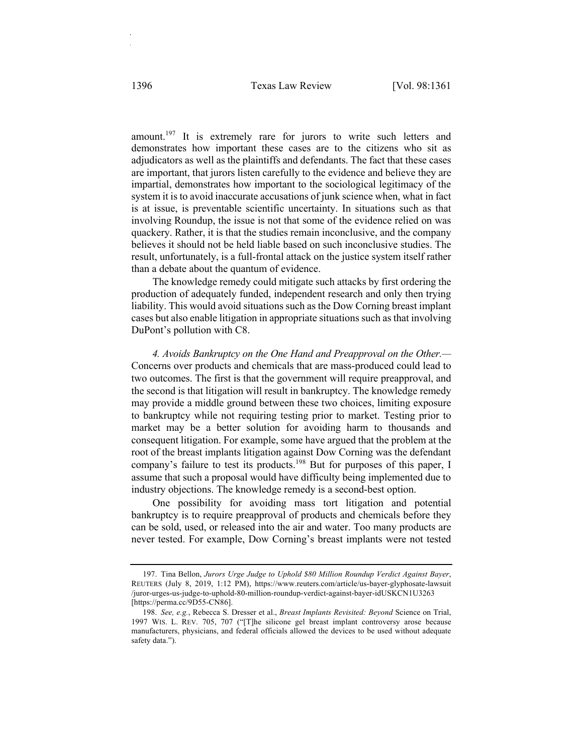amount.[197] It is extremely rare for jurors to write such letters and demonstrates how important these cases are to the citizens who sit as adjudicators as well as the plaintiffs and defendants. The fact that these cases are important, that jurors listen carefully to the evidence and believe they are impartial, demonstrates how important to the sociological legitimacy of the system it is to avoid inaccurate accusations of junk science when, what in fact is at issue, is preventable scientific uncertainty. In situations such as that involving Roundup, the issue is not that some of the evidence relied on was quackery. Rather, it is that the studies remain inconclusive, and the company believes it should not be held liable based on such inconclusive studies. The result, unfortunately, is a full-frontal attack on the justice system itself rather than a debate about the quantum of evidence.

The knowledge remedy could mitigate such attacks by first ordering the production of adequately funded, independent research and only then trying liability. This would avoid situations such as the Dow Corning breast implant cases but also enable litigation in appropriate situations such as that involving DuPont's pollution with C8.

*4. Avoids Bankruptcy on the One Hand and Preapproval on the Other.*— Concerns over products and chemicals that are mass-produced could lead to two outcomes. The first is that the government will require preapproval, and the second is that litigation will result in bankruptcy. The knowledge remedy may provide a middle ground between these two choices, limiting exposure to bankruptcy while not requiring testing prior to market. Testing prior to market may be a better solution for avoiding harm to thousands and consequent litigation. For example, some have argued that the problem at the root of the breast implants litigation against Dow Corning was the defendant company's failure to test its products.[198] But for purposes of this paper, I assume that such a proposal would have difficulty being implemented due to industry objections. The knowledge remedy is a second-best option.

One possibility for avoiding mass tort litigation and potential bankruptcy is to require preapproval of products and chemicals before they can be sold, used, or released into the air and water. Too many products are never tested. For example, Dow Corning's breast implants were not tested

---

197. Tina Bellon, *Jurors Urge Judge to Uphold $80 Million Roundup Verdict Against Bayer*, REUTERS (July 8, 2019, 1:12 PM), https://www.reuters.com/article/us-bayer-glyphosate-lawsuit/juror-urges-us-judge-to-uphold-80-million-roundup-verdict-against-bayer-idUSKCN1U3263 [https://perma.cc/9D55-CN86].

198. *See, e.g.*, Rebecca S. Dresser et al., *Breast Implants Revisited: Beyond* Science on Trial, 1997 WIS. L. REV. 705, 707 ("[T]he silicone gel breast implant controversy arose because manufacturers, physicians, and federal officials allowed the devices to be used without adequate safety data.").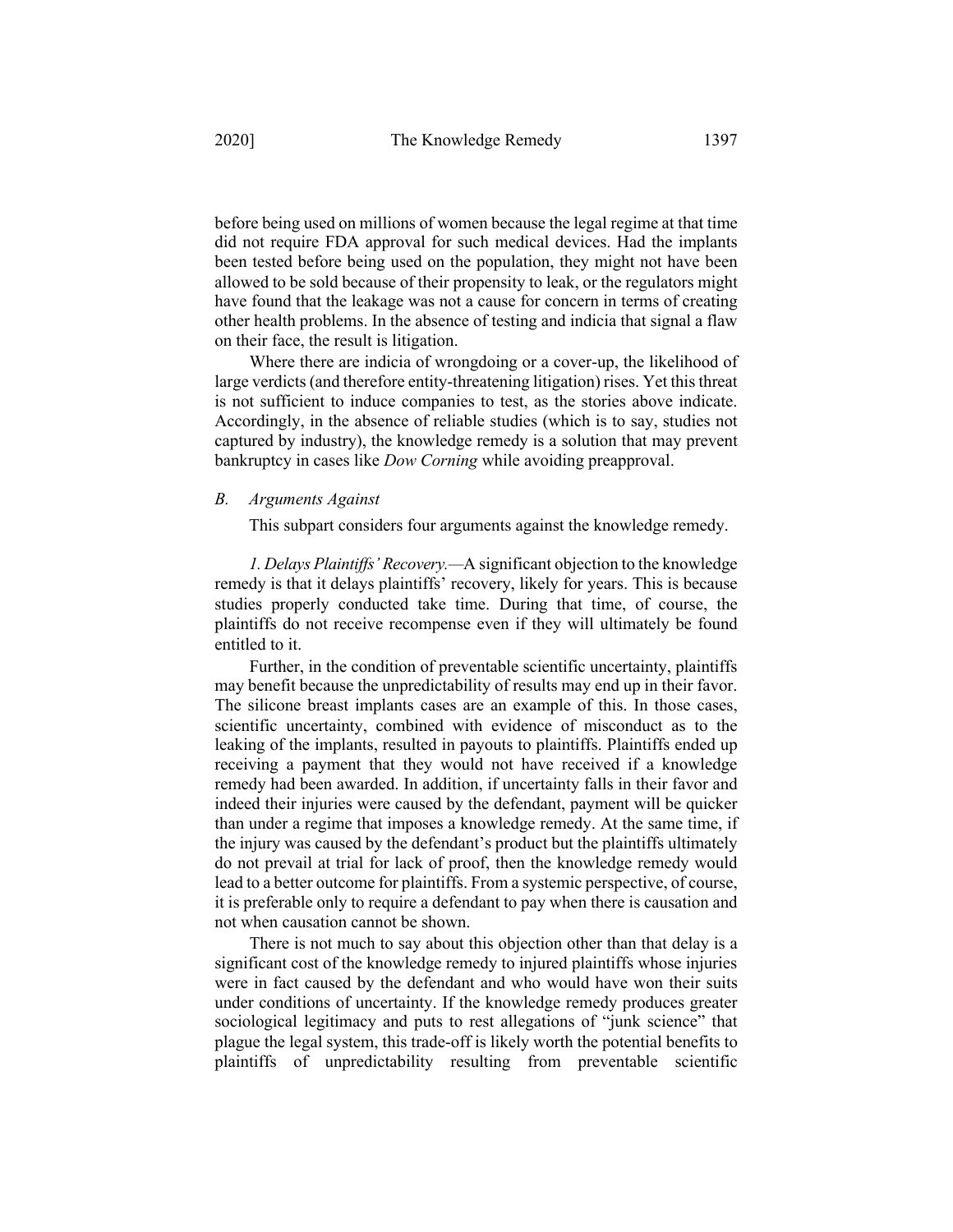before being used on millions of women because the legal regime at that time did not require FDA approval for such medical devices. Had the implants been tested before being used on the population, they might not have been allowed to be sold because of their propensity to leak, or the regulators might have found that the leakage was not a cause for concern in terms of creating other health problems. In the absence of testing and indicia that signal a flaw on their face, the result is litigation.

Where there are indicia of wrongdoing or a cover-up, the likelihood of large verdicts (and therefore entity-threatening litigation) rises. Yet this threat is not sufficient to induce companies to test, as the stories above indicate. Accordingly, in the absence of reliable studies (which is to say, studies not captured by industry), the knowledge remedy is a solution that may prevent bankruptcy in cases like *Dow Corning* while avoiding preapproval.

### *B. Arguments Against*

This subpart considers four arguments against the knowledge remedy.

*1. Delays Plaintiffs' Recovery.*—A significant objection to the knowledge remedy is that it delays plaintiffs' recovery, likely for years. This is because studies properly conducted take time. During that time, of course, the plaintiffs do not receive recompense even if they will ultimately be found entitled to it.

Further, in the condition of preventable scientific uncertainty, plaintiffs may benefit because the unpredictability of results may end up in their favor. The silicone breast implants cases are an example of this. In those cases, scientific uncertainty, combined with evidence of misconduct as to the leaking of the implants, resulted in payouts to plaintiffs. Plaintiffs ended up receiving a payment that they would not have received if a knowledge remedy had been awarded. In addition, if uncertainty falls in their favor and indeed their injuries were caused by the defendant, payment will be quicker than under a regime that imposes a knowledge remedy. At the same time, if the injury was caused by the defendant's product but the plaintiffs ultimately do not prevail at trial for lack of proof, then the knowledge remedy would lead to a better outcome for plaintiffs. From a systemic perspective, of course, it is preferable only to require a defendant to pay when there is causation and not when causation cannot be shown.

There is not much to say about this objection other than that delay is a significant cost of the knowledge remedy to injured plaintiffs whose injuries were in fact caused by the defendant and who would have won their suits under conditions of uncertainty. If the knowledge remedy produces greater sociological legitimacy and puts to rest allegations of "junk science" that plague the legal system, this trade-off is likely worth the potential benefits to plaintiffs of unpredictability resulting from preventable scientific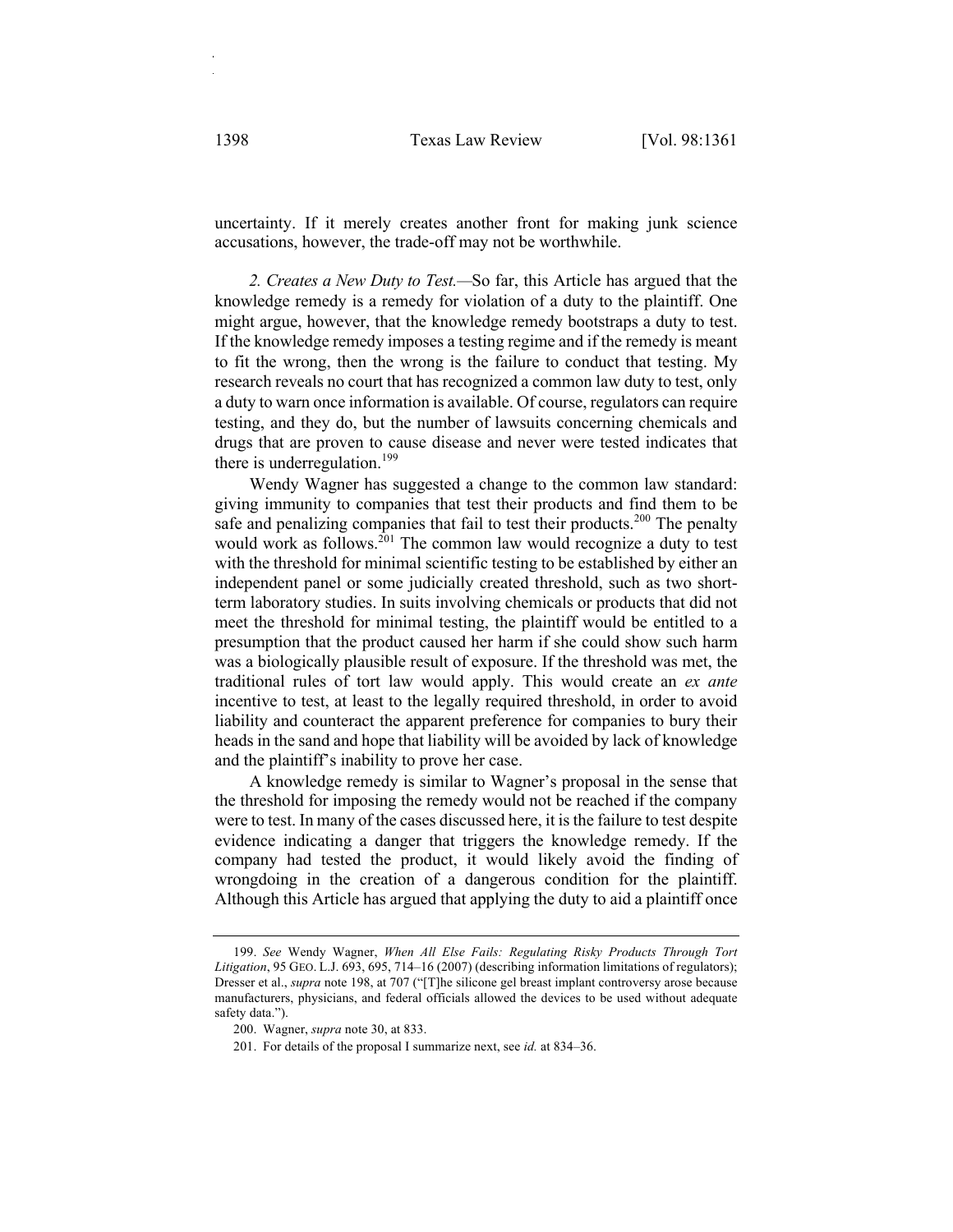uncertainty. If it merely creates another front for making junk science accusations, however, the trade-off may not be worthwhile.

*2. Creates a New Duty to Test.*—So far, this Article has argued that the knowledge remedy is a remedy for violation of a duty to the plaintiff. One might argue, however, that the knowledge remedy bootstraps a duty to test. If the knowledge remedy imposes a testing regime and if the remedy is meant to fit the wrong, then the wrong is the failure to conduct that testing. My research reveals no court that has recognized a common law duty to test, only a duty to warn once information is available. Of course, regulators can require testing, and they do, but the number of lawsuits concerning chemicals and drugs that are proven to cause disease and never were tested indicates that there is underregulation.[199]

Wendy Wagner has suggested a change to the common law standard: giving immunity to companies that test their products and find them to be safe and penalizing companies that fail to test their products.[200] The penalty would work as follows.[201] The common law would recognize a duty to test with the threshold for minimal scientific testing to be established by either an independent panel or some judicially created threshold, such as two short-term laboratory studies. In suits involving chemicals or products that did not meet the threshold for minimal testing, the plaintiff would be entitled to a presumption that the product caused her harm if she could show such harm was a biologically plausible result of exposure. If the threshold was met, the traditional rules of tort law would apply. This would create an *ex ante* incentive to test, at least to the legally required threshold, in order to avoid liability and counteract the apparent preference for companies to bury their heads in the sand and hope that liability will be avoided by lack of knowledge and the plaintiff's inability to prove her case.

A knowledge remedy is similar to Wagner's proposal in the sense that the threshold for imposing the remedy would not be reached if the company were to test. In many of the cases discussed here, it is the failure to test despite evidence indicating a danger that triggers the knowledge remedy. If the company had tested the product, it would likely avoid the finding of wrongdoing in the creation of a dangerous condition for the plaintiff. Although this Article has argued that applying the duty to aid a plaintiff once

---

199. *See* Wendy Wagner, *When All Else Fails: Regulating Risky Products Through Tort Litigation*, 95 GEO. L.J. 693, 695, 714–16 (2007) (describing information limitations of regulators); Dresser et al., *supra* note 198, at 707 ("[T]he silicone gel breast implant controversy arose because manufacturers, physicians, and federal officials allowed the devices to be used without adequate safety data.").

200. Wagner, *supra* note 30, at 833.

201. For details of the proposal I summarize next, see *id.* at 834–36.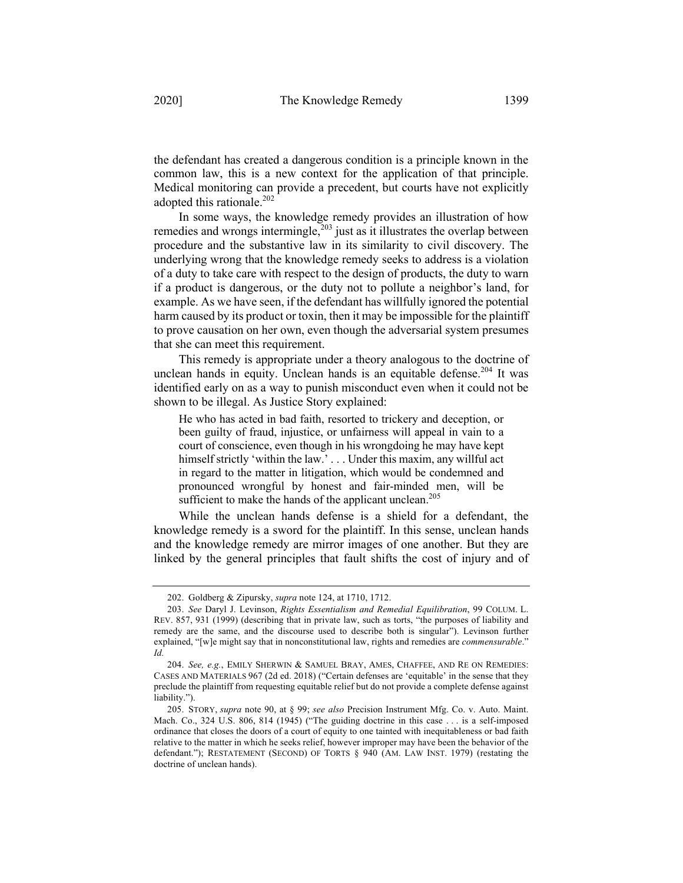the defendant has created a dangerous condition is a principle known in the common law, this is a new context for the application of that principle. Medical monitoring can provide a precedent, but courts have not explicitly adopted this rationale.[202]

In some ways, the knowledge remedy provides an illustration of how remedies and wrongs intermingle,[203] just as it illustrates the overlap between procedure and the substantive law in its similarity to civil discovery. The underlying wrong that the knowledge remedy seeks to address is a violation of a duty to take care with respect to the design of products, the duty to warn if a product is dangerous, or the duty not to pollute a neighbor's land, for example. As we have seen, if the defendant has willfully ignored the potential harm caused by its product or toxin, then it may be impossible for the plaintiff to prove causation on her own, even though the adversarial system presumes that she can meet this requirement.

This remedy is appropriate under a theory analogous to the doctrine of unclean hands in equity. Unclean hands is an equitable defense.[204] It was identified early on as a way to punish misconduct even when it could not be shown to be illegal. As Justice Story explained:

> He who has acted in bad faith, resorted to trickery and deception, or been guilty of fraud, injustice, or unfairness will appeal in vain to a court of conscience, even though in his wrongdoing he may have kept himself strictly 'within the law.' . . . Under this maxim, any willful act in regard to the matter in litigation, which would be condemned and pronounced wrongful by honest and fair-minded men, will be sufficient to make the hands of the applicant unclean.[205]

While the unclean hands defense is a shield for a defendant, the knowledge remedy is a sword for the plaintiff. In this sense, unclean hands and the knowledge remedy are mirror images of one another. But they are linked by the general principles that fault shifts the cost of injury and of

---

202. Goldberg & Zipursky, *supra* note 124, at 1710, 1712.

203. *See* Daryl J. Levinson, *Rights Essentialism and Remedial Equilibration*, 99 COLUM. L. REV. 857, 931 (1999) (describing that in private law, such as torts, "the purposes of liability and remedy are the same, and the discourse used to describe both is singular"). Levinson further explained, "[w]e might say that in nonconstitutional law, rights and remedies are *commensurable*." *Id.*

204. *See, e.g.*, EMILY SHERWIN & SAMUEL BRAY, AMES, CHAFFEE, AND RE ON REMEDIES: CASES AND MATERIALS 967 (2d ed. 2018) ("Certain defenses are 'equitable' in the sense that they preclude the plaintiff from requesting equitable relief but do not provide a complete defense against liability.").

205. STORY, *supra* note 90, at § 99; *see also* Precision Instrument Mfg. Co. v. Auto. Maint. Mach. Co., 324 U.S. 806, 814 (1945) ("The guiding doctrine in this case . . . is a self-imposed ordinance that closes the doors of a court of equity to one tainted with inequitableness or bad faith relative to the matter in which he seeks relief, however improper may have been the behavior of the defendant."); RESTATEMENT (SECOND) OF TORTS § 940 (AM. LAW INST. 1979) (restating the doctrine of unclean hands).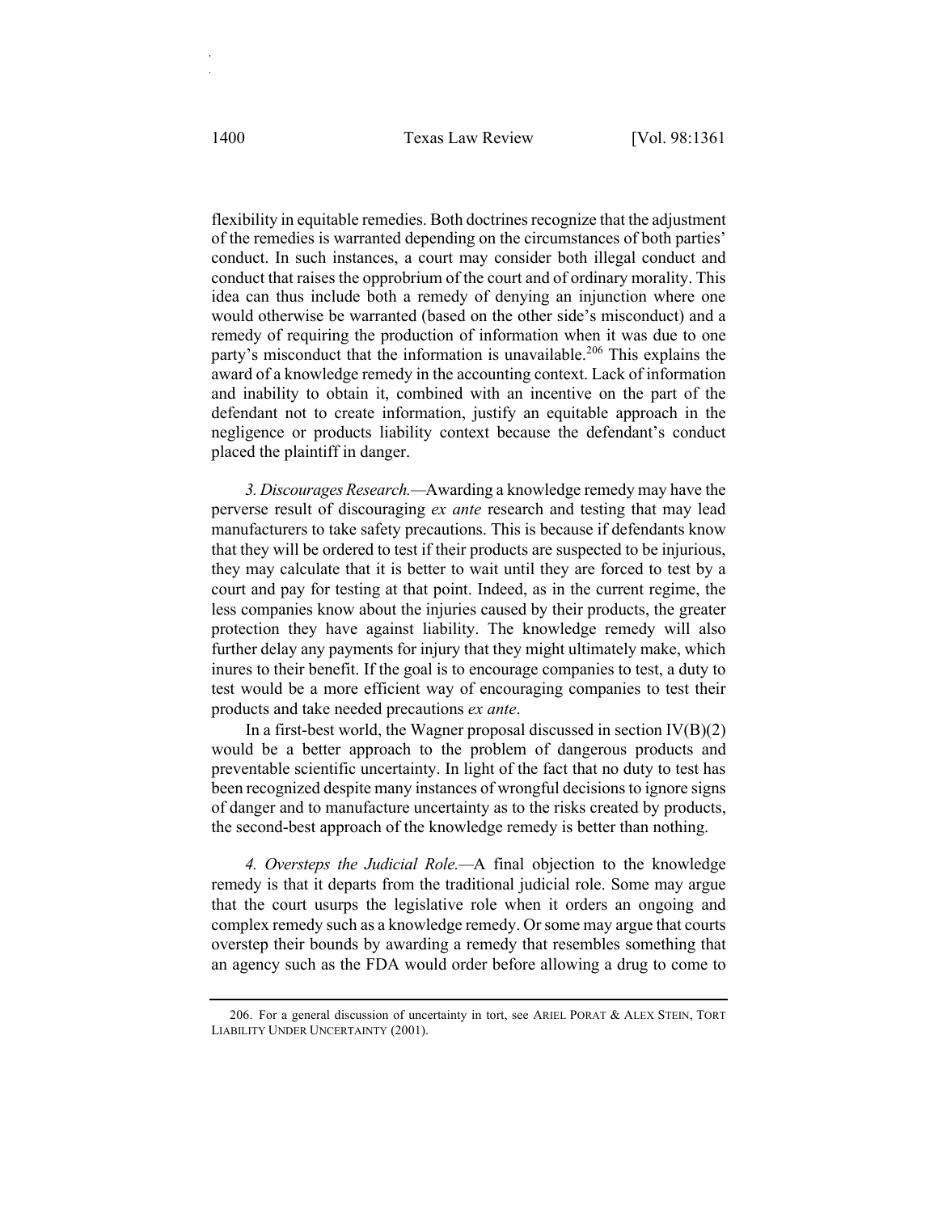flexibility in equitable remedies. Both doctrines recognize that the adjustment of the remedies is warranted depending on the circumstances of both parties' conduct. In such instances, a court may consider both illegal conduct and conduct that raises the opprobrium of the court and of ordinary morality. This idea can thus include both a remedy of denying an injunction where one would otherwise be warranted (based on the other side's misconduct) and a remedy of requiring the production of information when it was due to one party's misconduct that the information is unavailable.[206] This explains the award of a knowledge remedy in the accounting context. Lack of information and inability to obtain it, combined with an incentive on the part of the defendant not to create information, justify an equitable approach in the negligence or products liability context because the defendant's conduct placed the plaintiff in danger.

*3. Discourages Research.*—Awarding a knowledge remedy may have the perverse result of discouraging *ex ante* research and testing that may lead manufacturers to take safety precautions. This is because if defendants know that they will be ordered to test if their products are suspected to be injurious, they may calculate that it is better to wait until they are forced to test by a court and pay for testing at that point. Indeed, as in the current regime, the less companies know about the injuries caused by their products, the greater protection they have against liability. The knowledge remedy will also further delay any payments for injury that they might ultimately make, which inures to their benefit. If the goal is to encourage companies to test, a duty to test would be a more efficient way of encouraging companies to test their products and take needed precautions *ex ante*.

In a first-best world, the Wagner proposal discussed in section IV(B)(2) would be a better approach to the problem of dangerous products and preventable scientific uncertainty. In light of the fact that no duty to test has been recognized despite many instances of wrongful decisions to ignore signs of danger and to manufacture uncertainty as to the risks created by products, the second-best approach of the knowledge remedy is better than nothing.

*4. Oversteps the Judicial Role.*—A final objection to the knowledge remedy is that it departs from the traditional judicial role. Some may argue that the court usurps the legislative role when it orders an ongoing and complex remedy such as a knowledge remedy. Or some may argue that courts overstep their bounds by awarding a remedy that resembles something that an agency such as the FDA would order before allowing a drug to come to

206. For a general discussion of uncertainty in tort, see ARIEL PORAT & ALEX STEIN, TORT LIABILITY UNDER UNCERTAINTY (2001).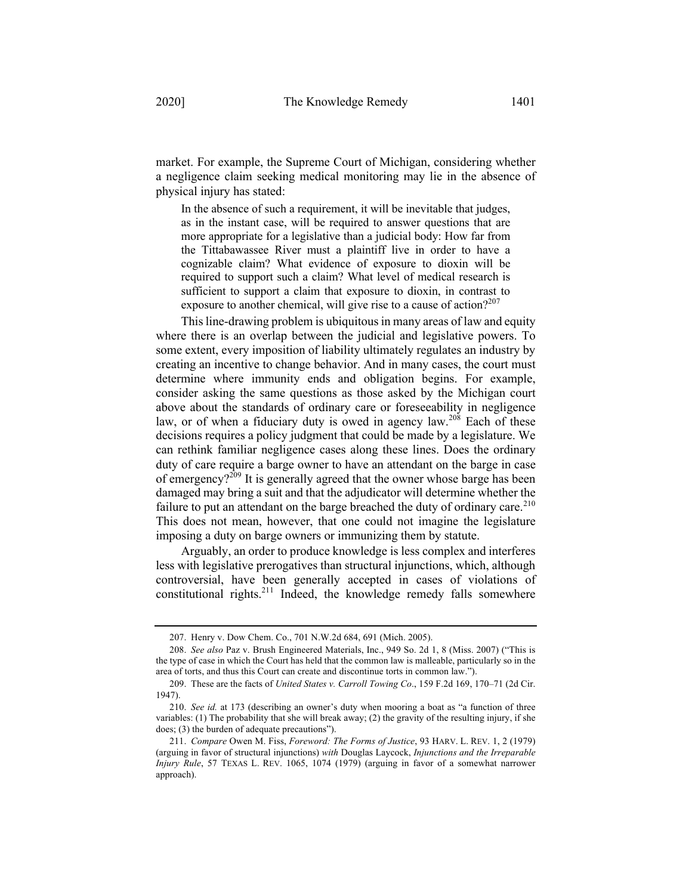market. For example, the Supreme Court of Michigan, considering whether a negligence claim seeking medical monitoring may lie in the absence of physical injury has stated:

> In the absence of such a requirement, it will be inevitable that judges, as in the instant case, will be required to answer questions that are more appropriate for a legislative than a judicial body: How far from the Tittabawassee River must a plaintiff live in order to have a cognizable claim? What evidence of exposure to dioxin will be required to support such a claim? What level of medical research is sufficient to support a claim that exposure to dioxin, in contrast to exposure to another chemical, will give rise to a cause of action?[207]

This line-drawing problem is ubiquitous in many areas of law and equity where there is an overlap between the judicial and legislative powers. To some extent, every imposition of liability ultimately regulates an industry by creating an incentive to change behavior. And in many cases, the court must determine where immunity ends and obligation begins. For example, consider asking the same questions as those asked by the Michigan court above about the standards of ordinary care or foreseeability in negligence law, or of when a fiduciary duty is owed in agency law.[208] Each of these decisions requires a policy judgment that could be made by a legislature. We can rethink familiar negligence cases along these lines. Does the ordinary duty of care require a barge owner to have an attendant on the barge in case of emergency?[209] It is generally agreed that the owner whose barge has been damaged may bring a suit and that the adjudicator will determine whether the failure to put an attendant on the barge breached the duty of ordinary care.[210] This does not mean, however, that one could not imagine the legislature imposing a duty on barge owners or immunizing them by statute.

Arguably, an order to produce knowledge is less complex and interferes less with legislative prerogatives than structural injunctions, which, although controversial, have been generally accepted in cases of violations of constitutional rights.[211] Indeed, the knowledge remedy falls somewhere

---

207. Henry v. Dow Chem. Co., 701 N.W.2d 684, 691 (Mich. 2005).

208. *See also* Paz v. Brush Engineered Materials, Inc., 949 So. 2d 1, 8 (Miss. 2007) ("This is the type of case in which the Court has held that the common law is malleable, particularly so in the area of torts, and thus this Court can create and discontinue torts in common law.").

209. These are the facts of *United States v. Carroll Towing Co*., 159 F.2d 169, 170–71 (2d Cir. 1947).

210. *See id.* at 173 (describing an owner's duty when mooring a boat as "a function of three variables: (1) The probability that she will break away; (2) the gravity of the resulting injury, if she does; (3) the burden of adequate precautions").

211. *Compare* Owen M. Fiss, *Foreword: The Forms of Justice*, 93 HARV. L. REV. 1, 2 (1979) (arguing in favor of structural injunctions) *with* Douglas Laycock, *Injunctions and the Irreparable Injury Rule*, 57 TEXAS L. REV. 1065, 1074 (1979) (arguing in favor of a somewhat narrower approach).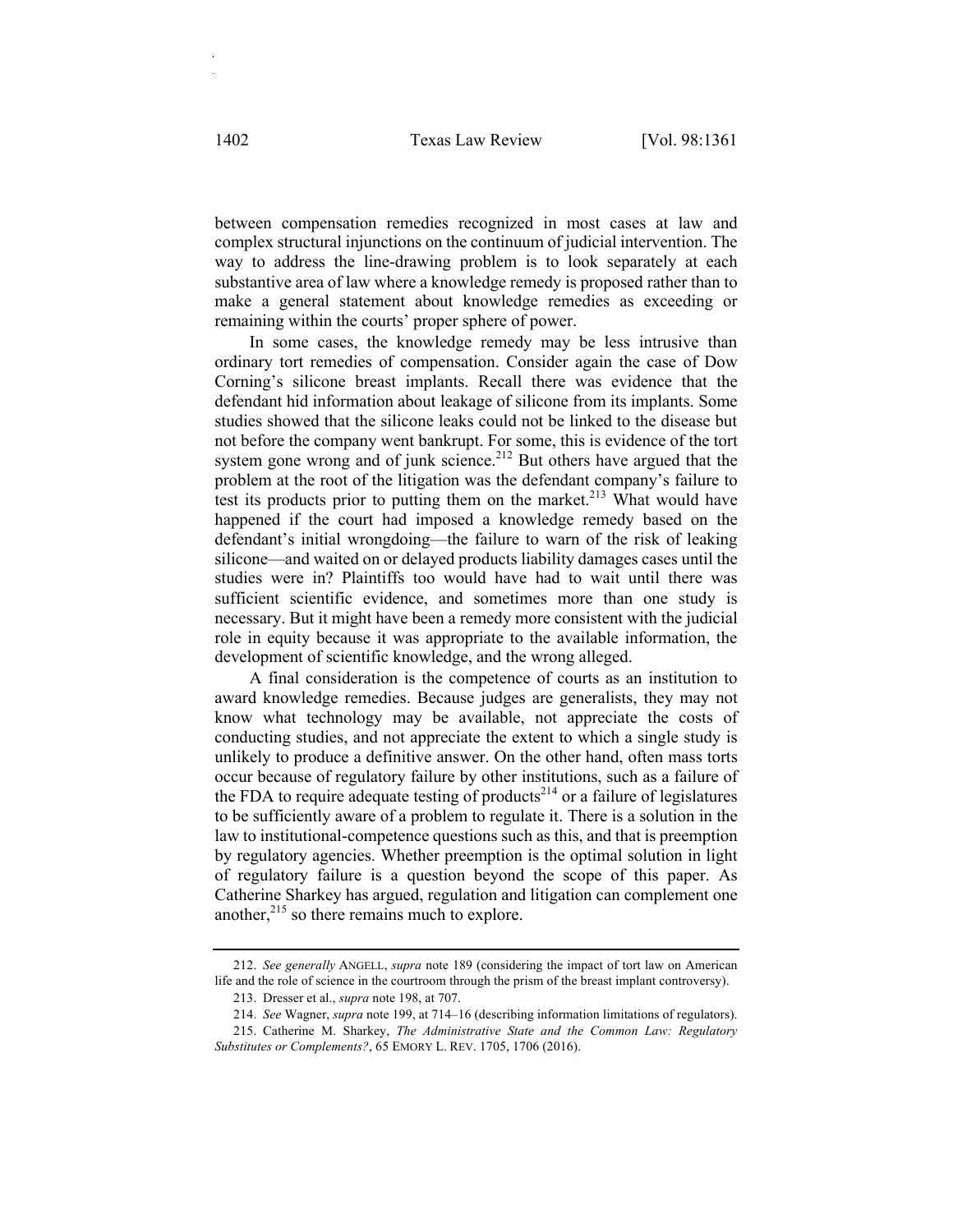between compensation remedies recognized in most cases at law and complex structural injunctions on the continuum of judicial intervention. The way to address the line-drawing problem is to look separately at each substantive area of law where a knowledge remedy is proposed rather than to make a general statement about knowledge remedies as exceeding or remaining within the courts' proper sphere of power.

In some cases, the knowledge remedy may be less intrusive than ordinary tort remedies of compensation. Consider again the case of Dow Corning's silicone breast implants. Recall there was evidence that the defendant hid information about leakage of silicone from its implants. Some studies showed that the silicone leaks could not be linked to the disease but not before the company went bankrupt. For some, this is evidence of the tort system gone wrong and of junk science.[212] But others have argued that the problem at the root of the litigation was the defendant company's failure to test its products prior to putting them on the market.[213] What would have happened if the court had imposed a knowledge remedy based on the defendant's initial wrongdoing—the failure to warn of the risk of leaking silicone—and waited on or delayed products liability damages cases until the studies were in? Plaintiffs too would have had to wait until there was sufficient scientific evidence, and sometimes more than one study is necessary. But it might have been a remedy more consistent with the judicial role in equity because it was appropriate to the available information, the development of scientific knowledge, and the wrong alleged.

A final consideration is the competence of courts as an institution to award knowledge remedies. Because judges are generalists, they may not know what technology may be available, not appreciate the costs of conducting studies, and not appreciate the extent to which a single study is unlikely to produce a definitive answer. On the other hand, often mass torts occur because of regulatory failure by other institutions, such as a failure of the FDA to require adequate testing of products[214] or a failure of legislatures to be sufficiently aware of a problem to regulate it. There is a solution in the law to institutional-competence questions such as this, and that is preemption by regulatory agencies. Whether preemption is the optimal solution in light of regulatory failure is a question beyond the scope of this paper. As Catherine Sharkey has argued, regulation and litigation can complement one another,[215] so there remains much to explore.

---

212. *See generally* ANGELL, *supra* note 189 (considering the impact of tort law on American life and the role of science in the courtroom through the prism of the breast implant controversy).

213. Dresser et al., *supra* note 198, at 707.

214. *See* Wagner, *supra* note 199, at 714–16 (describing information limitations of regulators).

215. Catherine M. Sharkey, *The Administrative State and the Common Law: Regulatory Substitutes or Complements?*, 65 EMORY L. REV. 1705, 1706 (2016).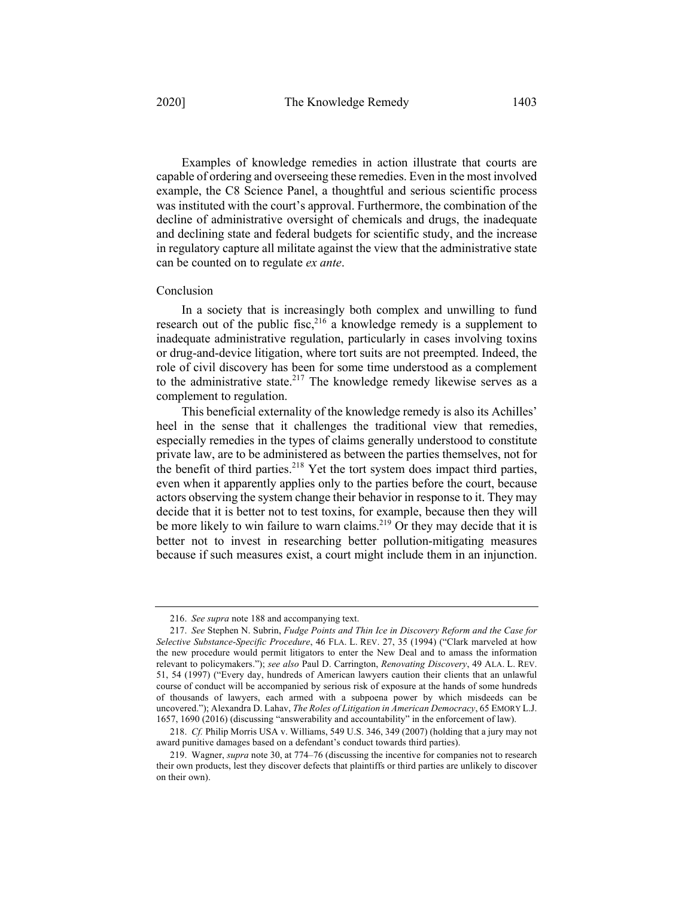Examples of knowledge remedies in action illustrate that courts are capable of ordering and overseeing these remedies. Even in the most involved example, the C8 Science Panel, a thoughtful and serious scientific process was instituted with the court's approval. Furthermore, the combination of the decline of administrative oversight of chemicals and drugs, the inadequate and declining state and federal budgets for scientific study, and the increase in regulatory capture all militate against the view that the administrative state can be counted on to regulate *ex ante*.

## Conclusion

In a society that is increasingly both complex and unwilling to fund research out of the public fisc,[216] a knowledge remedy is a supplement to inadequate administrative regulation, particularly in cases involving toxins or drug-and-device litigation, where tort suits are not preempted. Indeed, the role of civil discovery has been for some time understood as a complement to the administrative state.[217] The knowledge remedy likewise serves as a complement to regulation.

This beneficial externality of the knowledge remedy is also its Achilles' heel in the sense that it challenges the traditional view that remedies, especially remedies in the types of claims generally understood to constitute private law, are to be administered as between the parties themselves, not for the benefit of third parties.[218] Yet the tort system does impact third parties, even when it apparently applies only to the parties before the court, because actors observing the system change their behavior in response to it. They may decide that it is better not to test toxins, for example, because then they will be more likely to win failure to warn claims.[219] Or they may decide that it is better not to invest in researching better pollution-mitigating measures because if such measures exist, a court might include them in an injunction.

---

216. *See supra* note 188 and accompanying text.

217. *See* Stephen N. Subrin, *Fudge Points and Thin Ice in Discovery Reform and the Case for Selective Substance-Specific Procedure*, 46 FLA. L. REV. 27, 35 (1994) ("Clark marveled at how the new procedure would permit litigators to enter the New Deal and to amass the information relevant to policymakers."); *see also* Paul D. Carrington, *Renovating Discovery*, 49 ALA. L. REV. 51, 54 (1997) ("Every day, hundreds of American lawyers caution their clients that an unlawful course of conduct will be accompanied by serious risk of exposure at the hands of some hundreds of thousands of lawyers, each armed with a subpoena power by which misdeeds can be uncovered."); Alexandra D. Lahav, *The Roles of Litigation in American Democracy*, 65 EMORY L.J. 1657, 1690 (2016) (discussing "answerability and accountability" in the enforcement of law).

218. *Cf.* Philip Morris USA v. Williams, 549 U.S. 346, 349 (2007) (holding that a jury may not award punitive damages based on a defendant's conduct towards third parties).

219. Wagner, *supra* note 30, at 774–76 (discussing the incentive for companies not to research their own products, lest they discover defects that plaintiffs or third parties are unlikely to discover on their own).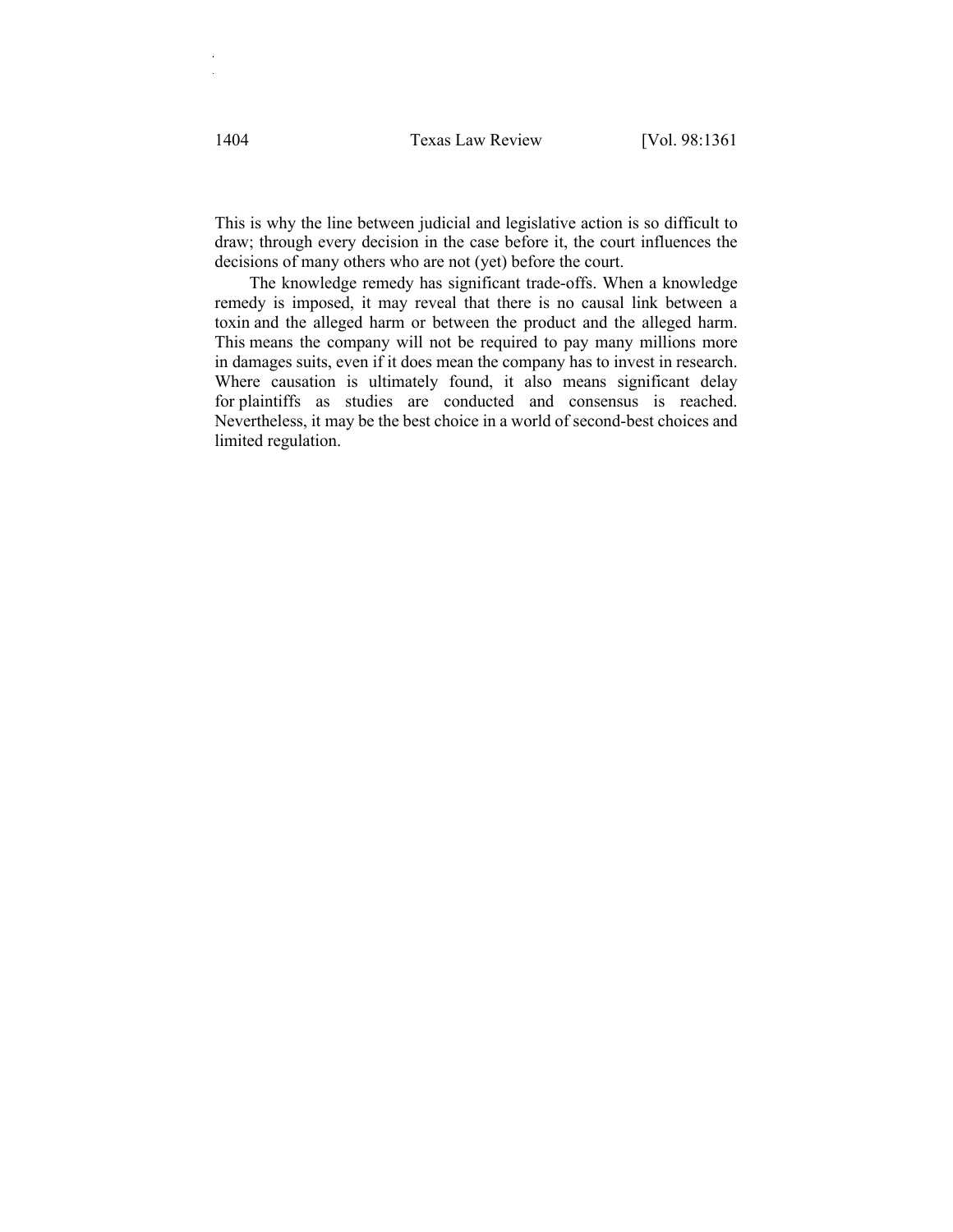This is why the line between judicial and legislative action is so difficult to draw; through every decision in the case before it, the court influences the decisions of many others who are not (yet) before the court.

The knowledge remedy has significant trade-offs. When a knowledge remedy is imposed, it may reveal that there is no causal link between a toxin and the alleged harm or between the product and the alleged harm. This means the company will not be required to pay many millions more in damages suits, even if it does mean the company has to invest in research. Where causation is ultimately found, it also means significant delay for plaintiffs as studies are conducted and consensus is reached. Nevertheless, it may be the best choice in a world of second-best choices and limited regulation.